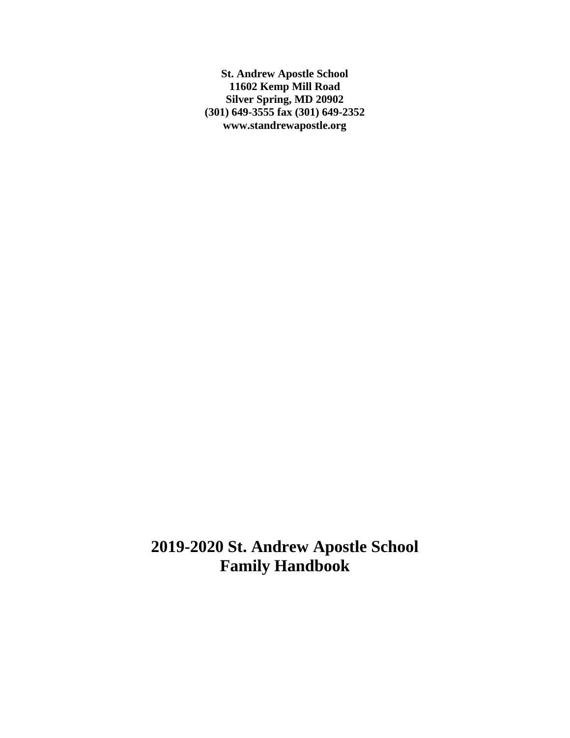**St. Andrew Apostle School**
**11602 Kemp Mill Road**
**Silver Spring, MD 20902**
**(301) 649-3555 fax (301) 649-2352**
**www.standrewapostle.org**

# 2019-2020 St. Andrew Apostle School Family Handbook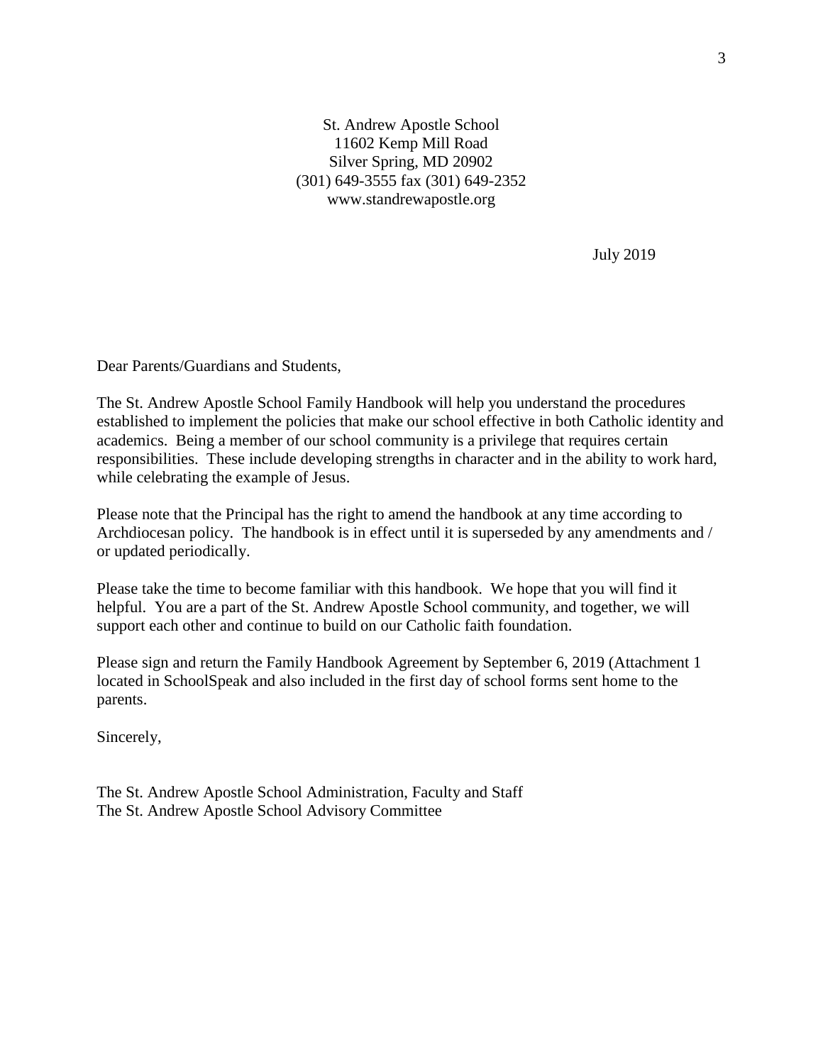St. Andrew Apostle School
11602 Kemp Mill Road
Silver Spring, MD 20902
(301) 649-3555 fax (301) 649-2352
www.standrewapostle.org

July 2019

Dear Parents/Guardians and Students,

The St. Andrew Apostle School Family Handbook will help you understand the procedures established to implement the policies that make our school effective in both Catholic identity and academics. Being a member of our school community is a privilege that requires certain responsibilities. These include developing strengths in character and in the ability to work hard, while celebrating the example of Jesus.

Please note that the Principal has the right to amend the handbook at any time according to Archdiocesan policy. The handbook is in effect until it is superseded by any amendments and / or updated periodically.

Please take the time to become familiar with this handbook. We hope that you will find it helpful. You are a part of the St. Andrew Apostle School community, and together, we will support each other and continue to build on our Catholic faith foundation.

Please sign and return the Family Handbook Agreement by September 6, 2019 (Attachment 1 located in SchoolSpeak and also included in the first day of school forms sent home to the parents.

Sincerely,

The St. Andrew Apostle School Administration, Faculty and Staff
The St. Andrew Apostle School Advisory Committee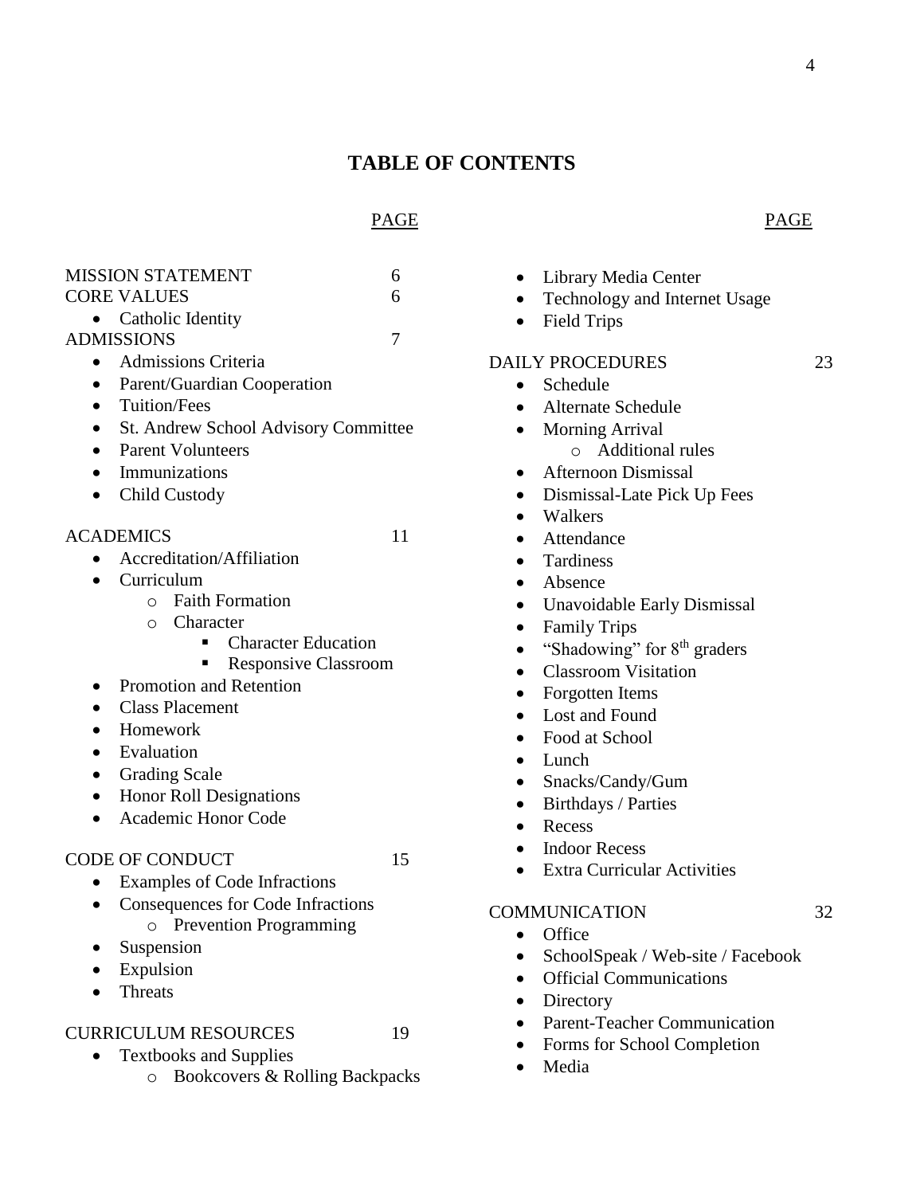# TABLE OF CONTENTS

| | PAGE |
|---|---|
| MISSION STATEMENT | 6 |
| CORE VALUES | 6 |
| ADMISSIONS | 7 |
| ACADEMICS | 11 |
| CODE OF CONDUCT | 15 |
| CURRICULUM RESOURCES | 19 |
| DAILY PROCEDURES | 23 |
| COMMUNICATION | 32 |

MISSION STATEMENT — 6

CORE VALUES — 6

- Catholic Identity

ADMISSIONS — 7

- Admissions Criteria
- Parent/Guardian Cooperation
- Tuition/Fees
- St. Andrew School Advisory Committee
- Parent Volunteers
- Immunizations
- Child Custody

ACADEMICS — 11

- Accreditation/Affiliation
- Curriculum
  - Faith Formation
  - Character
    - Character Education
    - Responsive Classroom
- Promotion and Retention
- Class Placement
- Homework
- Evaluation
- Grading Scale
- Honor Roll Designations
- Academic Honor Code

CODE OF CONDUCT — 15

- Examples of Code Infractions
- Consequences for Code Infractions
  - Prevention Programming
- Suspension
- Expulsion
- Threats

CURRICULUM RESOURCES — 19

- Textbooks and Supplies
  - Bookcovers & Rolling Backpacks
- Library Media Center
- Technology and Internet Usage
- Field Trips

DAILY PROCEDURES — 23

- Schedule
- Alternate Schedule
- Morning Arrival
  - Additional rules
- Afternoon Dismissal
- Dismissal-Late Pick Up Fees
- Walkers
- Attendance
- Tardiness
- Absence
- Unavoidable Early Dismissal
- Family Trips
- "Shadowing" for 8th graders
- Classroom Visitation
- Forgotten Items
- Lost and Found
- Food at School
- Lunch
- Snacks/Candy/Gum
- Birthdays / Parties
- Recess
- Indoor Recess
- Extra Curricular Activities

COMMUNICATION — 32

- Office
- SchoolSpeak / Web-site / Facebook
- Official Communications
- Directory
- Parent-Teacher Communication
- Forms for School Completion
- Media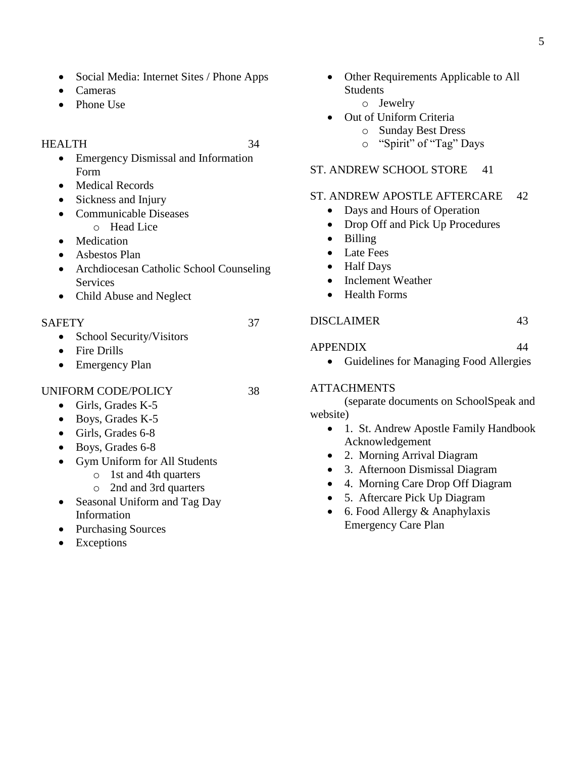- Social Media: Internet Sites / Phone Apps
- Cameras
- Phone Use

HEALTH 34

- Emergency Dismissal and Information Form
- Medical Records
- Sickness and Injury
- Communicable Diseases
    - Head Lice
- Medication
- Asbestos Plan
- Archdiocesan Catholic School Counseling Services
- Child Abuse and Neglect

SAFETY 37

- School Security/Visitors
- Fire Drills
- Emergency Plan

UNIFORM CODE/POLICY 38

- Girls, Grades K-5
- Boys, Grades K-5
- Girls, Grades 6-8
- Boys, Grades 6-8
- Gym Uniform for All Students
    - 1st and 4th quarters
    - 2nd and 3rd quarters
- Seasonal Uniform and Tag Day Information
- Purchasing Sources
- Exceptions
- Other Requirements Applicable to All Students
    - Jewelry
- Out of Uniform Criteria
    - Sunday Best Dress
    - "Spirit" of "Tag" Days

ST. ANDREW SCHOOL STORE 41

ST. ANDREW APOSTLE AFTERCARE 42

- Days and Hours of Operation
- Drop Off and Pick Up Procedures
- Billing
- Late Fees
- Half Days
- Inclement Weather
- Health Forms

DISCLAIMER 43

APPENDIX 44

- Guidelines for Managing Food Allergies

ATTACHMENTS

(separate documents on SchoolSpeak and website)

- 1. St. Andrew Apostle Family Handbook Acknowledgement
- 2. Morning Arrival Diagram
- 3. Afternoon Dismissal Diagram
- 4. Morning Care Drop Off Diagram
- 5. Aftercare Pick Up Diagram
- 6. Food Allergy & Anaphylaxis Emergency Care Plan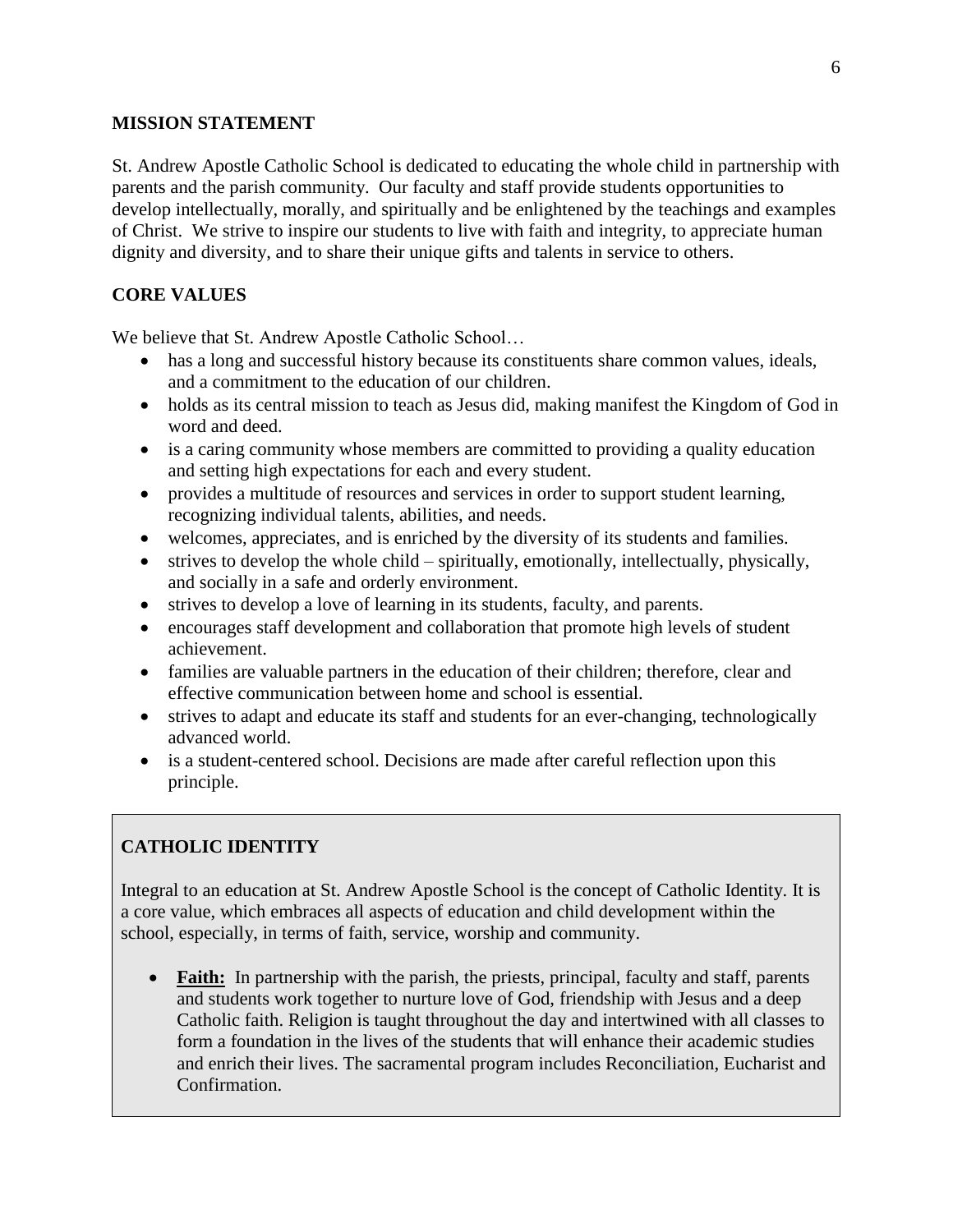## MISSION STATEMENT

St. Andrew Apostle Catholic School is dedicated to educating the whole child in partnership with parents and the parish community. Our faculty and staff provide students opportunities to develop intellectually, morally, and spiritually and be enlightened by the teachings and examples of Christ. We strive to inspire our students to live with faith and integrity, to appreciate human dignity and diversity, and to share their unique gifts and talents in service to others.

## CORE VALUES

We believe that St. Andrew Apostle Catholic School…

- has a long and successful history because its constituents share common values, ideals, and a commitment to the education of our children.
- holds as its central mission to teach as Jesus did, making manifest the Kingdom of God in word and deed.
- is a caring community whose members are committed to providing a quality education and setting high expectations for each and every student.
- provides a multitude of resources and services in order to support student learning, recognizing individual talents, abilities, and needs.
- welcomes, appreciates, and is enriched by the diversity of its students and families.
- strives to develop the whole child – spiritually, emotionally, intellectually, physically, and socially in a safe and orderly environment.
- strives to develop a love of learning in its students, faculty, and parents.
- encourages staff development and collaboration that promote high levels of student achievement.
- families are valuable partners in the education of their children; therefore, clear and effective communication between home and school is essential.
- strives to adapt and educate its staff and students for an ever-changing, technologically advanced world.
- is a student-centered school. Decisions are made after careful reflection upon this principle.

## CATHOLIC IDENTITY

Integral to an education at St. Andrew Apostle School is the concept of Catholic Identity. It is a core value, which embraces all aspects of education and child development within the school, especially, in terms of faith, service, worship and community.

- **Faith:** In partnership with the parish, the priests, principal, faculty and staff, parents and students work together to nurture love of God, friendship with Jesus and a deep Catholic faith. Religion is taught throughout the day and intertwined with all classes to form a foundation in the lives of the students that will enhance their academic studies and enrich their lives. The sacramental program includes Reconciliation, Eucharist and Confirmation.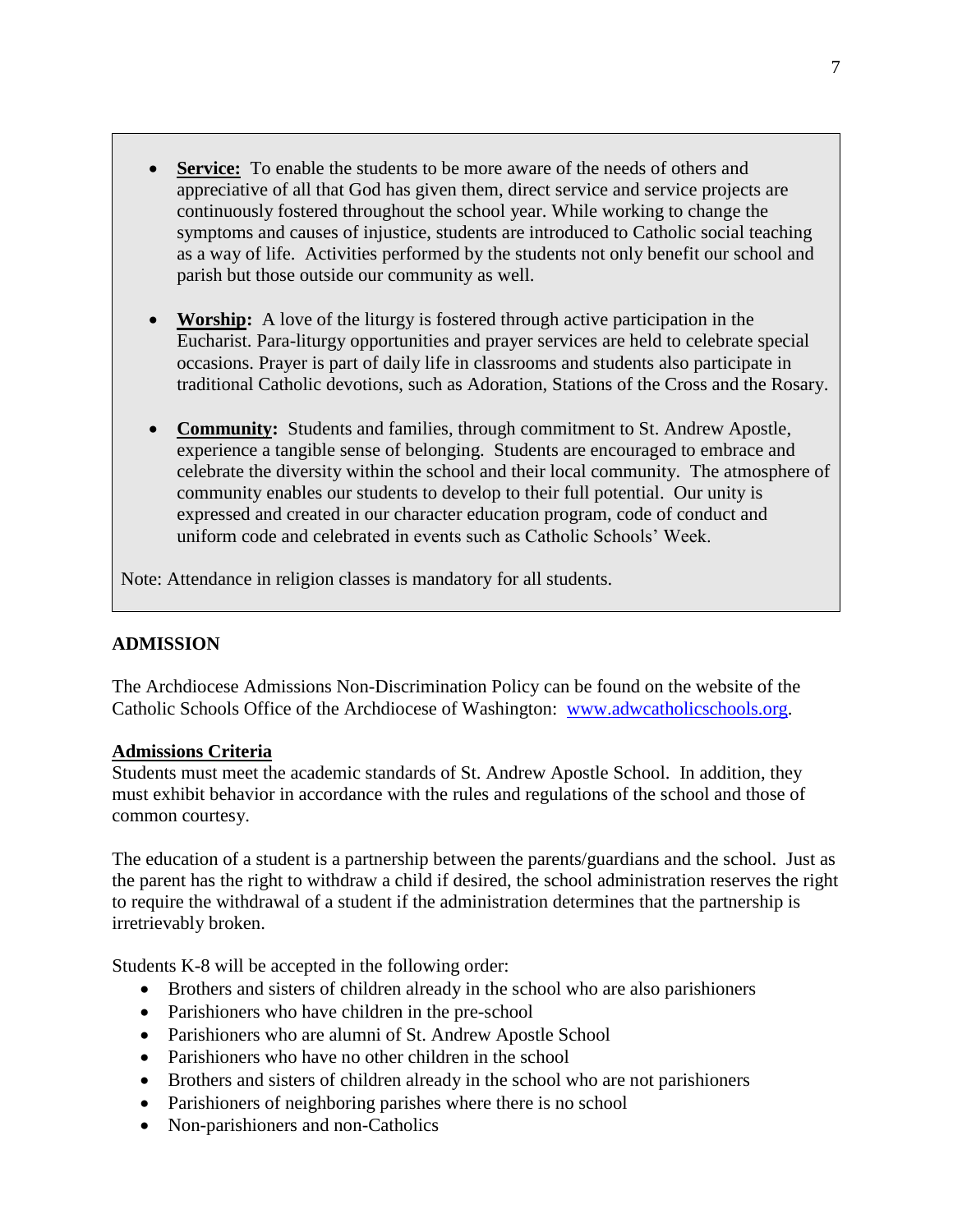- **Service:** To enable the students to be more aware of the needs of others and appreciative of all that God has given them, direct service and service projects are continuously fostered throughout the school year. While working to change the symptoms and causes of injustice, students are introduced to Catholic social teaching as a way of life. Activities performed by the students not only benefit our school and parish but those outside our community as well.

- **Worship:** A love of the liturgy is fostered through active participation in the Eucharist. Para-liturgy opportunities and prayer services are held to celebrate special occasions. Prayer is part of daily life in classrooms and students also participate in traditional Catholic devotions, such as Adoration, Stations of the Cross and the Rosary.

- **Community:** Students and families, through commitment to St. Andrew Apostle, experience a tangible sense of belonging. Students are encouraged to embrace and celebrate the diversity within the school and their local community. The atmosphere of community enables our students to develop to their full potential. Our unity is expressed and created in our character education program, code of conduct and uniform code and celebrated in events such as Catholic Schools' Week.

Note: Attendance in religion classes is mandatory for all students.

## ADMISSION

The Archdiocese Admissions Non-Discrimination Policy can be found on the website of the Catholic Schools Office of the Archdiocese of Washington: [www.adwcatholicschools.org](http://www.adwcatholicschools.org).

### Admissions Criteria

Students must meet the academic standards of St. Andrew Apostle School. In addition, they must exhibit behavior in accordance with the rules and regulations of the school and those of common courtesy.

The education of a student is a partnership between the parents/guardians and the school. Just as the parent has the right to withdraw a child if desired, the school administration reserves the right to require the withdrawal of a student if the administration determines that the partnership is irretrievably broken.

Students K-8 will be accepted in the following order:

- Brothers and sisters of children already in the school who are also parishioners
- Parishioners who have children in the pre-school
- Parishioners who are alumni of St. Andrew Apostle School
- Parishioners who have no other children in the school
- Brothers and sisters of children already in the school who are not parishioners
- Parishioners of neighboring parishes where there is no school
- Non-parishioners and non-Catholics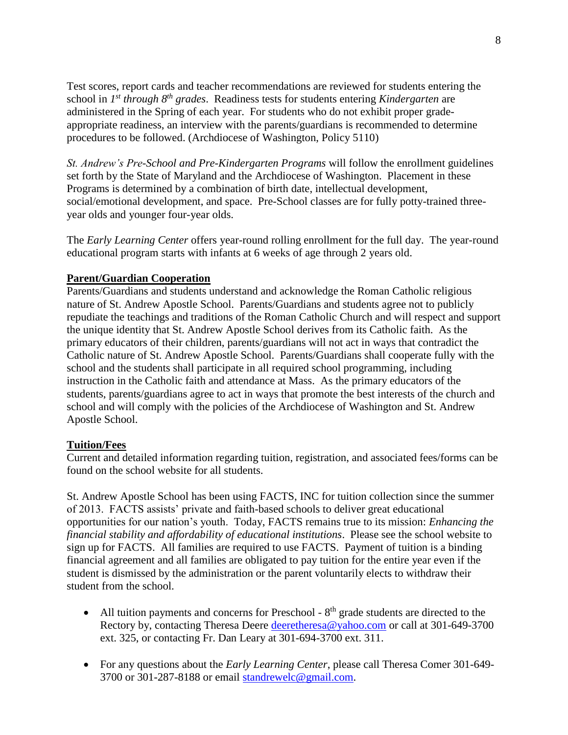Test scores, report cards and teacher recommendations are reviewed for students entering the school in *1st through 8th grades*. Readiness tests for students entering *Kindergarten* are administered in the Spring of each year. For students who do not exhibit proper grade-appropriate readiness, an interview with the parents/guardians is recommended to determine procedures to be followed. (Archdiocese of Washington, Policy 5110)

*St. Andrew's Pre-School and Pre-Kindergarten Programs* will follow the enrollment guidelines set forth by the State of Maryland and the Archdiocese of Washington. Placement in these Programs is determined by a combination of birth date, intellectual development, social/emotional development, and space. Pre-School classes are for fully potty-trained three-year olds and younger four-year olds.

The *Early Learning Center* offers year-round rolling enrollment for the full day. The year-round educational program starts with infants at 6 weeks of age through 2 years old.

**Parent/Guardian Cooperation**

Parents/Guardians and students understand and acknowledge the Roman Catholic religious nature of St. Andrew Apostle School. Parents/Guardians and students agree not to publicly repudiate the teachings and traditions of the Roman Catholic Church and will respect and support the unique identity that St. Andrew Apostle School derives from its Catholic faith. As the primary educators of their children, parents/guardians will not act in ways that contradict the Catholic nature of St. Andrew Apostle School. Parents/Guardians shall cooperate fully with the school and the students shall participate in all required school programming, including instruction in the Catholic faith and attendance at Mass. As the primary educators of the students, parents/guardians agree to act in ways that promote the best interests of the church and school and will comply with the policies of the Archdiocese of Washington and St. Andrew Apostle School.

**Tuition/Fees**

Current and detailed information regarding tuition, registration, and associated fees/forms can be found on the school website for all students.

St. Andrew Apostle School has been using FACTS, INC for tuition collection since the summer of 2013. FACTS assists' private and faith-based schools to deliver great educational opportunities for our nation's youth. Today, FACTS remains true to its mission: *Enhancing the financial stability and affordability of educational institutions*. Please see the school website to sign up for FACTS. All families are required to use FACTS. Payment of tuition is a binding financial agreement and all families are obligated to pay tuition for the entire year even if the student is dismissed by the administration or the parent voluntarily elects to withdraw their student from the school.

- All tuition payments and concerns for Preschool - 8th grade students are directed to the Rectory by, contacting Theresa Deere deeretheresa@yahoo.com or call at 301-649-3700 ext. 325, or contacting Fr. Dan Leary at 301-694-3700 ext. 311.
- For any questions about the *Early Learning Center*, please call Theresa Comer 301-649-3700 or 301-287-8188 or email standrewelc@gmail.com.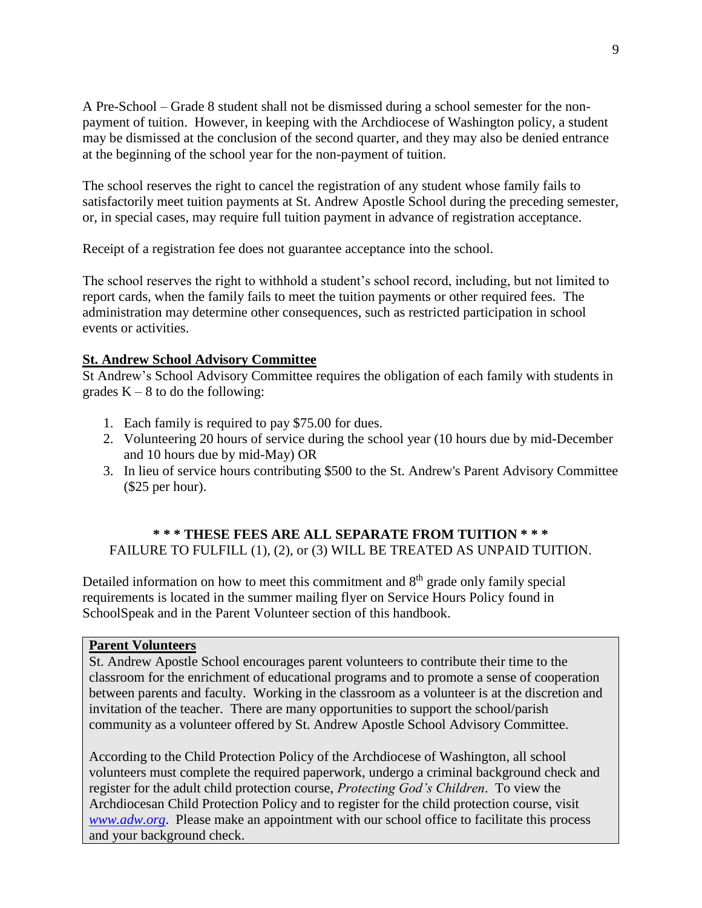A Pre-School – Grade 8 student shall not be dismissed during a school semester for the non-payment of tuition. However, in keeping with the Archdiocese of Washington policy, a student may be dismissed at the conclusion of the second quarter, and they may also be denied entrance at the beginning of the school year for the non-payment of tuition.

The school reserves the right to cancel the registration of any student whose family fails to satisfactorily meet tuition payments at St. Andrew Apostle School during the preceding semester, or, in special cases, may require full tuition payment in advance of registration acceptance.

Receipt of a registration fee does not guarantee acceptance into the school.

The school reserves the right to withhold a student's school record, including, but not limited to report cards, when the family fails to meet the tuition payments or other required fees. The administration may determine other consequences, such as restricted participation in school events or activities.

**St. Andrew School Advisory Committee**

St Andrew's School Advisory Committee requires the obligation of each family with students in grades K – 8 to do the following:

1. Each family is required to pay $75.00 for dues.
2. Volunteering 20 hours of service during the school year (10 hours due by mid-December and 10 hours due by mid-May) OR
3. In lieu of service hours contributing $500 to the St. Andrew's Parent Advisory Committee ($25 per hour).

**\* \* \* THESE FEES ARE ALL SEPARATE FROM TUITION \* \* \***

FAILURE TO FULFILL (1), (2), or (3) WILL BE TREATED AS UNPAID TUITION.

Detailed information on how to meet this commitment and 8th grade only family special requirements is located in the summer mailing flyer on Service Hours Policy found in SchoolSpeak and in the Parent Volunteer section of this handbook.

**Parent Volunteers**

St. Andrew Apostle School encourages parent volunteers to contribute their time to the classroom for the enrichment of educational programs and to promote a sense of cooperation between parents and faculty. Working in the classroom as a volunteer is at the discretion and invitation of the teacher. There are many opportunities to support the school/parish community as a volunteer offered by St. Andrew Apostle School Advisory Committee.

According to the Child Protection Policy of the Archdiocese of Washington, all school volunteers must complete the required paperwork, undergo a criminal background check and register for the adult child protection course, *Protecting God's Children*. To view the Archdiocesan Child Protection Policy and to register for the child protection course, visit *www.adw.org*. Please make an appointment with our school office to facilitate this process and your background check.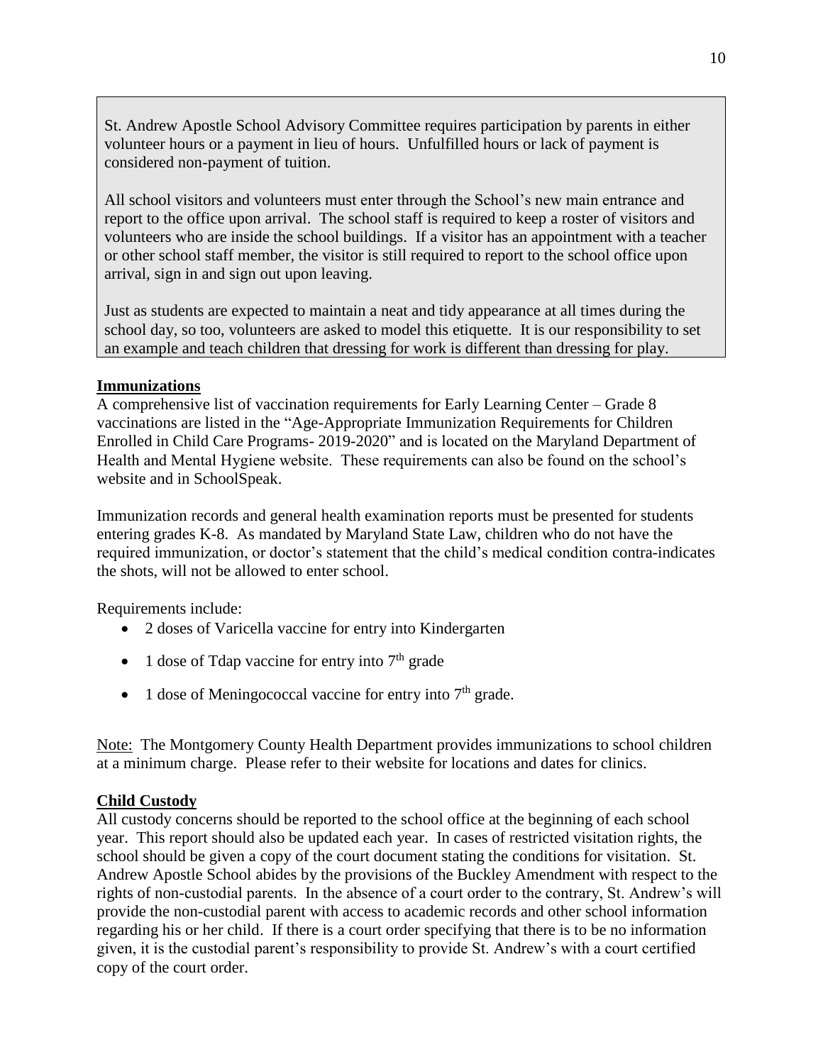St. Andrew Apostle School Advisory Committee requires participation by parents in either volunteer hours or a payment in lieu of hours. Unfulfilled hours or lack of payment is considered non-payment of tuition.

All school visitors and volunteers must enter through the School's new main entrance and report to the office upon arrival. The school staff is required to keep a roster of visitors and volunteers who are inside the school buildings. If a visitor has an appointment with a teacher or other school staff member, the visitor is still required to report to the school office upon arrival, sign in and sign out upon leaving.

Just as students are expected to maintain a neat and tidy appearance at all times during the school day, so too, volunteers are asked to model this etiquette. It is our responsibility to set an example and teach children that dressing for work is different than dressing for play.

## Immunizations

A comprehensive list of vaccination requirements for Early Learning Center – Grade 8 vaccinations are listed in the "Age-Appropriate Immunization Requirements for Children Enrolled in Child Care Programs- 2019-2020" and is located on the Maryland Department of Health and Mental Hygiene website. These requirements can also be found on the school's website and in SchoolSpeak.

Immunization records and general health examination reports must be presented for students entering grades K-8. As mandated by Maryland State Law, children who do not have the required immunization, or doctor's statement that the child's medical condition contra-indicates the shots, will not be allowed to enter school.

Requirements include:

- 2 doses of Varicella vaccine for entry into Kindergarten
- 1 dose of Tdap vaccine for entry into 7th grade
- 1 dose of Meningococcal vaccine for entry into 7th grade.

Note: The Montgomery County Health Department provides immunizations to school children at a minimum charge. Please refer to their website for locations and dates for clinics.

## Child Custody

All custody concerns should be reported to the school office at the beginning of each school year. This report should also be updated each year. In cases of restricted visitation rights, the school should be given a copy of the court document stating the conditions for visitation. St. Andrew Apostle School abides by the provisions of the Buckley Amendment with respect to the rights of non-custodial parents. In the absence of a court order to the contrary, St. Andrew's will provide the non-custodial parent with access to academic records and other school information regarding his or her child. If there is a court order specifying that there is to be no information given, it is the custodial parent's responsibility to provide St. Andrew's with a court certified copy of the court order.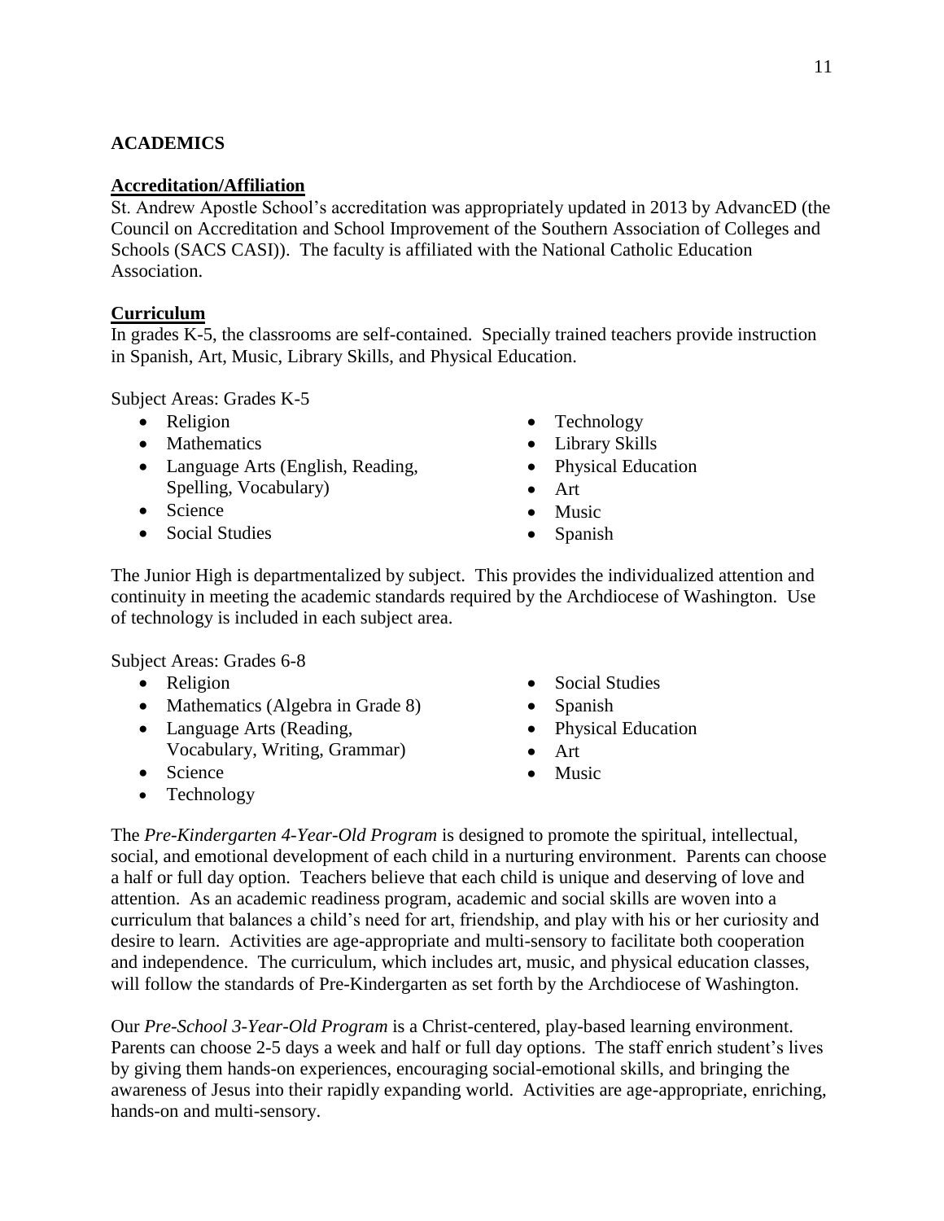## ACADEMICS

### Accreditation/Affiliation

St. Andrew Apostle School's accreditation was appropriately updated in 2013 by AdvancED (the Council on Accreditation and School Improvement of the Southern Association of Colleges and Schools (SACS CASI)). The faculty is affiliated with the National Catholic Education Association.

### Curriculum

In grades K-5, the classrooms are self-contained. Specially trained teachers provide instruction in Spanish, Art, Music, Library Skills, and Physical Education.

Subject Areas: Grades K-5

- Religion
- Mathematics
- Language Arts (English, Reading, Spelling, Vocabulary)
- Science
- Social Studies
- Technology
- Library Skills
- Physical Education
- Art
- Music
- Spanish

The Junior High is departmentalized by subject. This provides the individualized attention and continuity in meeting the academic standards required by the Archdiocese of Washington. Use of technology is included in each subject area.

Subject Areas: Grades 6-8

- Religion
- Mathematics (Algebra in Grade 8)
- Language Arts (Reading, Vocabulary, Writing, Grammar)
- Science
- Technology
- Social Studies
- Spanish
- Physical Education
- Art
- Music

The *Pre-Kindergarten 4-Year-Old Program* is designed to promote the spiritual, intellectual, social, and emotional development of each child in a nurturing environment. Parents can choose a half or full day option. Teachers believe that each child is unique and deserving of love and attention. As an academic readiness program, academic and social skills are woven into a curriculum that balances a child's need for art, friendship, and play with his or her curiosity and desire to learn. Activities are age-appropriate and multi-sensory to facilitate both cooperation and independence. The curriculum, which includes art, music, and physical education classes, will follow the standards of Pre-Kindergarten as set forth by the Archdiocese of Washington.

Our *Pre-School 3-Year-Old Program* is a Christ-centered, play-based learning environment. Parents can choose 2-5 days a week and half or full day options. The staff enrich student's lives by giving them hands-on experiences, encouraging social-emotional skills, and bringing the awareness of Jesus into their rapidly expanding world. Activities are age-appropriate, enriching, hands-on and multi-sensory.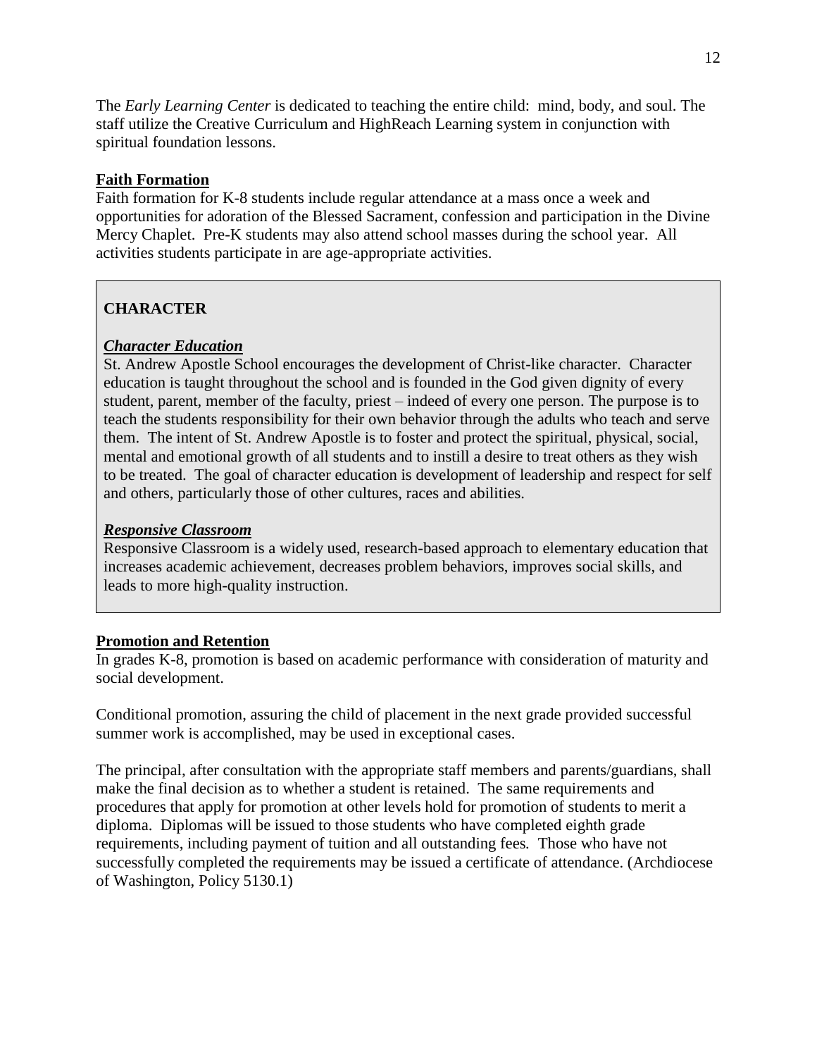The *Early Learning Center* is dedicated to teaching the entire child: mind, body, and soul. The staff utilize the Creative Curriculum and HighReach Learning system in conjunction with spiritual foundation lessons.

## Faith Formation

Faith formation for K-8 students include regular attendance at a mass once a week and opportunities for adoration of the Blessed Sacrament, confession and participation in the Divine Mercy Chaplet. Pre-K students may also attend school masses during the school year. All activities students participate in are age-appropriate activities.

## CHARACTER

### *Character Education*

St. Andrew Apostle School encourages the development of Christ-like character. Character education is taught throughout the school and is founded in the God given dignity of every student, parent, member of the faculty, priest – indeed of every one person. The purpose is to teach the students responsibility for their own behavior through the adults who teach and serve them. The intent of St. Andrew Apostle is to foster and protect the spiritual, physical, social, mental and emotional growth of all students and to instill a desire to treat others as they wish to be treated. The goal of character education is development of leadership and respect for self and others, particularly those of other cultures, races and abilities.

### *Responsive Classroom*

Responsive Classroom is a widely used, research-based approach to elementary education that increases academic achievement, decreases problem behaviors, improves social skills, and leads to more high-quality instruction.

## Promotion and Retention

In grades K-8, promotion is based on academic performance with consideration of maturity and social development.

Conditional promotion, assuring the child of placement in the next grade provided successful summer work is accomplished, may be used in exceptional cases.

The principal, after consultation with the appropriate staff members and parents/guardians, shall make the final decision as to whether a student is retained. The same requirements and procedures that apply for promotion at other levels hold for promotion of students to merit a diploma. Diplomas will be issued to those students who have completed eighth grade requirements, including payment of tuition and all outstanding fees. Those who have not successfully completed the requirements may be issued a certificate of attendance. (Archdiocese of Washington, Policy 5130.1)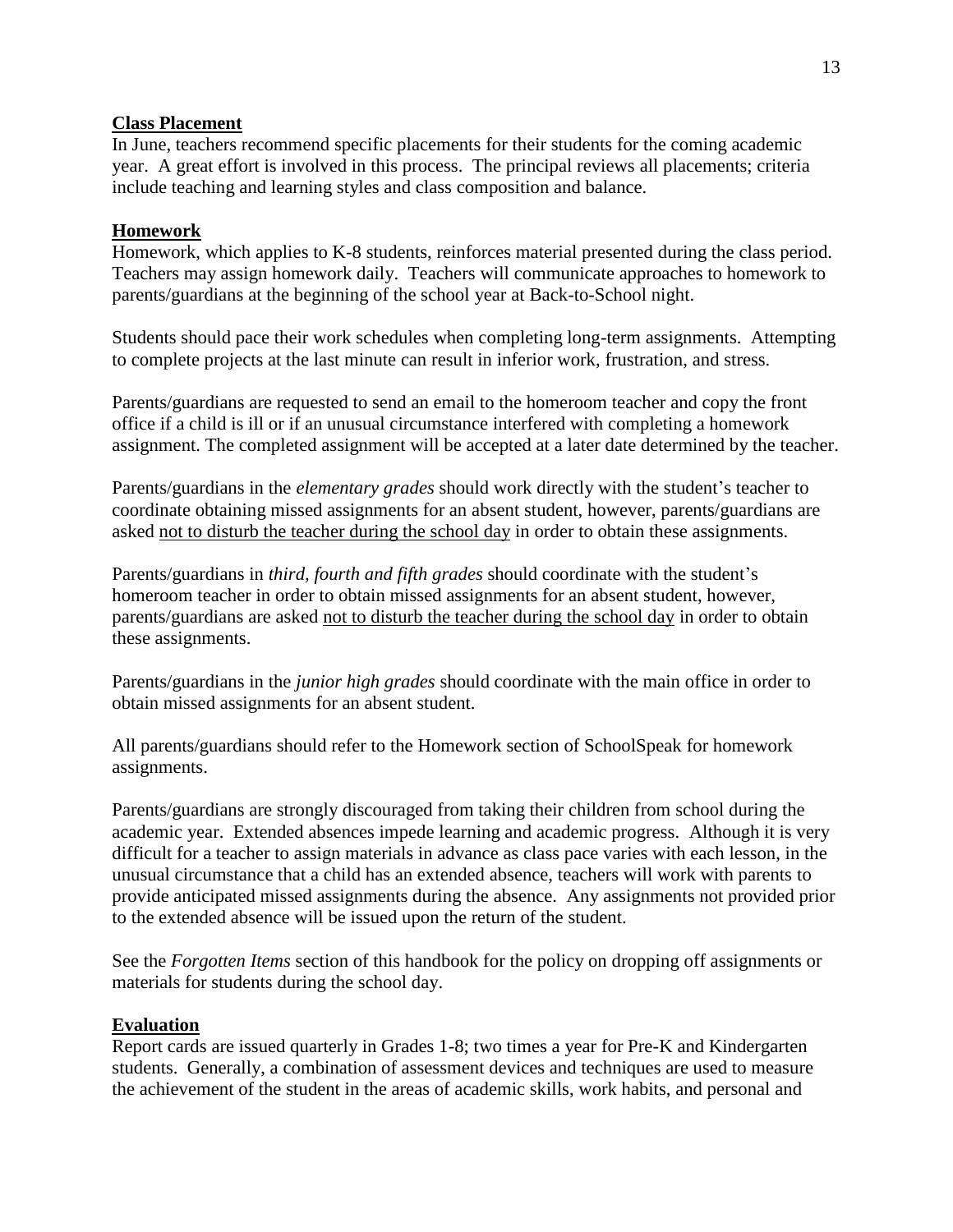## Class Placement

In June, teachers recommend specific placements for their students for the coming academic year. A great effort is involved in this process. The principal reviews all placements; criteria include teaching and learning styles and class composition and balance.

## Homework

Homework, which applies to K-8 students, reinforces material presented during the class period. Teachers may assign homework daily. Teachers will communicate approaches to homework to parents/guardians at the beginning of the school year at Back-to-School night.

Students should pace their work schedules when completing long-term assignments. Attempting to complete projects at the last minute can result in inferior work, frustration, and stress.

Parents/guardians are requested to send an email to the homeroom teacher and copy the front office if a child is ill or if an unusual circumstance interfered with completing a homework assignment. The completed assignment will be accepted at a later date determined by the teacher.

Parents/guardians in the *elementary grades* should work directly with the student's teacher to coordinate obtaining missed assignments for an absent student, however, parents/guardians are asked <u>not to disturb the teacher during the school day</u> in order to obtain these assignments.

Parents/guardians in *third, fourth and fifth grades* should coordinate with the student's homeroom teacher in order to obtain missed assignments for an absent student, however, parents/guardians are asked <u>not to disturb the teacher during the school day</u> in order to obtain these assignments.

Parents/guardians in the *junior high grades* should coordinate with the main office in order to obtain missed assignments for an absent student.

All parents/guardians should refer to the Homework section of SchoolSpeak for homework assignments.

Parents/guardians are strongly discouraged from taking their children from school during the academic year. Extended absences impede learning and academic progress. Although it is very difficult for a teacher to assign materials in advance as class pace varies with each lesson, in the unusual circumstance that a child has an extended absence, teachers will work with parents to provide anticipated missed assignments during the absence. Any assignments not provided prior to the extended absence will be issued upon the return of the student.

See the *Forgotten Items* section of this handbook for the policy on dropping off assignments or materials for students during the school day.

## Evaluation

Report cards are issued quarterly in Grades 1-8; two times a year for Pre-K and Kindergarten students. Generally, a combination of assessment devices and techniques are used to measure the achievement of the student in the areas of academic skills, work habits, and personal and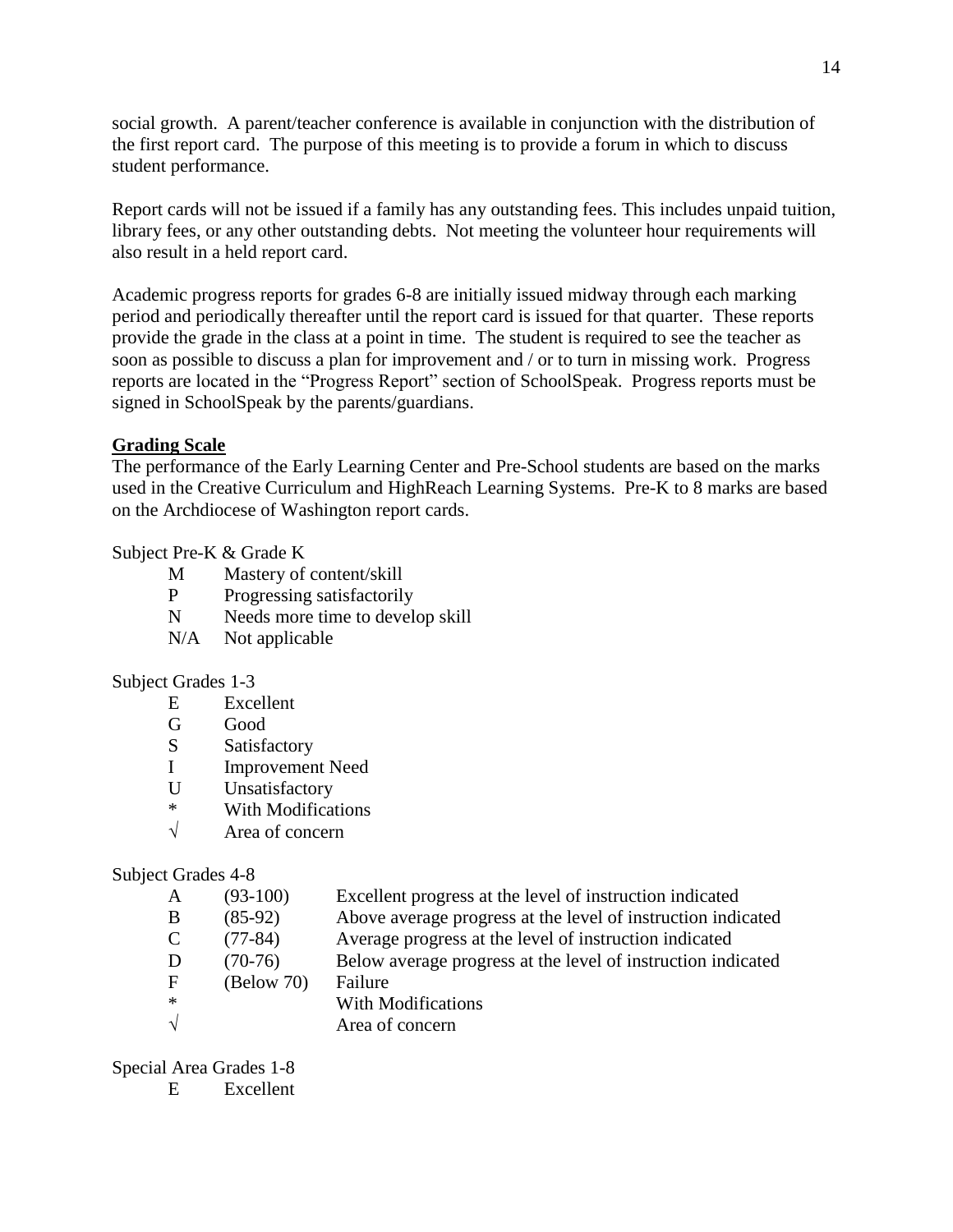social growth. A parent/teacher conference is available in conjunction with the distribution of the first report card. The purpose of this meeting is to provide a forum in which to discuss student performance.

Report cards will not be issued if a family has any outstanding fees. This includes unpaid tuition, library fees, or any other outstanding debts. Not meeting the volunteer hour requirements will also result in a held report card.

Academic progress reports for grades 6-8 are initially issued midway through each marking period and periodically thereafter until the report card is issued for that quarter. These reports provide the grade in the class at a point in time. The student is required to see the teacher as soon as possible to discuss a plan for improvement and / or to turn in missing work. Progress reports are located in the "Progress Report" section of SchoolSpeak. Progress reports must be signed in SchoolSpeak by the parents/guardians.

**Grading Scale**

The performance of the Early Learning Center and Pre-School students are based on the marks used in the Creative Curriculum and HighReach Learning Systems. Pre-K to 8 marks are based on the Archdiocese of Washington report cards.

Subject Pre-K & Grade K

| | |
|---|---|
| M | Mastery of content/skill |
| P | Progressing satisfactorily |
| N | Needs more time to develop skill |
| N/A | Not applicable |

Subject Grades 1-3

| | |
|---|---|
| E | Excellent |
| G | Good |
| S | Satisfactory |
| I | Improvement Need |
| U | Unsatisfactory |
| * | With Modifications |
| √ | Area of concern |

Subject Grades 4-8

| | | |
|---|---|---|
| A | (93-100) | Excellent progress at the level of instruction indicated |
| B | (85-92) | Above average progress at the level of instruction indicated |
| C | (77-84) | Average progress at the level of instruction indicated |
| D | (70-76) | Below average progress at the level of instruction indicated |
| F | (Below 70) | Failure |
| * | | With Modifications |
| √ | | Area of concern |

Special Area Grades 1-8

| | |
|---|---|
| E | Excellent |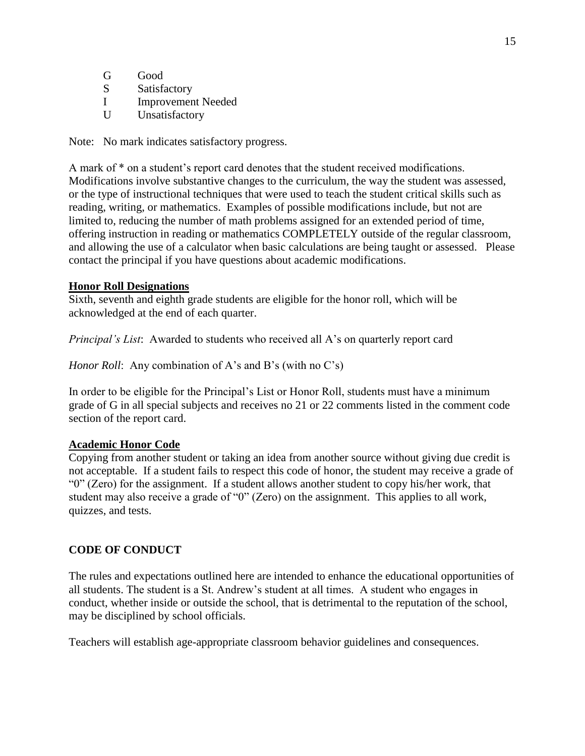G Good
S Satisfactory
I Improvement Needed
U Unsatisfactory

Note: No mark indicates satisfactory progress.

A mark of * on a student's report card denotes that the student received modifications. Modifications involve substantive changes to the curriculum, the way the student was assessed, or the type of instructional techniques that were used to teach the student critical skills such as reading, writing, or mathematics. Examples of possible modifications include, but not are limited to, reducing the number of math problems assigned for an extended period of time, offering instruction in reading or mathematics COMPLETELY outside of the regular classroom, and allowing the use of a calculator when basic calculations are being taught or assessed. Please contact the principal if you have questions about academic modifications.

**Honor Roll Designations**

Sixth, seventh and eighth grade students are eligible for the honor roll, which will be acknowledged at the end of each quarter.

*Principal's List*: Awarded to students who received all A's on quarterly report card

*Honor Roll*: Any combination of A's and B's (with no C's)

In order to be eligible for the Principal's List or Honor Roll, students must have a minimum grade of G in all special subjects and receives no 21 or 22 comments listed in the comment code section of the report card.

**Academic Honor Code**

Copying from another student or taking an idea from another source without giving due credit is not acceptable. If a student fails to respect this code of honor, the student may receive a grade of "0" (Zero) for the assignment. If a student allows another student to copy his/her work, that student may also receive a grade of "0" (Zero) on the assignment. This applies to all work, quizzes, and tests.

## CODE OF CONDUCT

The rules and expectations outlined here are intended to enhance the educational opportunities of all students. The student is a St. Andrew's student at all times. A student who engages in conduct, whether inside or outside the school, that is detrimental to the reputation of the school, may be disciplined by school officials.

Teachers will establish age-appropriate classroom behavior guidelines and consequences.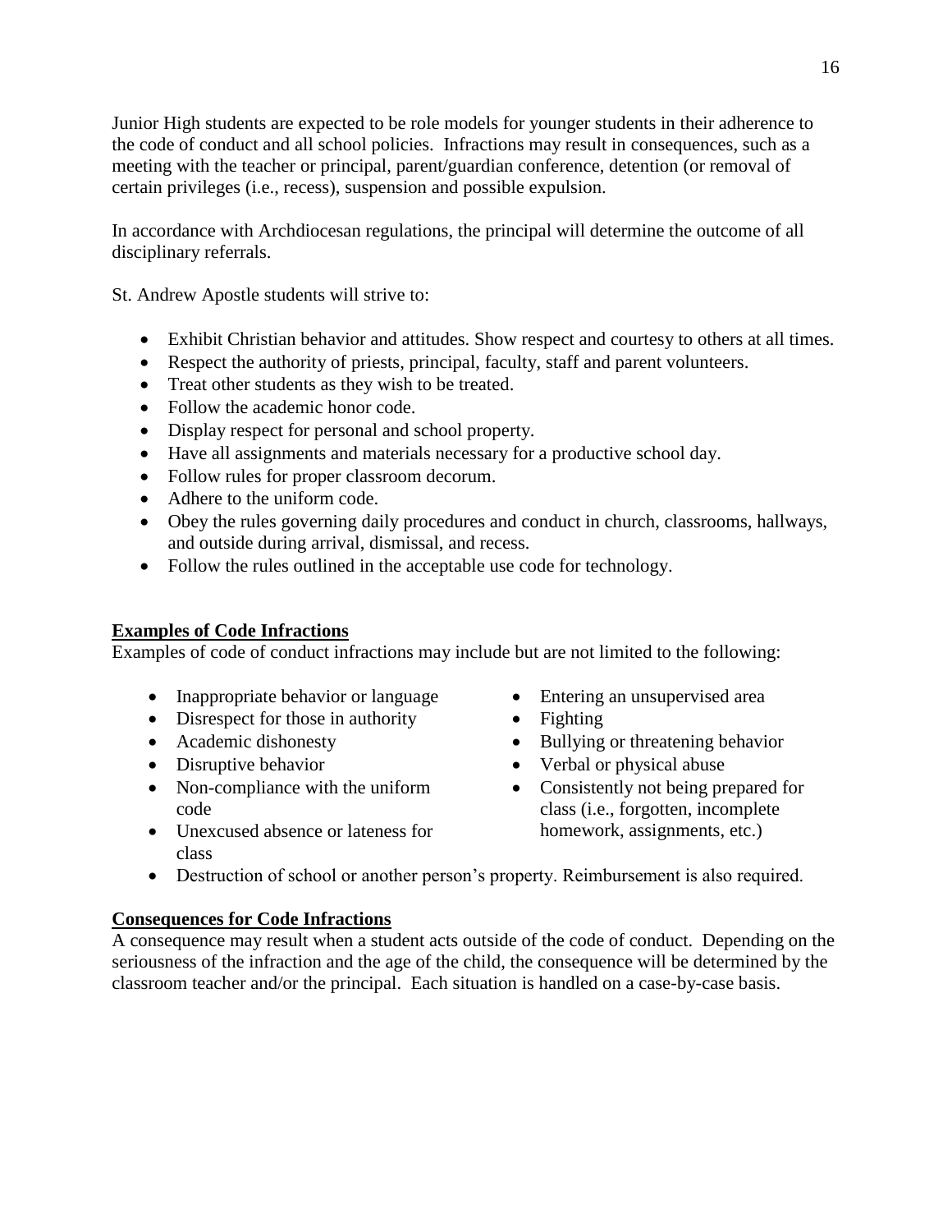Junior High students are expected to be role models for younger students in their adherence to the code of conduct and all school policies. Infractions may result in consequences, such as a meeting with the teacher or principal, parent/guardian conference, detention (or removal of certain privileges (i.e., recess), suspension and possible expulsion.

In accordance with Archdiocesan regulations, the principal will determine the outcome of all disciplinary referrals.

St. Andrew Apostle students will strive to:

- Exhibit Christian behavior and attitudes. Show respect and courtesy to others at all times.
- Respect the authority of priests, principal, faculty, staff and parent volunteers.
- Treat other students as they wish to be treated.
- Follow the academic honor code.
- Display respect for personal and school property.
- Have all assignments and materials necessary for a productive school day.
- Follow rules for proper classroom decorum.
- Adhere to the uniform code.
- Obey the rules governing daily procedures and conduct in church, classrooms, hallways, and outside during arrival, dismissal, and recess.
- Follow the rules outlined in the acceptable use code for technology.

## Examples of Code Infractions

Examples of code of conduct infractions may include but are not limited to the following:

- Inappropriate behavior or language
- Disrespect for those in authority
- Academic dishonesty
- Disruptive behavior
- Non-compliance with the uniform code
- Unexcused absence or lateness for class
- Entering an unsupervised area
- Fighting
- Bullying or threatening behavior
- Verbal or physical abuse
- Consistently not being prepared for class (i.e., forgotten, incomplete homework, assignments, etc.)
- Destruction of school or another person's property. Reimbursement is also required.

## Consequences for Code Infractions

A consequence may result when a student acts outside of the code of conduct. Depending on the seriousness of the infraction and the age of the child, the consequence will be determined by the classroom teacher and/or the principal. Each situation is handled on a case-by-case basis.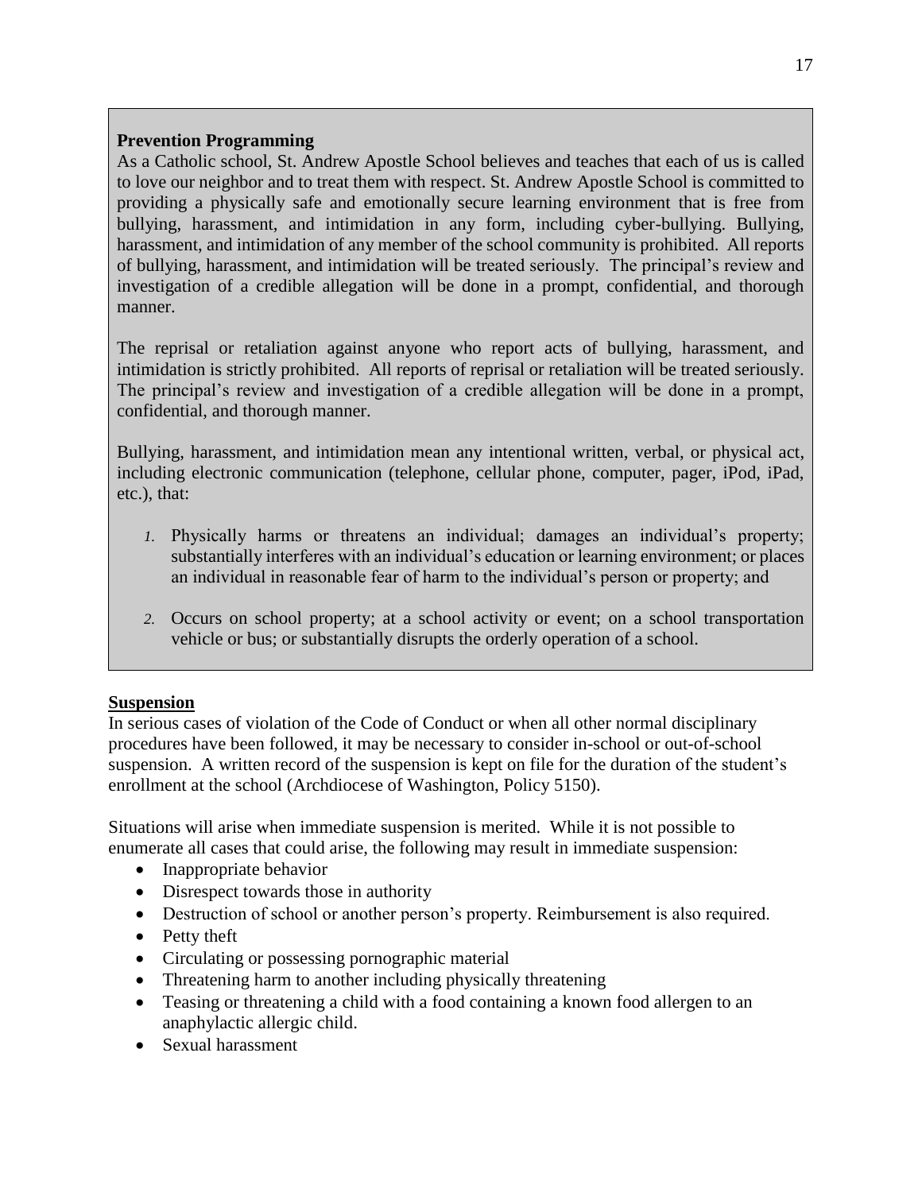**Prevention Programming**

As a Catholic school, St. Andrew Apostle School believes and teaches that each of us is called to love our neighbor and to treat them with respect. St. Andrew Apostle School is committed to providing a physically safe and emotionally secure learning environment that is free from bullying, harassment, and intimidation in any form, including cyber-bullying. Bullying, harassment, and intimidation of any member of the school community is prohibited. All reports of bullying, harassment, and intimidation will be treated seriously. The principal's review and investigation of a credible allegation will be done in a prompt, confidential, and thorough manner.

The reprisal or retaliation against anyone who report acts of bullying, harassment, and intimidation is strictly prohibited. All reports of reprisal or retaliation will be treated seriously. The principal's review and investigation of a credible allegation will be done in a prompt, confidential, and thorough manner.

Bullying, harassment, and intimidation mean any intentional written, verbal, or physical act, including electronic communication (telephone, cellular phone, computer, pager, iPod, iPad, etc.), that:

1. Physically harms or threatens an individual; damages an individual's property; substantially interferes with an individual's education or learning environment; or places an individual in reasonable fear of harm to the individual's person or property; and
2. Occurs on school property; at a school activity or event; on a school transportation vehicle or bus; or substantially disrupts the orderly operation of a school.

## Suspension

In serious cases of violation of the Code of Conduct or when all other normal disciplinary procedures have been followed, it may be necessary to consider in-school or out-of-school suspension. A written record of the suspension is kept on file for the duration of the student's enrollment at the school (Archdiocese of Washington, Policy 5150).

Situations will arise when immediate suspension is merited. While it is not possible to enumerate all cases that could arise, the following may result in immediate suspension:

- Inappropriate behavior
- Disrespect towards those in authority
- Destruction of school or another person's property. Reimbursement is also required.
- Petty theft
- Circulating or possessing pornographic material
- Threatening harm to another including physically threatening
- Teasing or threatening a child with a food containing a known food allergen to an anaphylactic allergic child.
- Sexual harassment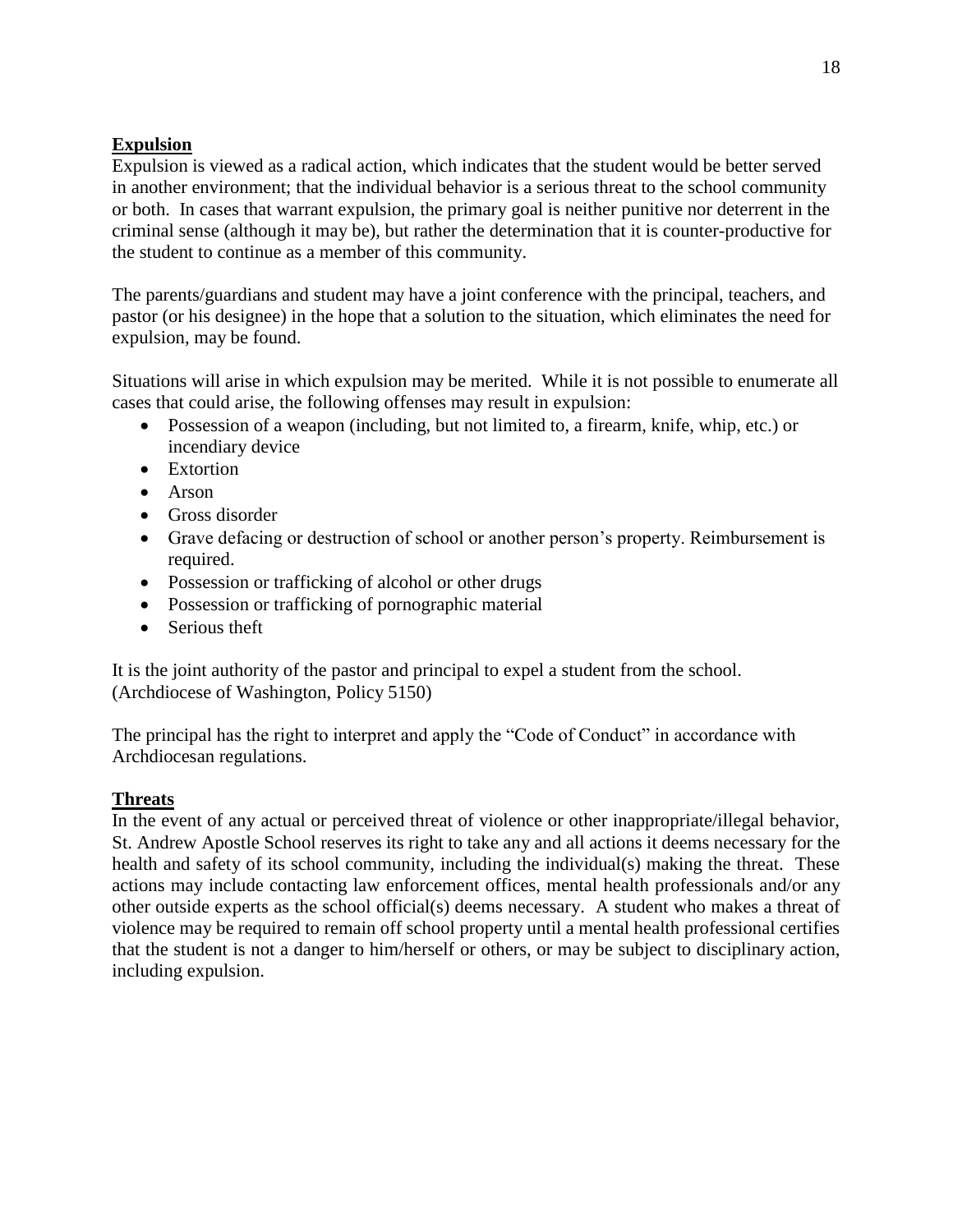## Expulsion

Expulsion is viewed as a radical action, which indicates that the student would be better served in another environment; that the individual behavior is a serious threat to the school community or both. In cases that warrant expulsion, the primary goal is neither punitive nor deterrent in the criminal sense (although it may be), but rather the determination that it is counter-productive for the student to continue as a member of this community.

The parents/guardians and student may have a joint conference with the principal, teachers, and pastor (or his designee) in the hope that a solution to the situation, which eliminates the need for expulsion, may be found.

Situations will arise in which expulsion may be merited. While it is not possible to enumerate all cases that could arise, the following offenses may result in expulsion:

- Possession of a weapon (including, but not limited to, a firearm, knife, whip, etc.) or incendiary device
- Extortion
- Arson
- Gross disorder
- Grave defacing or destruction of school or another person's property. Reimbursement is required.
- Possession or trafficking of alcohol or other drugs
- Possession or trafficking of pornographic material
- Serious theft

It is the joint authority of the pastor and principal to expel a student from the school. (Archdiocese of Washington, Policy 5150)

The principal has the right to interpret and apply the "Code of Conduct" in accordance with Archdiocesan regulations.

## Threats

In the event of any actual or perceived threat of violence or other inappropriate/illegal behavior, St. Andrew Apostle School reserves its right to take any and all actions it deems necessary for the health and safety of its school community, including the individual(s) making the threat. These actions may include contacting law enforcement offices, mental health professionals and/or any other outside experts as the school official(s) deems necessary. A student who makes a threat of violence may be required to remain off school property until a mental health professional certifies that the student is not a danger to him/herself or others, or may be subject to disciplinary action, including expulsion.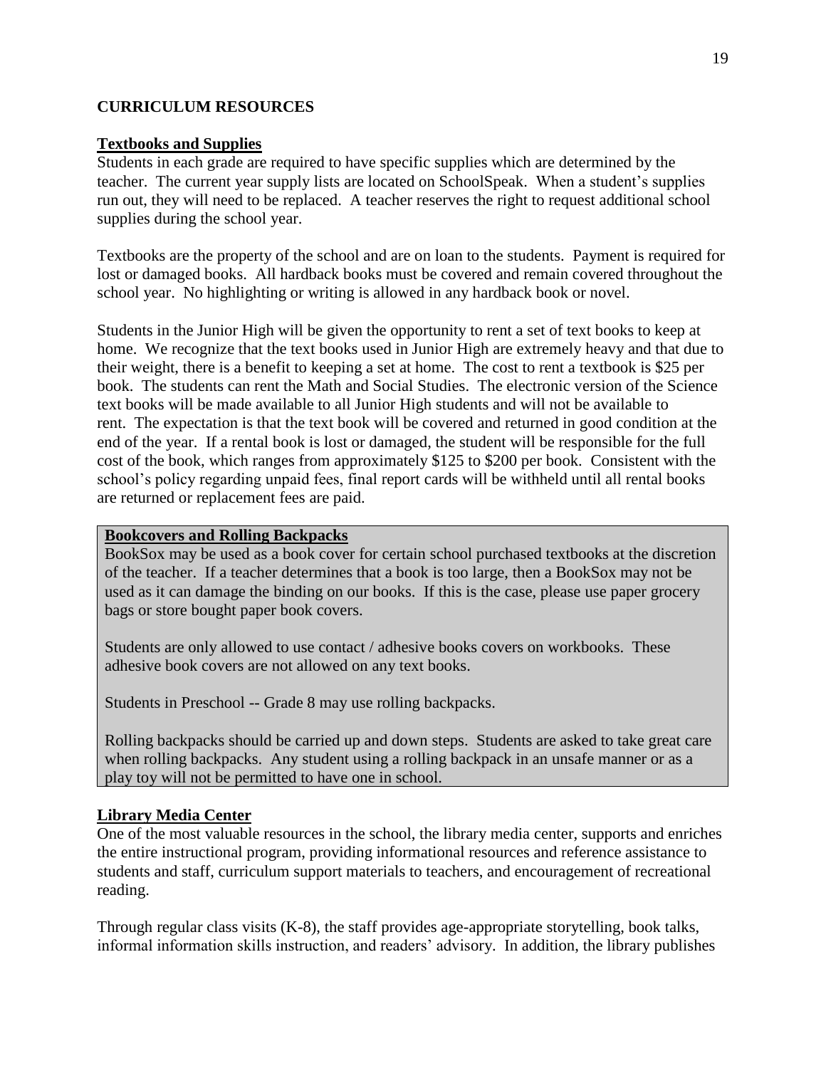## CURRICULUM RESOURCES

### Textbooks and Supplies

Students in each grade are required to have specific supplies which are determined by the teacher. The current year supply lists are located on SchoolSpeak. When a student's supplies run out, they will need to be replaced. A teacher reserves the right to request additional school supplies during the school year.

Textbooks are the property of the school and are on loan to the students. Payment is required for lost or damaged books. All hardback books must be covered and remain covered throughout the school year. No highlighting or writing is allowed in any hardback book or novel.

Students in the Junior High will be given the opportunity to rent a set of text books to keep at home. We recognize that the text books used in Junior High are extremely heavy and that due to their weight, there is a benefit to keeping a set at home. The cost to rent a textbook is $25 per book. The students can rent the Math and Social Studies. The electronic version of the Science text books will be made available to all Junior High students and will not be available to rent. The expectation is that the text book will be covered and returned in good condition at the end of the year. If a rental book is lost or damaged, the student will be responsible for the full cost of the book, which ranges from approximately $125 to $200 per book. Consistent with the school's policy regarding unpaid fees, final report cards will be withheld until all rental books are returned or replacement fees are paid.

### Bookcovers and Rolling Backpacks

BookSox may be used as a book cover for certain school purchased textbooks at the discretion of the teacher. If a teacher determines that a book is too large, then a BookSox may not be used as it can damage the binding on our books. If this is the case, please use paper grocery bags or store bought paper book covers.

Students are only allowed to use contact / adhesive books covers on workbooks. These adhesive book covers are not allowed on any text books.

Students in Preschool -- Grade 8 may use rolling backpacks.

Rolling backpacks should be carried up and down steps. Students are asked to take great care when rolling backpacks. Any student using a rolling backpack in an unsafe manner or as a play toy will not be permitted to have one in school.

### Library Media Center

One of the most valuable resources in the school, the library media center, supports and enriches the entire instructional program, providing informational resources and reference assistance to students and staff, curriculum support materials to teachers, and encouragement of recreational reading.

Through regular class visits (K-8), the staff provides age-appropriate storytelling, book talks, informal information skills instruction, and readers' advisory. In addition, the library publishes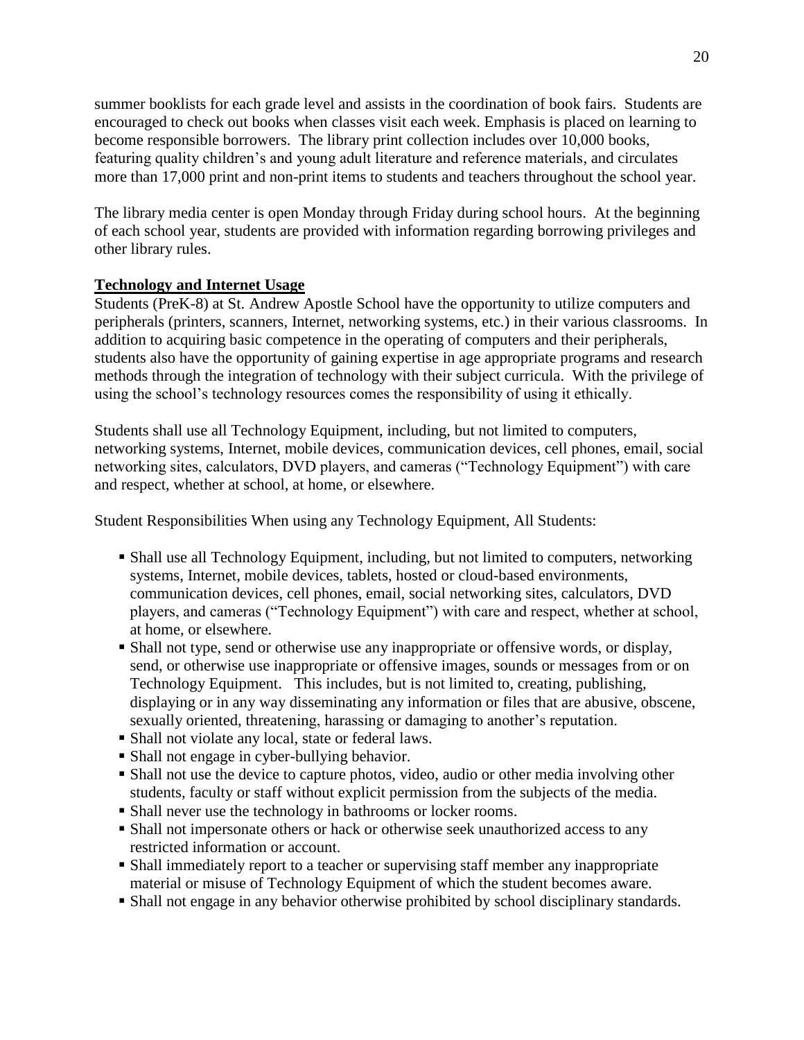summer booklists for each grade level and assists in the coordination of book fairs. Students are encouraged to check out books when classes visit each week. Emphasis is placed on learning to become responsible borrowers. The library print collection includes over 10,000 books, featuring quality children's and young adult literature and reference materials, and circulates more than 17,000 print and non-print items to students and teachers throughout the school year.

The library media center is open Monday through Friday during school hours. At the beginning of each school year, students are provided with information regarding borrowing privileges and other library rules.

**Technology and Internet Usage**

Students (PreK-8) at St. Andrew Apostle School have the opportunity to utilize computers and peripherals (printers, scanners, Internet, networking systems, etc.) in their various classrooms. In addition to acquiring basic competence in the operating of computers and their peripherals, students also have the opportunity of gaining expertise in age appropriate programs and research methods through the integration of technology with their subject curricula. With the privilege of using the school's technology resources comes the responsibility of using it ethically.

Students shall use all Technology Equipment, including, but not limited to computers, networking systems, Internet, mobile devices, communication devices, cell phones, email, social networking sites, calculators, DVD players, and cameras ("Technology Equipment") with care and respect, whether at school, at home, or elsewhere.

Student Responsibilities When using any Technology Equipment, All Students:

- Shall use all Technology Equipment, including, but not limited to computers, networking systems, Internet, mobile devices, tablets, hosted or cloud-based environments, communication devices, cell phones, email, social networking sites, calculators, DVD players, and cameras ("Technology Equipment") with care and respect, whether at school, at home, or elsewhere.
- Shall not type, send or otherwise use any inappropriate or offensive words, or display, send, or otherwise use inappropriate or offensive images, sounds or messages from or on Technology Equipment. This includes, but is not limited to, creating, publishing, displaying or in any way disseminating any information or files that are abusive, obscene, sexually oriented, threatening, harassing or damaging to another's reputation.
- Shall not violate any local, state or federal laws.
- Shall not engage in cyber-bullying behavior.
- Shall not use the device to capture photos, video, audio or other media involving other students, faculty or staff without explicit permission from the subjects of the media.
- Shall never use the technology in bathrooms or locker rooms.
- Shall not impersonate others or hack or otherwise seek unauthorized access to any restricted information or account.
- Shall immediately report to a teacher or supervising staff member any inappropriate material or misuse of Technology Equipment of which the student becomes aware.
- Shall not engage in any behavior otherwise prohibited by school disciplinary standards.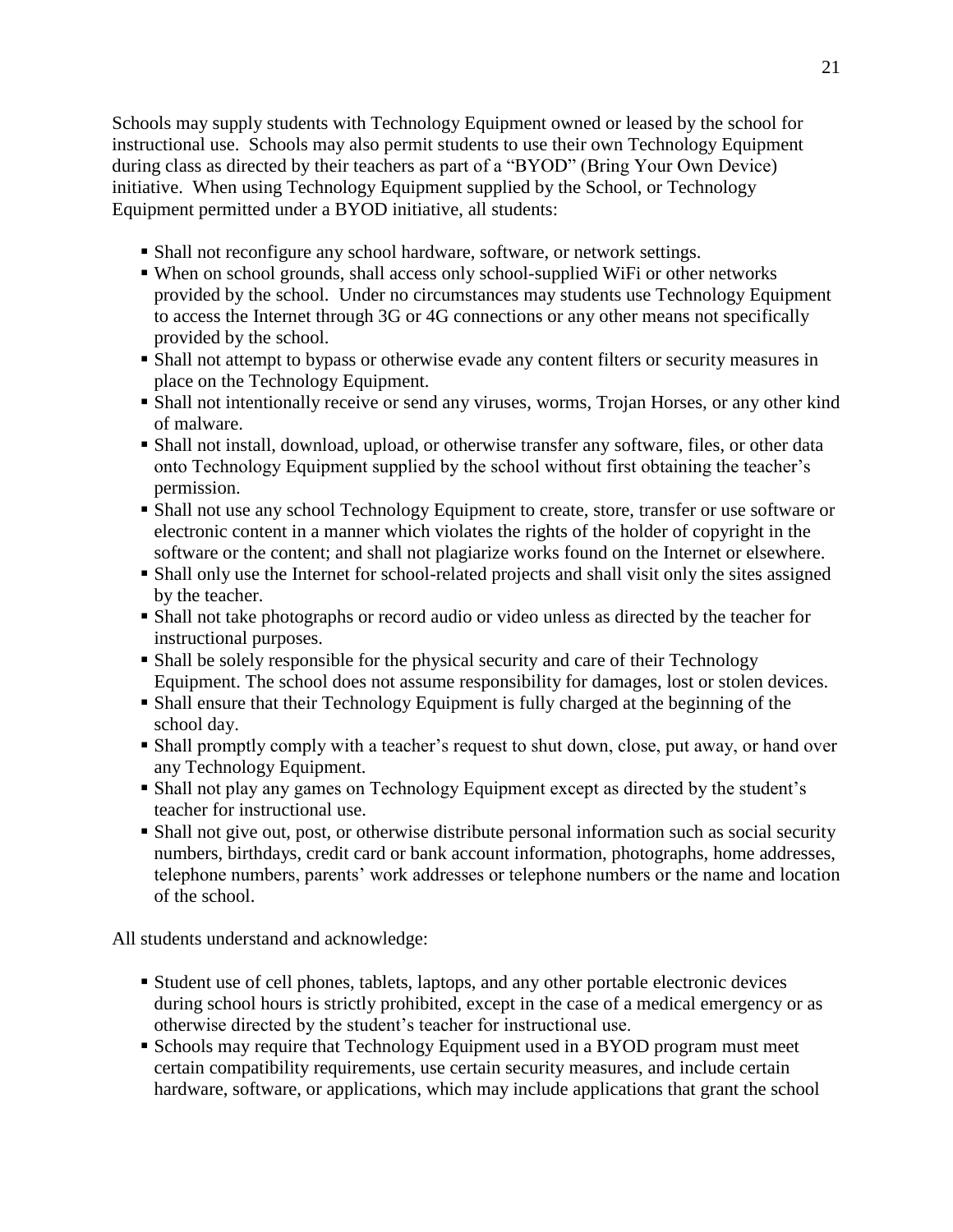Schools may supply students with Technology Equipment owned or leased by the school for instructional use. Schools may also permit students to use their own Technology Equipment during class as directed by their teachers as part of a "BYOD" (Bring Your Own Device) initiative. When using Technology Equipment supplied by the School, or Technology Equipment permitted under a BYOD initiative, all students:

- Shall not reconfigure any school hardware, software, or network settings.
- When on school grounds, shall access only school-supplied WiFi or other networks provided by the school. Under no circumstances may students use Technology Equipment to access the Internet through 3G or 4G connections or any other means not specifically provided by the school.
- Shall not attempt to bypass or otherwise evade any content filters or security measures in place on the Technology Equipment.
- Shall not intentionally receive or send any viruses, worms, Trojan Horses, or any other kind of malware.
- Shall not install, download, upload, or otherwise transfer any software, files, or other data onto Technology Equipment supplied by the school without first obtaining the teacher's permission.
- Shall not use any school Technology Equipment to create, store, transfer or use software or electronic content in a manner which violates the rights of the holder of copyright in the software or the content; and shall not plagiarize works found on the Internet or elsewhere.
- Shall only use the Internet for school-related projects and shall visit only the sites assigned by the teacher.
- Shall not take photographs or record audio or video unless as directed by the teacher for instructional purposes.
- Shall be solely responsible for the physical security and care of their Technology Equipment. The school does not assume responsibility for damages, lost or stolen devices.
- Shall ensure that their Technology Equipment is fully charged at the beginning of the school day.
- Shall promptly comply with a teacher's request to shut down, close, put away, or hand over any Technology Equipment.
- Shall not play any games on Technology Equipment except as directed by the student's teacher for instructional use.
- Shall not give out, post, or otherwise distribute personal information such as social security numbers, birthdays, credit card or bank account information, photographs, home addresses, telephone numbers, parents' work addresses or telephone numbers or the name and location of the school.

All students understand and acknowledge:

- Student use of cell phones, tablets, laptops, and any other portable electronic devices during school hours is strictly prohibited, except in the case of a medical emergency or as otherwise directed by the student's teacher for instructional use.
- Schools may require that Technology Equipment used in a BYOD program must meet certain compatibility requirements, use certain security measures, and include certain hardware, software, or applications, which may include applications that grant the school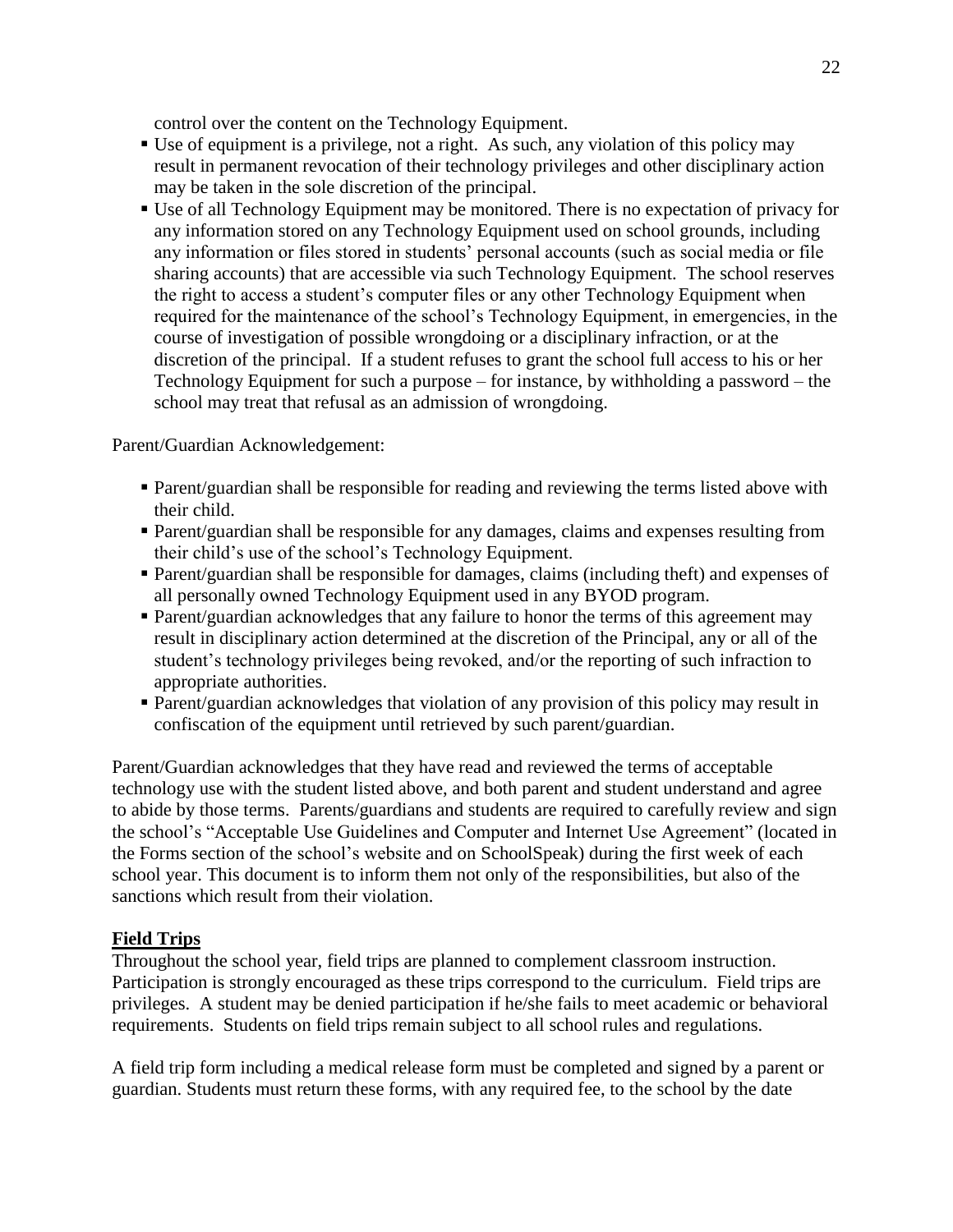control over the content on the Technology Equipment.

- Use of equipment is a privilege, not a right. As such, any violation of this policy may result in permanent revocation of their technology privileges and other disciplinary action may be taken in the sole discretion of the principal.
- Use of all Technology Equipment may be monitored. There is no expectation of privacy for any information stored on any Technology Equipment used on school grounds, including any information or files stored in students' personal accounts (such as social media or file sharing accounts) that are accessible via such Technology Equipment. The school reserves the right to access a student's computer files or any other Technology Equipment when required for the maintenance of the school's Technology Equipment, in emergencies, in the course of investigation of possible wrongdoing or a disciplinary infraction, or at the discretion of the principal. If a student refuses to grant the school full access to his or her Technology Equipment for such a purpose – for instance, by withholding a password – the school may treat that refusal as an admission of wrongdoing.

Parent/Guardian Acknowledgement:

- Parent/guardian shall be responsible for reading and reviewing the terms listed above with their child.
- Parent/guardian shall be responsible for any damages, claims and expenses resulting from their child's use of the school's Technology Equipment.
- Parent/guardian shall be responsible for damages, claims (including theft) and expenses of all personally owned Technology Equipment used in any BYOD program.
- Parent/guardian acknowledges that any failure to honor the terms of this agreement may result in disciplinary action determined at the discretion of the Principal, any or all of the student's technology privileges being revoked, and/or the reporting of such infraction to appropriate authorities.
- Parent/guardian acknowledges that violation of any provision of this policy may result in confiscation of the equipment until retrieved by such parent/guardian.

Parent/Guardian acknowledges that they have read and reviewed the terms of acceptable technology use with the student listed above, and both parent and student understand and agree to abide by those terms. Parents/guardians and students are required to carefully review and sign the school's "Acceptable Use Guidelines and Computer and Internet Use Agreement" (located in the Forms section of the school's website and on SchoolSpeak) during the first week of each school year. This document is to inform them not only of the responsibilities, but also of the sanctions which result from their violation.

## Field Trips

Throughout the school year, field trips are planned to complement classroom instruction. Participation is strongly encouraged as these trips correspond to the curriculum. Field trips are privileges. A student may be denied participation if he/she fails to meet academic or behavioral requirements. Students on field trips remain subject to all school rules and regulations.

A field trip form including a medical release form must be completed and signed by a parent or guardian. Students must return these forms, with any required fee, to the school by the date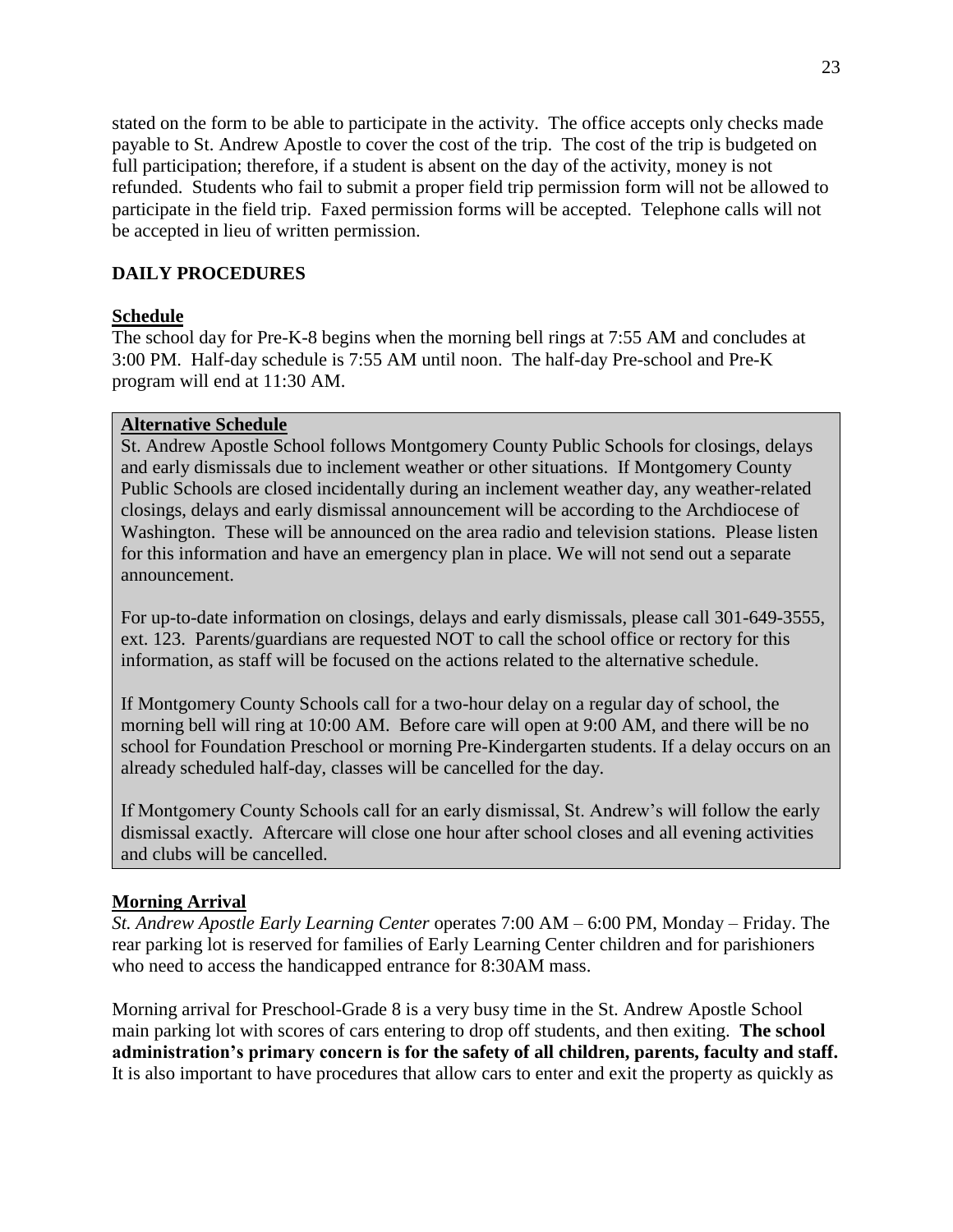stated on the form to be able to participate in the activity. The office accepts only checks made payable to St. Andrew Apostle to cover the cost of the trip. The cost of the trip is budgeted on full participation; therefore, if a student is absent on the day of the activity, money is not refunded. Students who fail to submit a proper field trip permission form will not be allowed to participate in the field trip. Faxed permission forms will be accepted. Telephone calls will not be accepted in lieu of written permission.

## DAILY PROCEDURES

### Schedule

The school day for Pre-K-8 begins when the morning bell rings at 7:55 AM and concludes at 3:00 PM. Half-day schedule is 7:55 AM until noon. The half-day Pre-school and Pre-K program will end at 11:30 AM.

### Alternative Schedule

St. Andrew Apostle School follows Montgomery County Public Schools for closings, delays and early dismissals due to inclement weather or other situations. If Montgomery County Public Schools are closed incidentally during an inclement weather day, any weather-related closings, delays and early dismissal announcement will be according to the Archdiocese of Washington. These will be announced on the area radio and television stations. Please listen for this information and have an emergency plan in place. We will not send out a separate announcement.

For up-to-date information on closings, delays and early dismissals, please call 301-649-3555, ext. 123. Parents/guardians are requested NOT to call the school office or rectory for this information, as staff will be focused on the actions related to the alternative schedule.

If Montgomery County Schools call for a two-hour delay on a regular day of school, the morning bell will ring at 10:00 AM. Before care will open at 9:00 AM, and there will be no school for Foundation Preschool or morning Pre-Kindergarten students. If a delay occurs on an already scheduled half-day, classes will be cancelled for the day.

If Montgomery County Schools call for an early dismissal, St. Andrew's will follow the early dismissal exactly. Aftercare will close one hour after school closes and all evening activities and clubs will be cancelled.

### Morning Arrival

*St. Andrew Apostle Early Learning Center* operates 7:00 AM – 6:00 PM, Monday – Friday. The rear parking lot is reserved for families of Early Learning Center children and for parishioners who need to access the handicapped entrance for 8:30AM mass.

Morning arrival for Preschool-Grade 8 is a very busy time in the St. Andrew Apostle School main parking lot with scores of cars entering to drop off students, and then exiting. **The school administration's primary concern is for the safety of all children, parents, faculty and staff.** It is also important to have procedures that allow cars to enter and exit the property as quickly as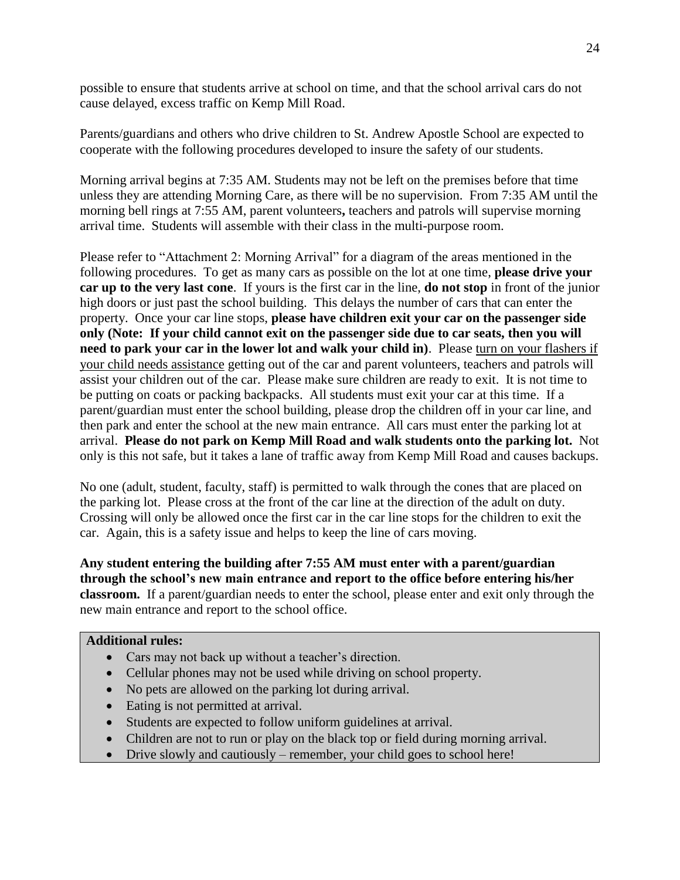possible to ensure that students arrive at school on time, and that the school arrival cars do not cause delayed, excess traffic on Kemp Mill Road.

Parents/guardians and others who drive children to St. Andrew Apostle School are expected to cooperate with the following procedures developed to insure the safety of our students.

Morning arrival begins at 7:35 AM. Students may not be left on the premises before that time unless they are attending Morning Care, as there will be no supervision. From 7:35 AM until the morning bell rings at 7:55 AM, parent volunteers**,** teachers and patrols will supervise morning arrival time. Students will assemble with their class in the multi-purpose room.

Please refer to "Attachment 2: Morning Arrival" for a diagram of the areas mentioned in the following procedures. To get as many cars as possible on the lot at one time, **please drive your car up to the very last cone**. If yours is the first car in the line, **do not stop** in front of the junior high doors or just past the school building. This delays the number of cars that can enter the property. Once your car line stops, **please have children exit your car on the passenger side only (Note: If your child cannot exit on the passenger side due to car seats, then you will need to park your car in the lower lot and walk your child in)**. Please <u>turn on your flashers if your child needs assistance</u> getting out of the car and parent volunteers, teachers and patrols will assist your children out of the car. Please make sure children are ready to exit. It is not time to be putting on coats or packing backpacks. All students must exit your car at this time. If a parent/guardian must enter the school building, please drop the children off in your car line, and then park and enter the school at the new main entrance. All cars must enter the parking lot at arrival. **Please do not park on Kemp Mill Road and walk students onto the parking lot.** Not only is this not safe, but it takes a lane of traffic away from Kemp Mill Road and causes backups.

No one (adult, student, faculty, staff) is permitted to walk through the cones that are placed on the parking lot. Please cross at the front of the car line at the direction of the adult on duty. Crossing will only be allowed once the first car in the car line stops for the children to exit the car. Again, this is a safety issue and helps to keep the line of cars moving.

**Any student entering the building after 7:55 AM must enter with a parent/guardian through the school's new main entrance and report to the office before entering his/her classroom.** If a parent/guardian needs to enter the school, please enter and exit only through the new main entrance and report to the school office.

**Additional rules:**

- Cars may not back up without a teacher's direction.
- Cellular phones may not be used while driving on school property.
- No pets are allowed on the parking lot during arrival.
- Eating is not permitted at arrival.
- Students are expected to follow uniform guidelines at arrival.
- Children are not to run or play on the black top or field during morning arrival.
- Drive slowly and cautiously – remember, your child goes to school here!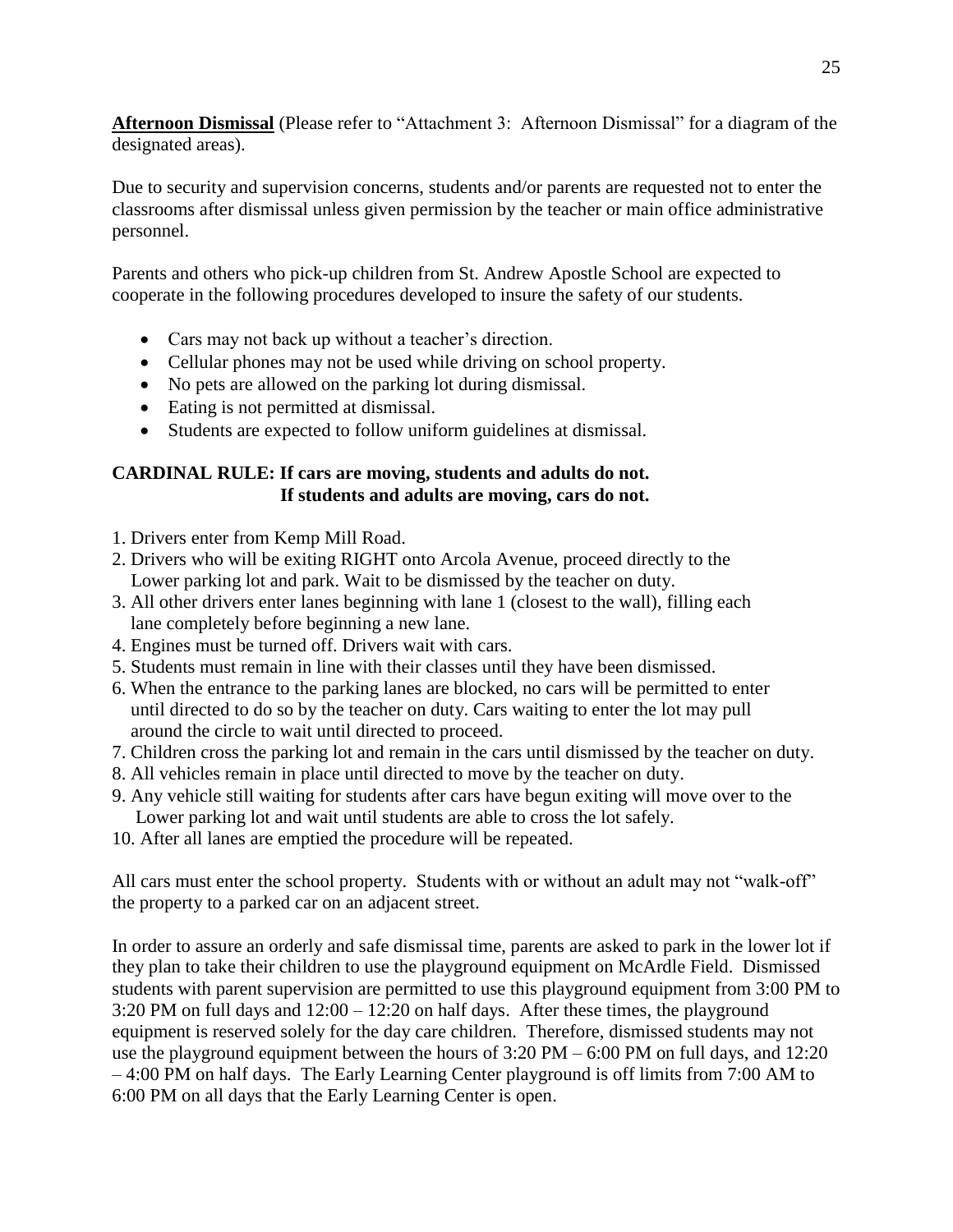**Afternoon Dismissal** (Please refer to "Attachment 3: Afternoon Dismissal" for a diagram of the designated areas).

Due to security and supervision concerns, students and/or parents are requested not to enter the classrooms after dismissal unless given permission by the teacher or main office administrative personnel.

Parents and others who pick-up children from St. Andrew Apostle School are expected to cooperate in the following procedures developed to insure the safety of our students.

- Cars may not back up without a teacher's direction.
- Cellular phones may not be used while driving on school property.
- No pets are allowed on the parking lot during dismissal.
- Eating is not permitted at dismissal.
- Students are expected to follow uniform guidelines at dismissal.

**CARDINAL RULE: If cars are moving, students and adults do not.**
**If students and adults are moving, cars do not.**

1. Drivers enter from Kemp Mill Road.
2. Drivers who will be exiting RIGHT onto Arcola Avenue, proceed directly to the Lower parking lot and park. Wait to be dismissed by the teacher on duty.
3. All other drivers enter lanes beginning with lane 1 (closest to the wall), filling each lane completely before beginning a new lane.
4. Engines must be turned off. Drivers wait with cars.
5. Students must remain in line with their classes until they have been dismissed.
6. When the entrance to the parking lanes are blocked, no cars will be permitted to enter until directed to do so by the teacher on duty. Cars waiting to enter the lot may pull around the circle to wait until directed to proceed.
7. Children cross the parking lot and remain in the cars until dismissed by the teacher on duty.
8. All vehicles remain in place until directed to move by the teacher on duty.
9. Any vehicle still waiting for students after cars have begun exiting will move over to the Lower parking lot and wait until students are able to cross the lot safely.
10. After all lanes are emptied the procedure will be repeated.

All cars must enter the school property. Students with or without an adult may not "walk-off" the property to a parked car on an adjacent street.

In order to assure an orderly and safe dismissal time, parents are asked to park in the lower lot if they plan to take their children to use the playground equipment on McArdle Field. Dismissed students with parent supervision are permitted to use this playground equipment from 3:00 PM to 3:20 PM on full days and 12:00 – 12:20 on half days. After these times, the playground equipment is reserved solely for the day care children. Therefore, dismissed students may not use the playground equipment between the hours of 3:20 PM – 6:00 PM on full days, and 12:20 – 4:00 PM on half days. The Early Learning Center playground is off limits from 7:00 AM to 6:00 PM on all days that the Early Learning Center is open.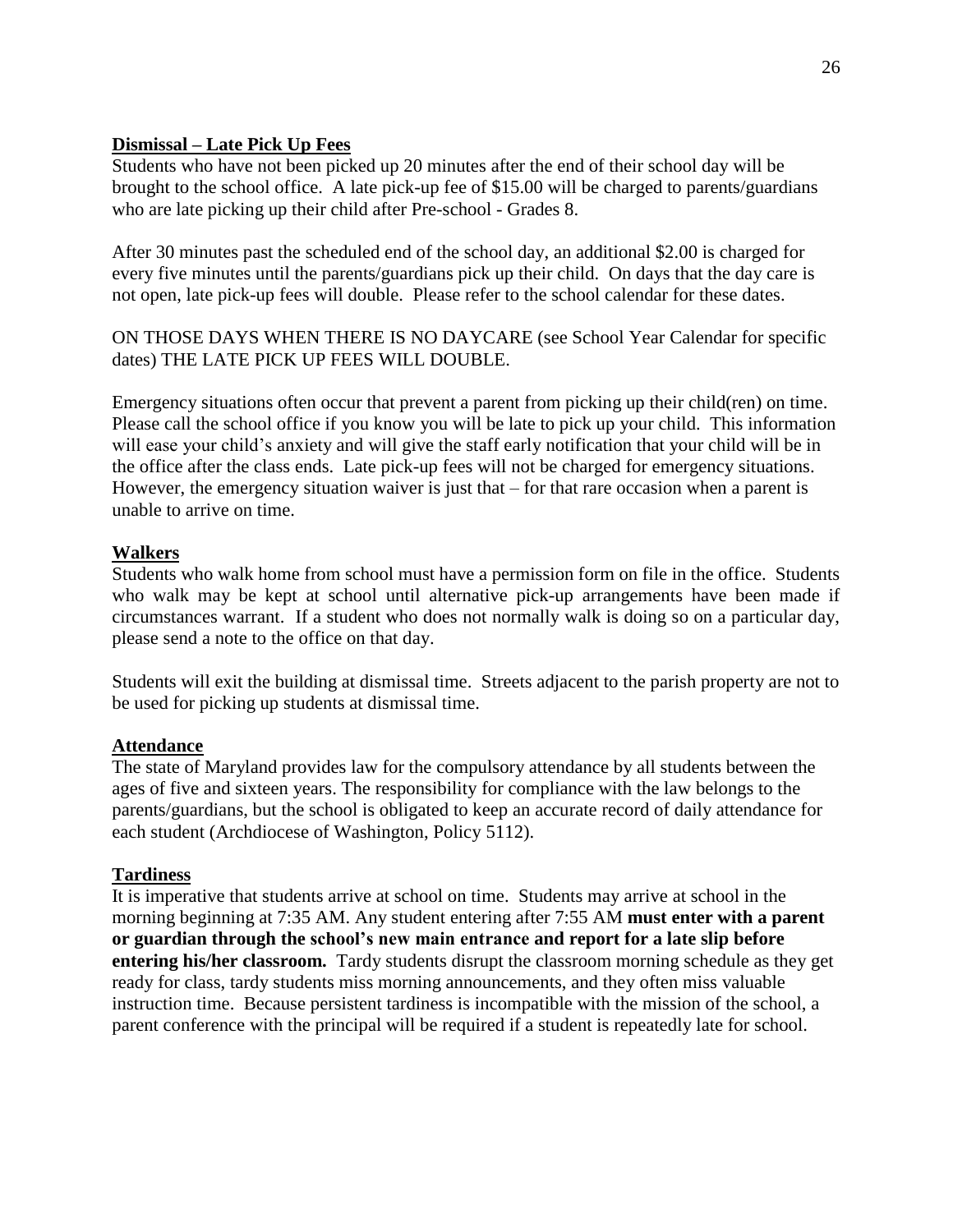## Dismissal – Late Pick Up Fees

Students who have not been picked up 20 minutes after the end of their school day will be brought to the school office. A late pick-up fee of $15.00 will be charged to parents/guardians who are late picking up their child after Pre-school - Grades 8.

After 30 minutes past the scheduled end of the school day, an additional $2.00 is charged for every five minutes until the parents/guardians pick up their child. On days that the day care is not open, late pick-up fees will double. Please refer to the school calendar for these dates.

ON THOSE DAYS WHEN THERE IS NO DAYCARE (see School Year Calendar for specific dates) THE LATE PICK UP FEES WILL DOUBLE.

Emergency situations often occur that prevent a parent from picking up their child(ren) on time. Please call the school office if you know you will be late to pick up your child. This information will ease your child's anxiety and will give the staff early notification that your child will be in the office after the class ends. Late pick-up fees will not be charged for emergency situations. However, the emergency situation waiver is just that – for that rare occasion when a parent is unable to arrive on time.

## Walkers

Students who walk home from school must have a permission form on file in the office. Students who walk may be kept at school until alternative pick-up arrangements have been made if circumstances warrant. If a student who does not normally walk is doing so on a particular day, please send a note to the office on that day.

Students will exit the building at dismissal time. Streets adjacent to the parish property are not to be used for picking up students at dismissal time.

## Attendance

The state of Maryland provides law for the compulsory attendance by all students between the ages of five and sixteen years. The responsibility for compliance with the law belongs to the parents/guardians, but the school is obligated to keep an accurate record of daily attendance for each student (Archdiocese of Washington, Policy 5112).

## Tardiness

It is imperative that students arrive at school on time. Students may arrive at school in the morning beginning at 7:35 AM. Any student entering after 7:55 AM **must enter with a parent or guardian through the school's new main entrance and report for a late slip before entering his/her classroom.** Tardy students disrupt the classroom morning schedule as they get ready for class, tardy students miss morning announcements, and they often miss valuable instruction time. Because persistent tardiness is incompatible with the mission of the school, a parent conference with the principal will be required if a student is repeatedly late for school.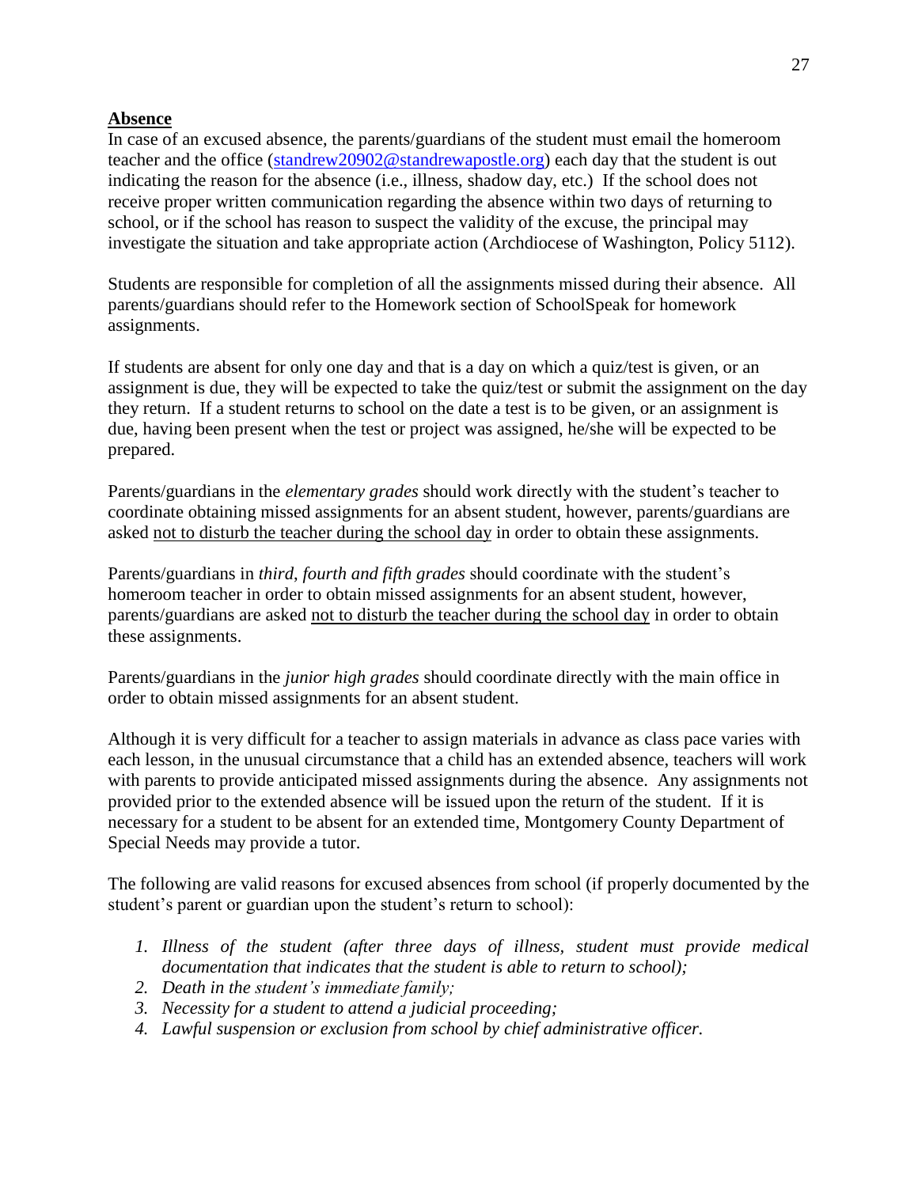**Absence**

In case of an excused absence, the parents/guardians of the student must email the homeroom teacher and the office ([standrew20902@standrewapostle.org](mailto:standrew20902@standrewapostle.org)) each day that the student is out indicating the reason for the absence (i.e., illness, shadow day, etc.) If the school does not receive proper written communication regarding the absence within two days of returning to school, or if the school has reason to suspect the validity of the excuse, the principal may investigate the situation and take appropriate action (Archdiocese of Washington, Policy 5112).

Students are responsible for completion of all the assignments missed during their absence. All parents/guardians should refer to the Homework section of SchoolSpeak for homework assignments.

If students are absent for only one day and that is a day on which a quiz/test is given, or an assignment is due, they will be expected to take the quiz/test or submit the assignment on the day they return. If a student returns to school on the date a test is to be given, or an assignment is due, having been present when the test or project was assigned, he/she will be expected to be prepared.

Parents/guardians in the *elementary grades* should work directly with the student's teacher to coordinate obtaining missed assignments for an absent student, however, parents/guardians are asked <u>not to disturb the teacher during the school day</u> in order to obtain these assignments.

Parents/guardians in *third, fourth and fifth grades* should coordinate with the student's homeroom teacher in order to obtain missed assignments for an absent student, however, parents/guardians are asked <u>not to disturb the teacher during the school day</u> in order to obtain these assignments.

Parents/guardians in the *junior high grades* should coordinate directly with the main office in order to obtain missed assignments for an absent student.

Although it is very difficult for a teacher to assign materials in advance as class pace varies with each lesson, in the unusual circumstance that a child has an extended absence, teachers will work with parents to provide anticipated missed assignments during the absence. Any assignments not provided prior to the extended absence will be issued upon the return of the student. If it is necessary for a student to be absent for an extended time, Montgomery County Department of Special Needs may provide a tutor.

The following are valid reasons for excused absences from school (if properly documented by the student's parent or guardian upon the student's return to school):

1. *Illness of the student (after three days of illness, student must provide medical documentation that indicates that the student is able to return to school);*
2. *Death in the student's immediate family;*
3. *Necessity for a student to attend a judicial proceeding;*
4. *Lawful suspension or exclusion from school by chief administrative officer.*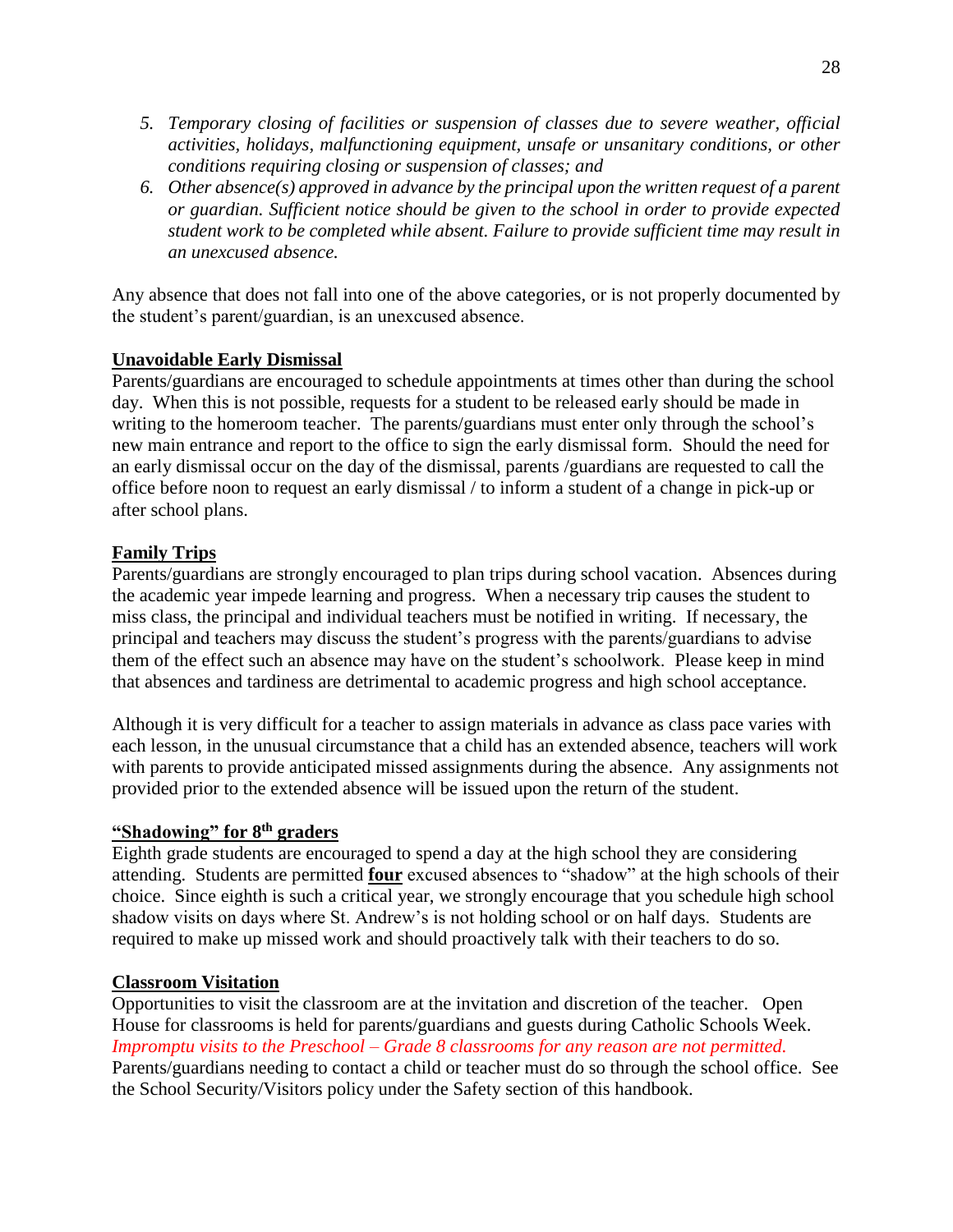5. *Temporary closing of facilities or suspension of classes due to severe weather, official activities, holidays, malfunctioning equipment, unsafe or unsanitary conditions, or other conditions requiring closing or suspension of classes; and*
6. *Other absence(s) approved in advance by the principal upon the written request of a parent or guardian. Sufficient notice should be given to the school in order to provide expected student work to be completed while absent. Failure to provide sufficient time may result in an unexcused absence.*

Any absence that does not fall into one of the above categories, or is not properly documented by the student's parent/guardian, is an unexcused absence.

**Unavoidable Early Dismissal**

Parents/guardians are encouraged to schedule appointments at times other than during the school day. When this is not possible, requests for a student to be released early should be made in writing to the homeroom teacher. The parents/guardians must enter only through the school's new main entrance and report to the office to sign the early dismissal form. Should the need for an early dismissal occur on the day of the dismissal, parents /guardians are requested to call the office before noon to request an early dismissal / to inform a student of a change in pick-up or after school plans.

**Family Trips**

Parents/guardians are strongly encouraged to plan trips during school vacation. Absences during the academic year impede learning and progress. When a necessary trip causes the student to miss class, the principal and individual teachers must be notified in writing. If necessary, the principal and teachers may discuss the student's progress with the parents/guardians to advise them of the effect such an absence may have on the student's schoolwork. Please keep in mind that absences and tardiness are detrimental to academic progress and high school acceptance.

Although it is very difficult for a teacher to assign materials in advance as class pace varies with each lesson, in the unusual circumstance that a child has an extended absence, teachers will work with parents to provide anticipated missed assignments during the absence. Any assignments not provided prior to the extended absence will be issued upon the return of the student.

**"Shadowing" for 8th graders**

Eighth grade students are encouraged to spend a day at the high school they are considering attending. Students are permitted **four** excused absences to "shadow" at the high schools of their choice. Since eighth is such a critical year, we strongly encourage that you schedule high school shadow visits on days where St. Andrew's is not holding school or on half days. Students are required to make up missed work and should proactively talk with their teachers to do so.

**Classroom Visitation**

Opportunities to visit the classroom are at the invitation and discretion of the teacher. Open House for classrooms is held for parents/guardians and guests during Catholic Schools Week. *Impromptu visits to the Preschool – Grade 8 classrooms for any reason are not permitted.* Parents/guardians needing to contact a child or teacher must do so through the school office. See the School Security/Visitors policy under the Safety section of this handbook.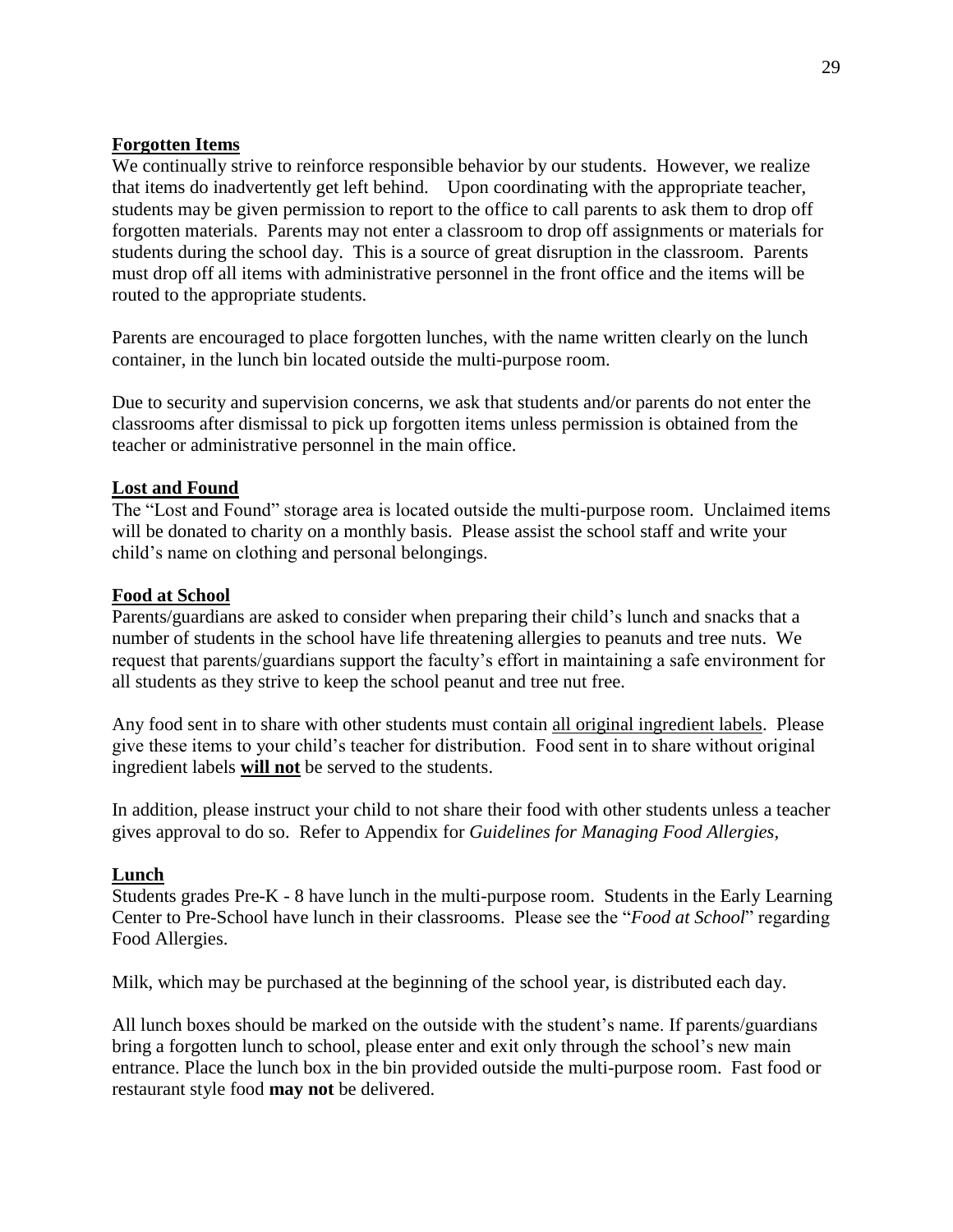## Forgotten Items

We continually strive to reinforce responsible behavior by our students. However, we realize that items do inadvertently get left behind. Upon coordinating with the appropriate teacher, students may be given permission to report to the office to call parents to ask them to drop off forgotten materials. Parents may not enter a classroom to drop off assignments or materials for students during the school day. This is a source of great disruption in the classroom. Parents must drop off all items with administrative personnel in the front office and the items will be routed to the appropriate students.

Parents are encouraged to place forgotten lunches, with the name written clearly on the lunch container, in the lunch bin located outside the multi-purpose room.

Due to security and supervision concerns, we ask that students and/or parents do not enter the classrooms after dismissal to pick up forgotten items unless permission is obtained from the teacher or administrative personnel in the main office.

## Lost and Found

The "Lost and Found" storage area is located outside the multi-purpose room. Unclaimed items will be donated to charity on a monthly basis. Please assist the school staff and write your child's name on clothing and personal belongings.

## Food at School

Parents/guardians are asked to consider when preparing their child's lunch and snacks that a number of students in the school have life threatening allergies to peanuts and tree nuts. We request that parents/guardians support the faculty's effort in maintaining a safe environment for all students as they strive to keep the school peanut and tree nut free.

Any food sent in to share with other students must contain all original ingredient labels. Please give these items to your child's teacher for distribution. Food sent in to share without original ingredient labels **will not** be served to the students.

In addition, please instruct your child to not share their food with other students unless a teacher gives approval to do so. Refer to Appendix for *Guidelines for Managing Food Allergies*,

## Lunch

Students grades Pre-K - 8 have lunch in the multi-purpose room. Students in the Early Learning Center to Pre-School have lunch in their classrooms. Please see the "*Food at School*" regarding Food Allergies.

Milk, which may be purchased at the beginning of the school year, is distributed each day.

All lunch boxes should be marked on the outside with the student's name. If parents/guardians bring a forgotten lunch to school, please enter and exit only through the school's new main entrance. Place the lunch box in the bin provided outside the multi-purpose room. Fast food or restaurant style food **may not** be delivered.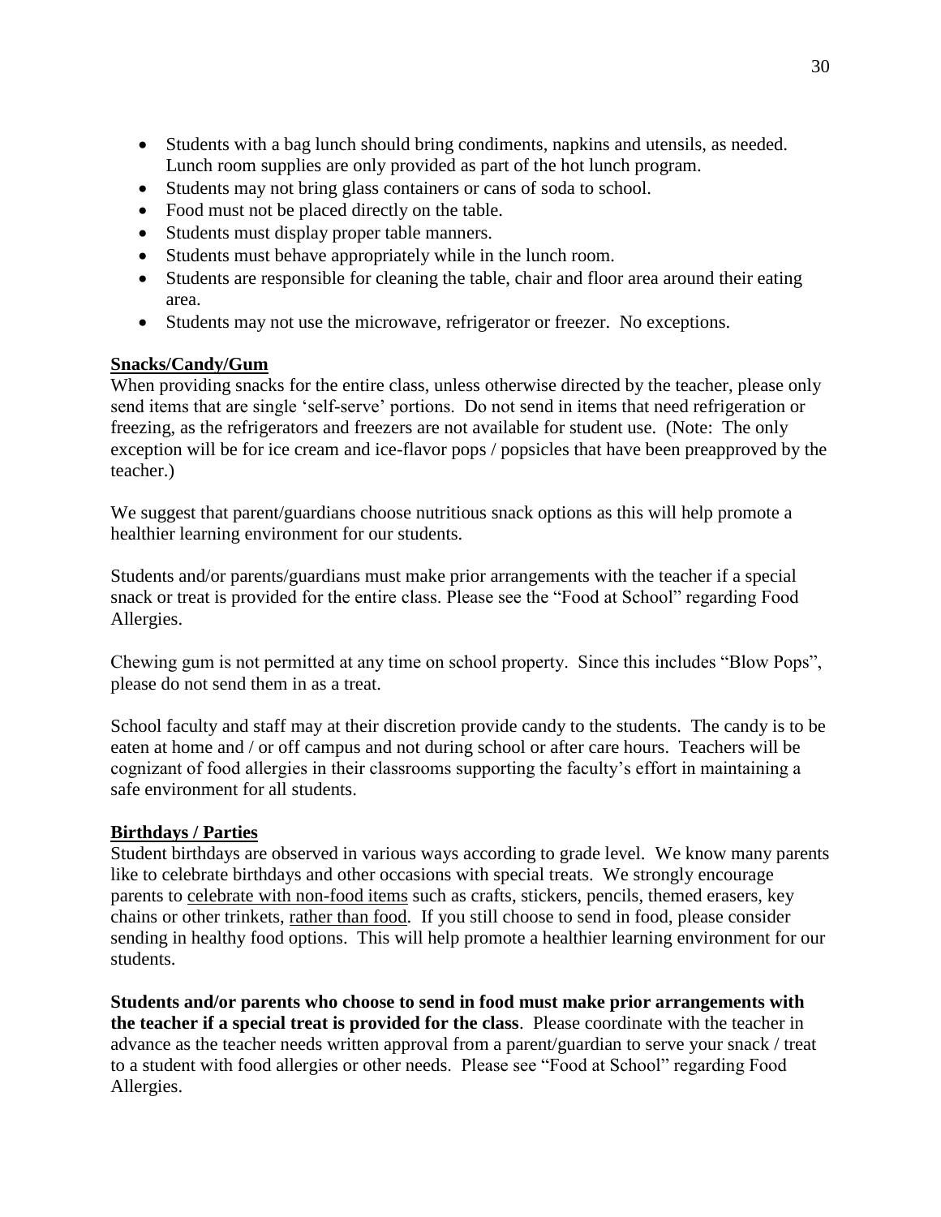- Students with a bag lunch should bring condiments, napkins and utensils, as needed. Lunch room supplies are only provided as part of the hot lunch program.
- Students may not bring glass containers or cans of soda to school.
- Food must not be placed directly on the table.
- Students must display proper table manners.
- Students must behave appropriately while in the lunch room.
- Students are responsible for cleaning the table, chair and floor area around their eating area.
- Students may not use the microwave, refrigerator or freezer. No exceptions.

**Snacks/Candy/Gum**

When providing snacks for the entire class, unless otherwise directed by the teacher, please only send items that are single 'self-serve' portions. Do not send in items that need refrigeration or freezing, as the refrigerators and freezers are not available for student use. (Note: The only exception will be for ice cream and ice-flavor pops / popsicles that have been preapproved by the teacher.)

We suggest that parent/guardians choose nutritious snack options as this will help promote a healthier learning environment for our students.

Students and/or parents/guardians must make prior arrangements with the teacher if a special snack or treat is provided for the entire class. Please see the "Food at School" regarding Food Allergies.

Chewing gum is not permitted at any time on school property. Since this includes "Blow Pops", please do not send them in as a treat.

School faculty and staff may at their discretion provide candy to the students. The candy is to be eaten at home and / or off campus and not during school or after care hours. Teachers will be cognizant of food allergies in their classrooms supporting the faculty's effort in maintaining a safe environment for all students.

**Birthdays / Parties**

Student birthdays are observed in various ways according to grade level. We know many parents like to celebrate birthdays and other occasions with special treats. We strongly encourage parents to celebrate with non-food items such as crafts, stickers, pencils, themed erasers, key chains or other trinkets, rather than food. If you still choose to send in food, please consider sending in healthy food options. This will help promote a healthier learning environment for our students.

**Students and/or parents who choose to send in food must make prior arrangements with the teacher if a special treat is provided for the class**. Please coordinate with the teacher in advance as the teacher needs written approval from a parent/guardian to serve your snack / treat to a student with food allergies or other needs. Please see "Food at School" regarding Food Allergies.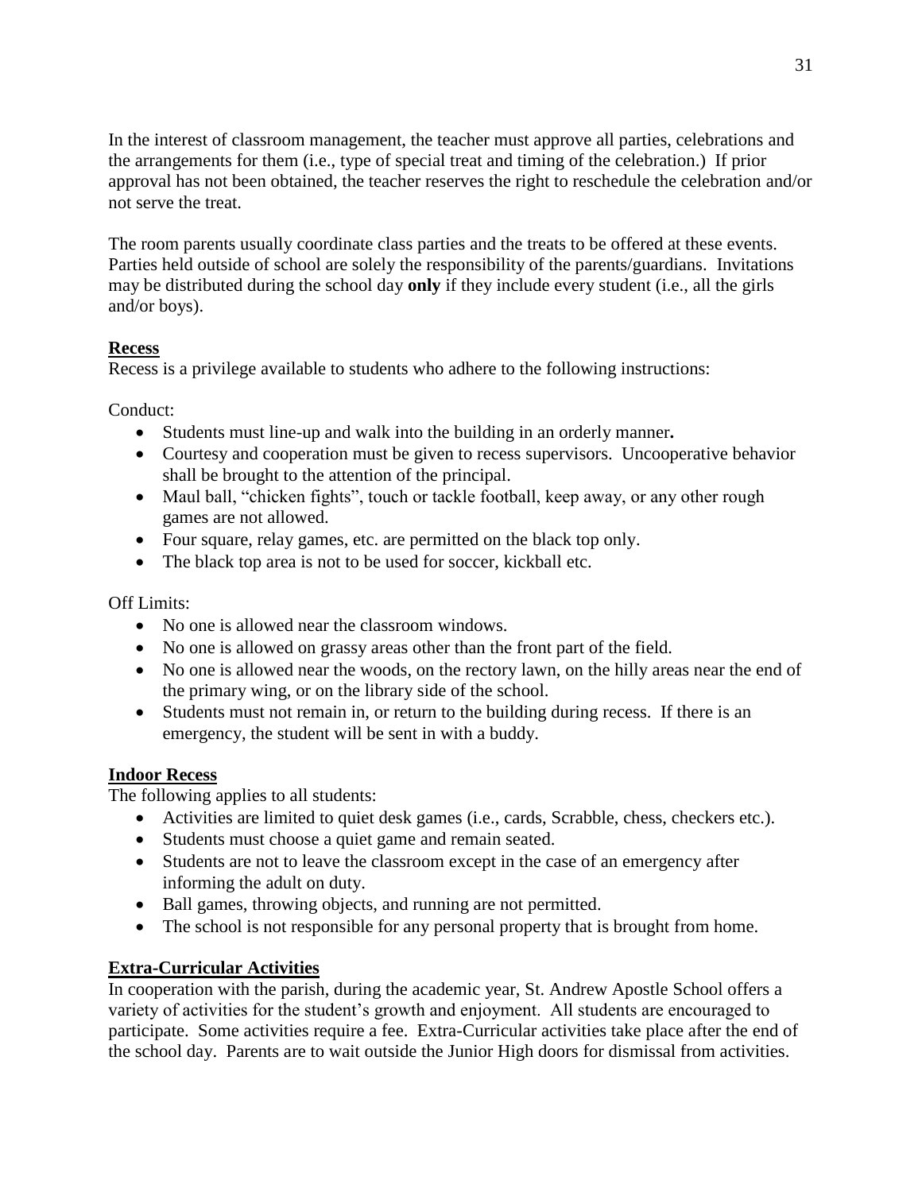In the interest of classroom management, the teacher must approve all parties, celebrations and the arrangements for them (i.e., type of special treat and timing of the celebration.) If prior approval has not been obtained, the teacher reserves the right to reschedule the celebration and/or not serve the treat.

The room parents usually coordinate class parties and the treats to be offered at these events. Parties held outside of school are solely the responsibility of the parents/guardians. Invitations may be distributed during the school day **only** if they include every student (i.e., all the girls and/or boys).

## Recess

Recess is a privilege available to students who adhere to the following instructions:

Conduct:

- Students must line-up and walk into the building in an orderly manner**.**
- Courtesy and cooperation must be given to recess supervisors. Uncooperative behavior shall be brought to the attention of the principal.
- Maul ball, "chicken fights", touch or tackle football, keep away, or any other rough games are not allowed.
- Four square, relay games, etc. are permitted on the black top only.
- The black top area is not to be used for soccer, kickball etc.

Off Limits:

- No one is allowed near the classroom windows.
- No one is allowed on grassy areas other than the front part of the field.
- No one is allowed near the woods, on the rectory lawn, on the hilly areas near the end of the primary wing, or on the library side of the school.
- Students must not remain in, or return to the building during recess. If there is an emergency, the student will be sent in with a buddy.

## Indoor Recess

The following applies to all students:

- Activities are limited to quiet desk games (i.e., cards, Scrabble, chess, checkers etc.).
- Students must choose a quiet game and remain seated.
- Students are not to leave the classroom except in the case of an emergency after informing the adult on duty.
- Ball games, throwing objects, and running are not permitted.
- The school is not responsible for any personal property that is brought from home.

## Extra-Curricular Activities

In cooperation with the parish, during the academic year, St. Andrew Apostle School offers a variety of activities for the student's growth and enjoyment. All students are encouraged to participate. Some activities require a fee. Extra-Curricular activities take place after the end of the school day. Parents are to wait outside the Junior High doors for dismissal from activities.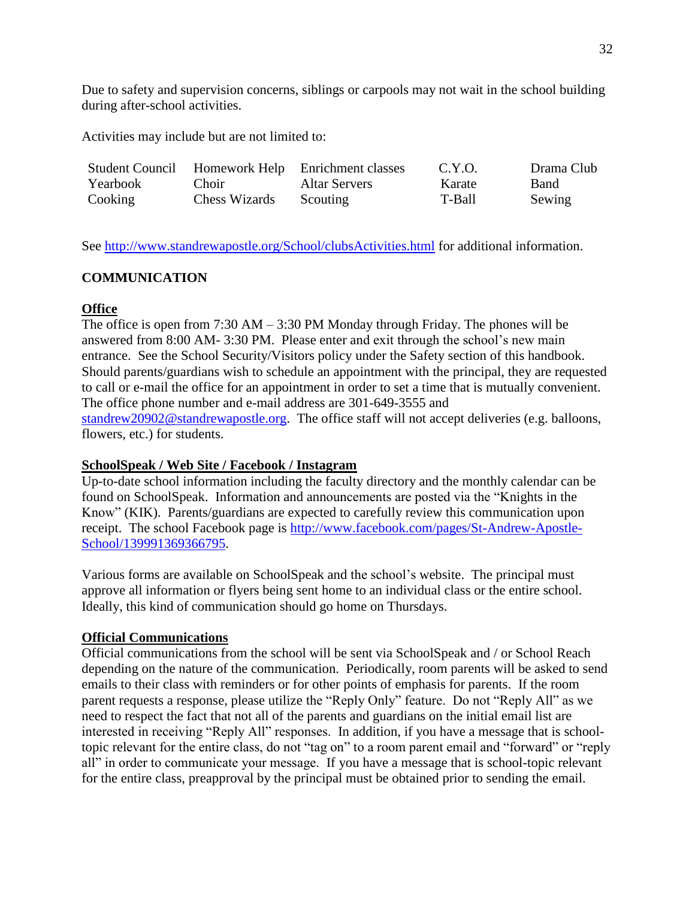Due to safety and supervision concerns, siblings or carpools may not wait in the school building during after-school activities.

Activities may include but are not limited to:

| | | | | |
|---|---|---|---|---|
| Student Council | Homework Help | Enrichment classes | C.Y.O. | Drama Club |
| Yearbook | Choir | Altar Servers | Karate | Band |
| Cooking | Chess Wizards | Scouting | T-Ball | Sewing |

See [http://www.standrewapostle.org/School/clubsActivities.html](http://www.standrewapostle.org/School/clubsActivities.html) for additional information.

## COMMUNICATION

### Office

The office is open from 7:30 AM – 3:30 PM Monday through Friday. The phones will be answered from 8:00 AM- 3:30 PM. Please enter and exit through the school's new main entrance. See the School Security/Visitors policy under the Safety section of this handbook. Should parents/guardians wish to schedule an appointment with the principal, they are requested to call or e-mail the office for an appointment in order to set a time that is mutually convenient. The office phone number and e-mail address are 301-649-3555 and [standrew20902@standrewapostle.org](mailto:standrew20902@standrewapostle.org). The office staff will not accept deliveries (e.g. balloons, flowers, etc.) for students.

### SchoolSpeak / Web Site / Facebook / Instagram

Up-to-date school information including the faculty directory and the monthly calendar can be found on SchoolSpeak. Information and announcements are posted via the "Knights in the Know" (KIK). Parents/guardians are expected to carefully review this communication upon receipt. The school Facebook page is [http://www.facebook.com/pages/St-Andrew-Apostle-School/139991369366795](http://www.facebook.com/pages/St-Andrew-Apostle-School/139991369366795).

Various forms are available on SchoolSpeak and the school's website. The principal must approve all information or flyers being sent home to an individual class or the entire school. Ideally, this kind of communication should go home on Thursdays.

### Official Communications

Official communications from the school will be sent via SchoolSpeak and / or School Reach depending on the nature of the communication. Periodically, room parents will be asked to send emails to their class with reminders or for other points of emphasis for parents. If the room parent requests a response, please utilize the "Reply Only" feature. Do not "Reply All" as we need to respect the fact that not all of the parents and guardians on the initial email list are interested in receiving "Reply All" responses. In addition, if you have a message that is school-topic relevant for the entire class, do not "tag on" to a room parent email and "forward" or "reply all" in order to communicate your message. If you have a message that is school-topic relevant for the entire class, preapproval by the principal must be obtained prior to sending the email.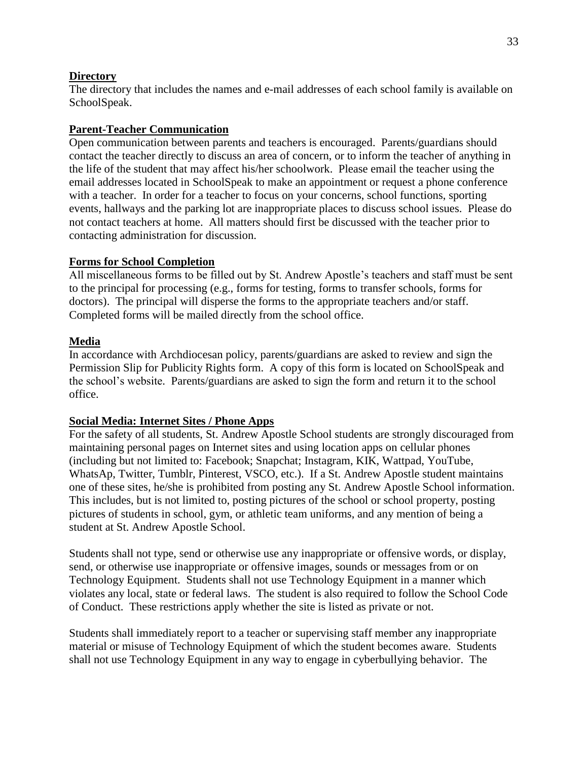**Directory**

The directory that includes the names and e-mail addresses of each school family is available on SchoolSpeak.

**Parent-Teacher Communication**

Open communication between parents and teachers is encouraged. Parents/guardians should contact the teacher directly to discuss an area of concern, or to inform the teacher of anything in the life of the student that may affect his/her schoolwork. Please email the teacher using the email addresses located in SchoolSpeak to make an appointment or request a phone conference with a teacher. In order for a teacher to focus on your concerns, school functions, sporting events, hallways and the parking lot are inappropriate places to discuss school issues. Please do not contact teachers at home. All matters should first be discussed with the teacher prior to contacting administration for discussion.

**Forms for School Completion**

All miscellaneous forms to be filled out by St. Andrew Apostle's teachers and staff must be sent to the principal for processing (e.g., forms for testing, forms to transfer schools, forms for doctors). The principal will disperse the forms to the appropriate teachers and/or staff. Completed forms will be mailed directly from the school office.

**Media**

In accordance with Archdiocesan policy, parents/guardians are asked to review and sign the Permission Slip for Publicity Rights form. A copy of this form is located on SchoolSpeak and the school's website. Parents/guardians are asked to sign the form and return it to the school office.

**Social Media: Internet Sites / Phone Apps**

For the safety of all students, St. Andrew Apostle School students are strongly discouraged from maintaining personal pages on Internet sites and using location apps on cellular phones (including but not limited to: Facebook; Snapchat; Instagram, KIK, Wattpad, YouTube, WhatsAp, Twitter, Tumblr, Pinterest, VSCO, etc.). If a St. Andrew Apostle student maintains one of these sites, he/she is prohibited from posting any St. Andrew Apostle School information. This includes, but is not limited to, posting pictures of the school or school property, posting pictures of students in school, gym, or athletic team uniforms, and any mention of being a student at St. Andrew Apostle School.

Students shall not type, send or otherwise use any inappropriate or offensive words, or display, send, or otherwise use inappropriate or offensive images, sounds or messages from or on Technology Equipment. Students shall not use Technology Equipment in a manner which violates any local, state or federal laws. The student is also required to follow the School Code of Conduct. These restrictions apply whether the site is listed as private or not.

Students shall immediately report to a teacher or supervising staff member any inappropriate material or misuse of Technology Equipment of which the student becomes aware. Students shall not use Technology Equipment in any way to engage in cyberbullying behavior. The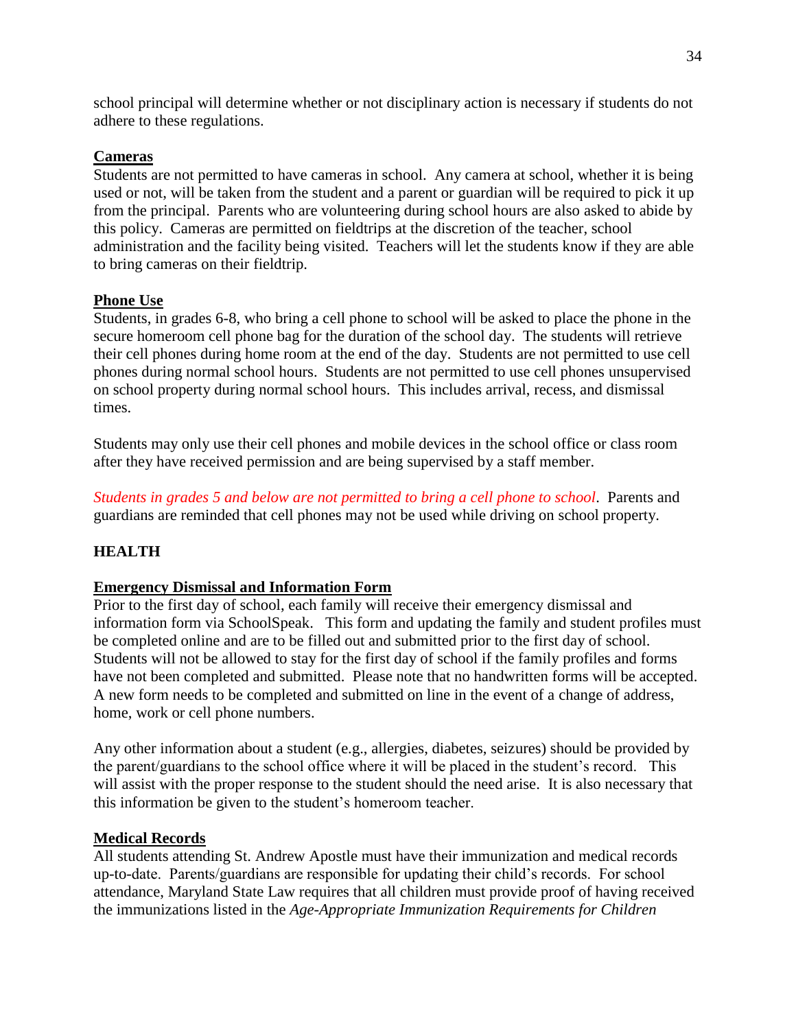school principal will determine whether or not disciplinary action is necessary if students do not adhere to these regulations.

**Cameras**

Students are not permitted to have cameras in school. Any camera at school, whether it is being used or not, will be taken from the student and a parent or guardian will be required to pick it up from the principal. Parents who are volunteering during school hours are also asked to abide by this policy. Cameras are permitted on fieldtrips at the discretion of the teacher, school administration and the facility being visited. Teachers will let the students know if they are able to bring cameras on their fieldtrip.

**Phone Use**

Students, in grades 6-8, who bring a cell phone to school will be asked to place the phone in the secure homeroom cell phone bag for the duration of the school day. The students will retrieve their cell phones during home room at the end of the day. Students are not permitted to use cell phones during normal school hours. Students are not permitted to use cell phones unsupervised on school property during normal school hours. This includes arrival, recess, and dismissal times.

Students may only use their cell phones and mobile devices in the school office or class room after they have received permission and are being supervised by a staff member.

*Students in grades 5 and below are not permitted to bring a cell phone to school*. Parents and guardians are reminded that cell phones may not be used while driving on school property.

## HEALTH

**Emergency Dismissal and Information Form**

Prior to the first day of school, each family will receive their emergency dismissal and information form via SchoolSpeak. This form and updating the family and student profiles must be completed online and are to be filled out and submitted prior to the first day of school. Students will not be allowed to stay for the first day of school if the family profiles and forms have not been completed and submitted. Please note that no handwritten forms will be accepted. A new form needs to be completed and submitted on line in the event of a change of address, home, work or cell phone numbers.

Any other information about a student (e.g., allergies, diabetes, seizures) should be provided by the parent/guardians to the school office where it will be placed in the student's record. This will assist with the proper response to the student should the need arise. It is also necessary that this information be given to the student's homeroom teacher.

**Medical Records**

All students attending St. Andrew Apostle must have their immunization and medical records up-to-date. Parents/guardians are responsible for updating their child's records. For school attendance, Maryland State Law requires that all children must provide proof of having received the immunizations listed in the *Age-Appropriate Immunization Requirements for Children*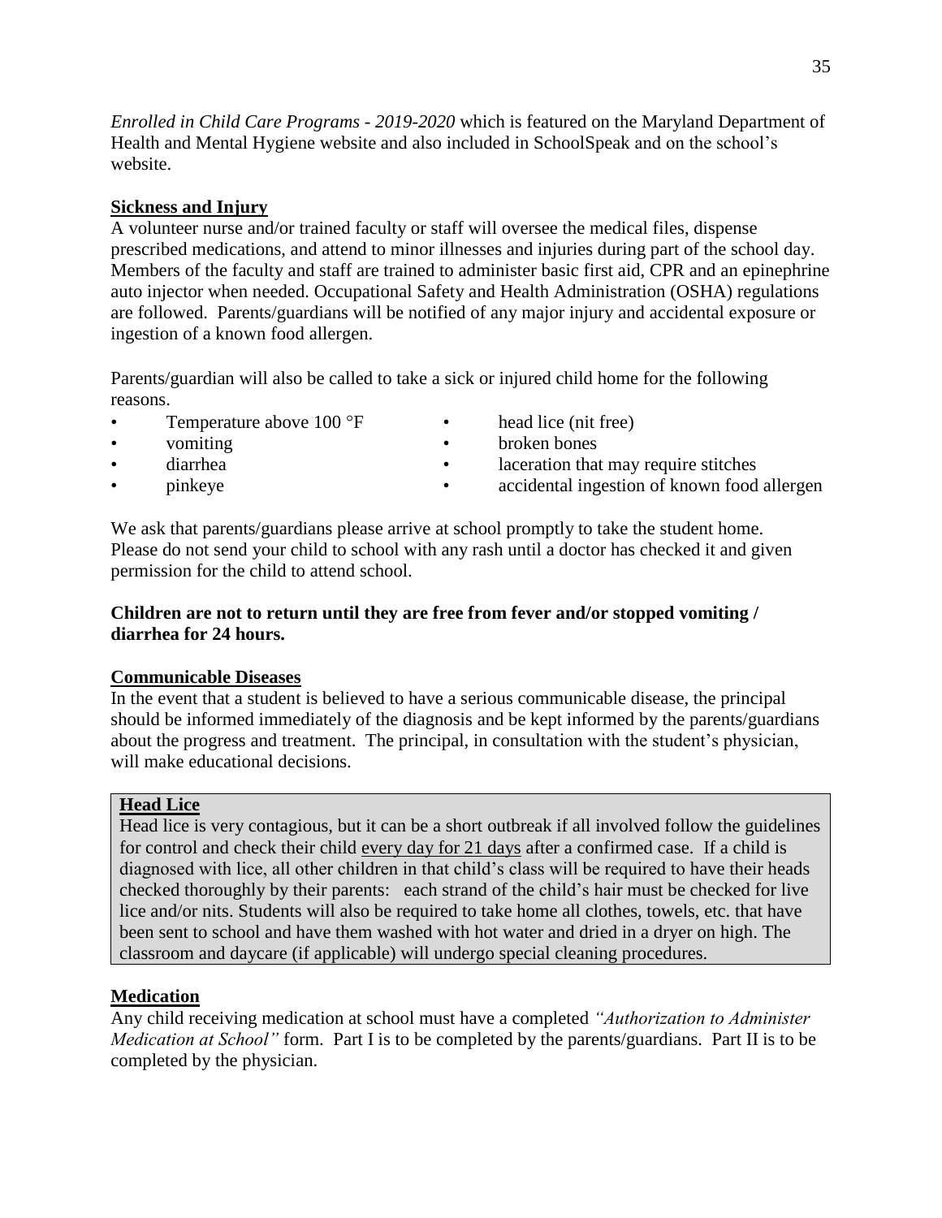*Enrolled in Child Care Programs - 2019-2020* which is featured on the Maryland Department of Health and Mental Hygiene website and also included in SchoolSpeak and on the school's website.

**Sickness and Injury**

A volunteer nurse and/or trained faculty or staff will oversee the medical files, dispense prescribed medications, and attend to minor illnesses and injuries during part of the school day. Members of the faculty and staff are trained to administer basic first aid, CPR and an epinephrine auto injector when needed. Occupational Safety and Health Administration (OSHA) regulations are followed. Parents/guardians will be notified of any major injury and accidental exposure or ingestion of a known food allergen.

Parents/guardian will also be called to take a sick or injured child home for the following reasons.

- Temperature above 100 °F
- vomiting
- diarrhea
- pinkeye
- head lice (nit free)
- broken bones
- laceration that may require stitches
- accidental ingestion of known food allergen

We ask that parents/guardians please arrive at school promptly to take the student home. Please do not send your child to school with any rash until a doctor has checked it and given permission for the child to attend school.

**Children are not to return until they are free from fever and/or stopped vomiting / diarrhea for 24 hours.**

**Communicable Diseases**

In the event that a student is believed to have a serious communicable disease, the principal should be informed immediately of the diagnosis and be kept informed by the parents/guardians about the progress and treatment. The principal, in consultation with the student's physician, will make educational decisions.

**Head Lice**

Head lice is very contagious, but it can be a short outbreak if all involved follow the guidelines for control and check their child every day for 21 days after a confirmed case. If a child is diagnosed with lice, all other children in that child's class will be required to have their heads checked thoroughly by their parents: each strand of the child's hair must be checked for live lice and/or nits. Students will also be required to take home all clothes, towels, etc. that have been sent to school and have them washed with hot water and dried in a dryer on high. The classroom and daycare (if applicable) will undergo special cleaning procedures.

**Medication**

Any child receiving medication at school must have a completed *"Authorization to Administer Medication at School"* form. Part I is to be completed by the parents/guardians. Part II is to be completed by the physician.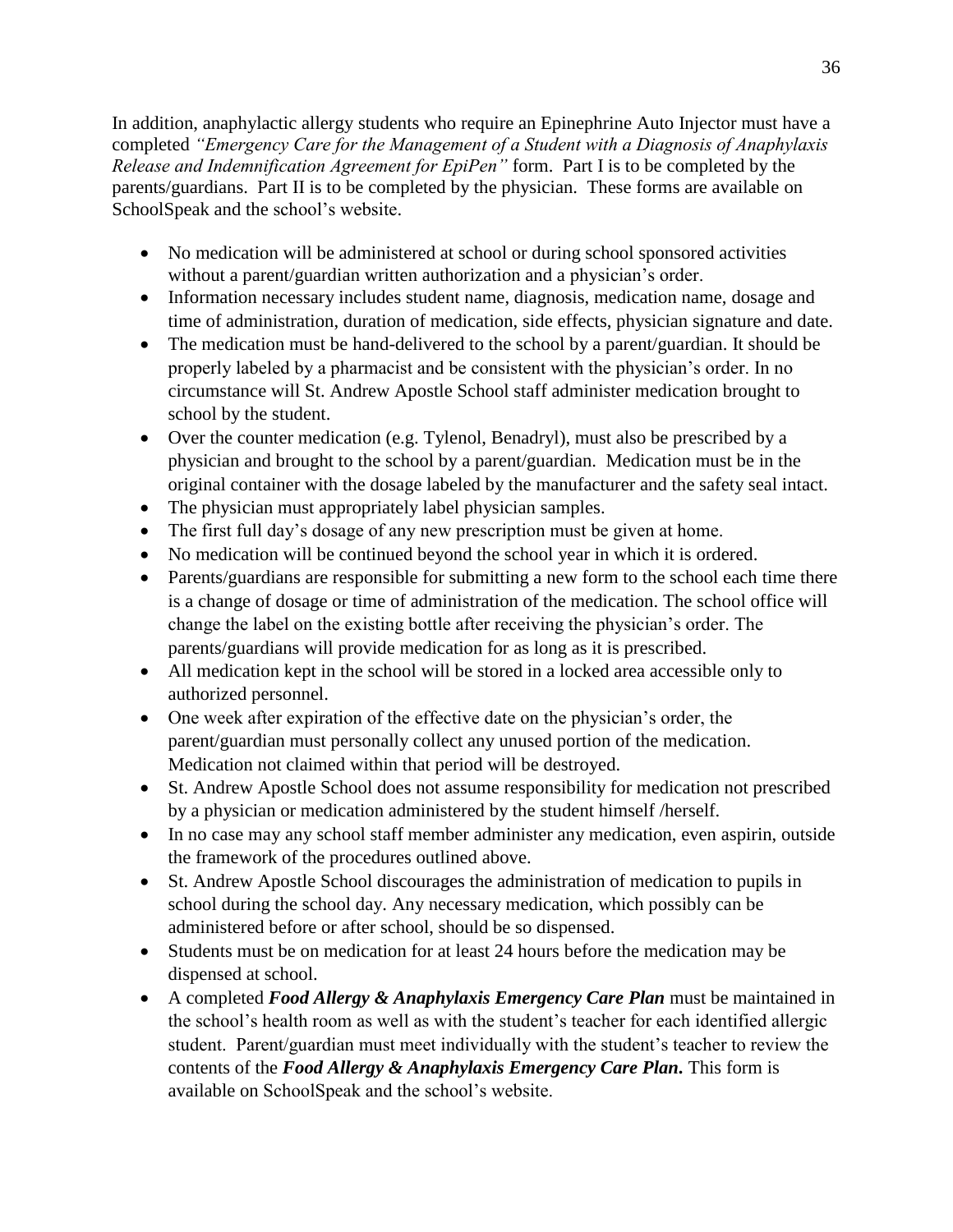In addition, anaphylactic allergy students who require an Epinephrine Auto Injector must have a completed *"Emergency Care for the Management of a Student with a Diagnosis of Anaphylaxis Release and Indemnification Agreement for EpiPen"* form. Part I is to be completed by the parents/guardians. Part II is to be completed by the physician. These forms are available on SchoolSpeak and the school's website.

- No medication will be administered at school or during school sponsored activities without a parent/guardian written authorization and a physician's order.
- Information necessary includes student name, diagnosis, medication name, dosage and time of administration, duration of medication, side effects, physician signature and date.
- The medication must be hand-delivered to the school by a parent/guardian. It should be properly labeled by a pharmacist and be consistent with the physician's order. In no circumstance will St. Andrew Apostle School staff administer medication brought to school by the student.
- Over the counter medication (e.g. Tylenol, Benadryl), must also be prescribed by a physician and brought to the school by a parent/guardian. Medication must be in the original container with the dosage labeled by the manufacturer and the safety seal intact.
- The physician must appropriately label physician samples.
- The first full day's dosage of any new prescription must be given at home.
- No medication will be continued beyond the school year in which it is ordered.
- Parents/guardians are responsible for submitting a new form to the school each time there is a change of dosage or time of administration of the medication. The school office will change the label on the existing bottle after receiving the physician's order. The parents/guardians will provide medication for as long as it is prescribed.
- All medication kept in the school will be stored in a locked area accessible only to authorized personnel.
- One week after expiration of the effective date on the physician's order, the parent/guardian must personally collect any unused portion of the medication. Medication not claimed within that period will be destroyed.
- St. Andrew Apostle School does not assume responsibility for medication not prescribed by a physician or medication administered by the student himself /herself.
- In no case may any school staff member administer any medication, even aspirin, outside the framework of the procedures outlined above.
- St. Andrew Apostle School discourages the administration of medication to pupils in school during the school day. Any necessary medication, which possibly can be administered before or after school, should be so dispensed.
- Students must be on medication for at least 24 hours before the medication may be dispensed at school.
- A completed ***Food Allergy & Anaphylaxis Emergency Care Plan*** must be maintained in the school's health room as well as with the student's teacher for each identified allergic student. Parent/guardian must meet individually with the student's teacher to review the contents of the ***Food Allergy & Anaphylaxis Emergency Care Plan*.** This form is available on SchoolSpeak and the school's website.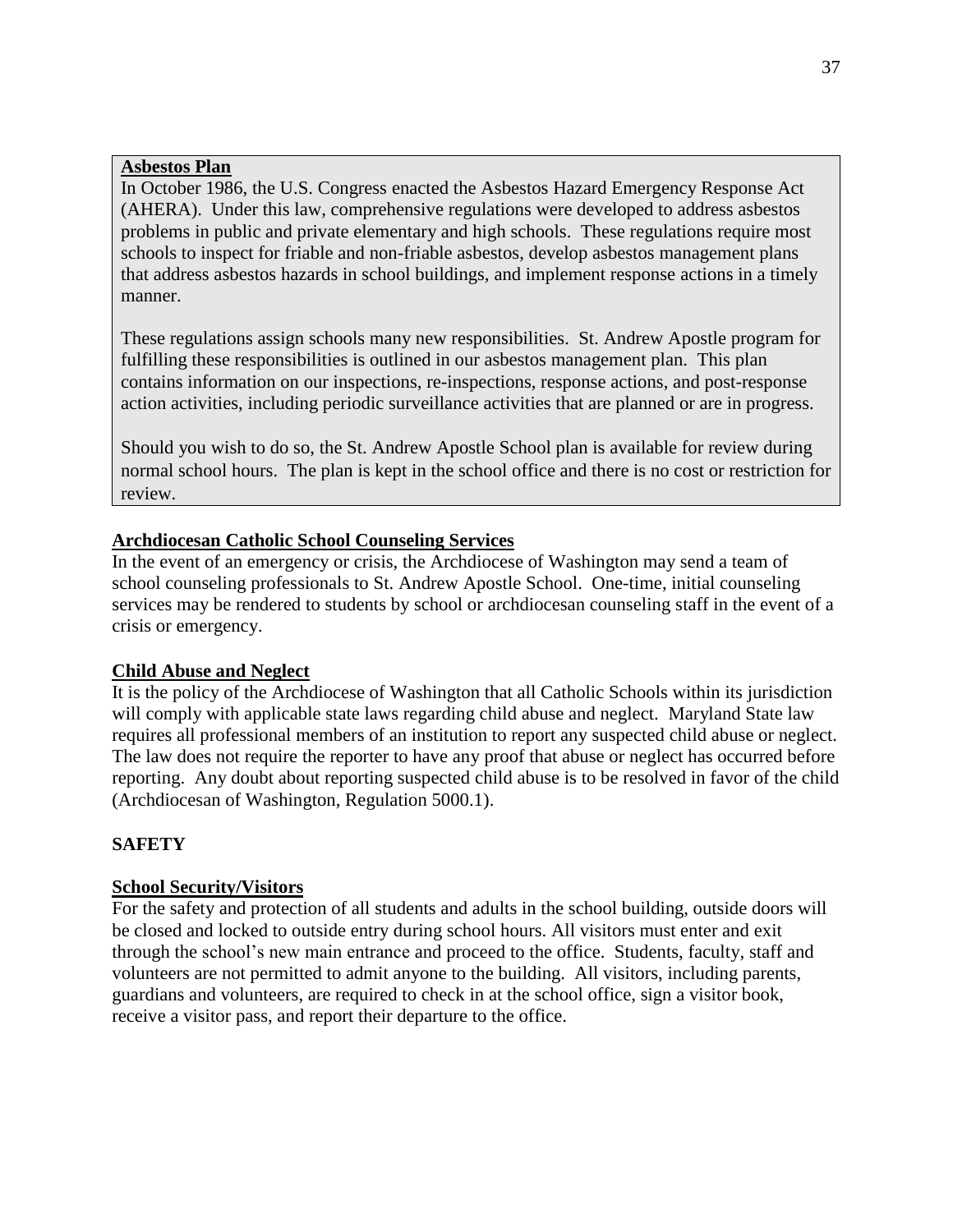**Asbestos Plan**

In October 1986, the U.S. Congress enacted the Asbestos Hazard Emergency Response Act (AHERA). Under this law, comprehensive regulations were developed to address asbestos problems in public and private elementary and high schools. These regulations require most schools to inspect for friable and non-friable asbestos, develop asbestos management plans that address asbestos hazards in school buildings, and implement response actions in a timely manner.

These regulations assign schools many new responsibilities. St. Andrew Apostle program for fulfilling these responsibilities is outlined in our asbestos management plan. This plan contains information on our inspections, re-inspections, response actions, and post-response action activities, including periodic surveillance activities that are planned or are in progress.

Should you wish to do so, the St. Andrew Apostle School plan is available for review during normal school hours. The plan is kept in the school office and there is no cost or restriction for review.

**Archdiocesan Catholic School Counseling Services**

In the event of an emergency or crisis, the Archdiocese of Washington may send a team of school counseling professionals to St. Andrew Apostle School. One-time, initial counseling services may be rendered to students by school or archdiocesan counseling staff in the event of a crisis or emergency.

**Child Abuse and Neglect**

It is the policy of the Archdiocese of Washington that all Catholic Schools within its jurisdiction will comply with applicable state laws regarding child abuse and neglect. Maryland State law requires all professional members of an institution to report any suspected child abuse or neglect. The law does not require the reporter to have any proof that abuse or neglect has occurred before reporting. Any doubt about reporting suspected child abuse is to be resolved in favor of the child (Archdiocesan of Washington, Regulation 5000.1).

## SAFETY

**School Security/Visitors**

For the safety and protection of all students and adults in the school building, outside doors will be closed and locked to outside entry during school hours. All visitors must enter and exit through the school's new main entrance and proceed to the office. Students, faculty, staff and volunteers are not permitted to admit anyone to the building. All visitors, including parents, guardians and volunteers, are required to check in at the school office, sign a visitor book, receive a visitor pass, and report their departure to the office.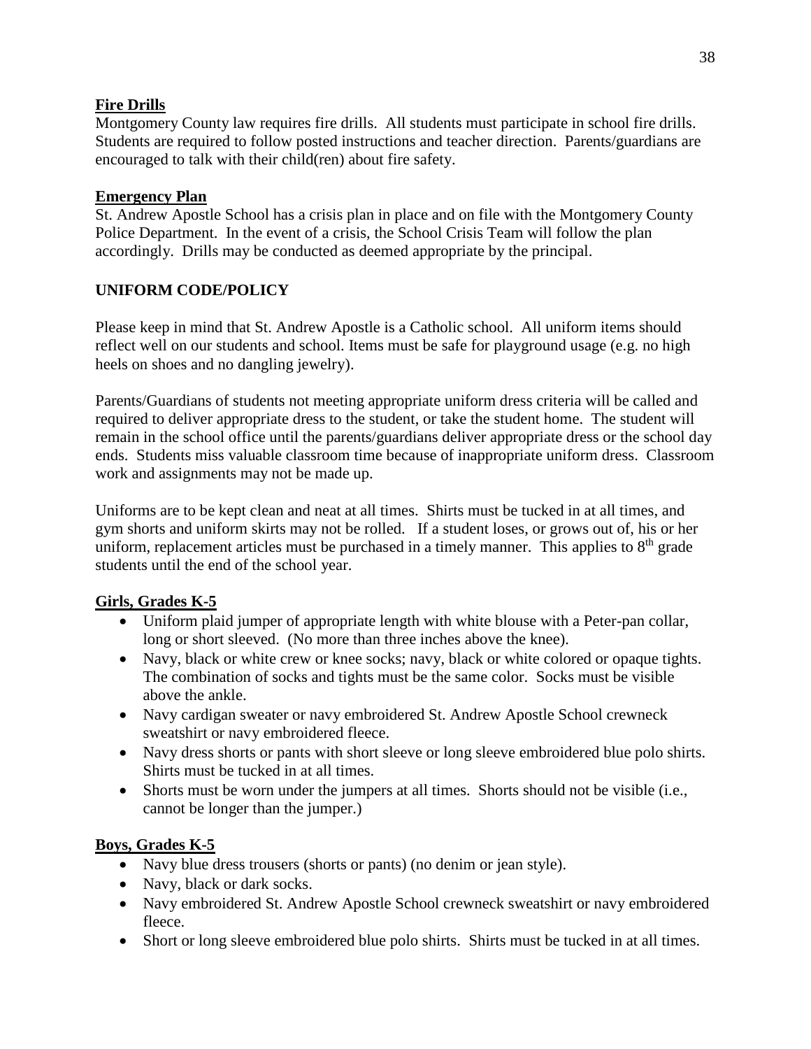**Fire Drills**

Montgomery County law requires fire drills. All students must participate in school fire drills. Students are required to follow posted instructions and teacher direction. Parents/guardians are encouraged to talk with their child(ren) about fire safety.

**Emergency Plan**

St. Andrew Apostle School has a crisis plan in place and on file with the Montgomery County Police Department. In the event of a crisis, the School Crisis Team will follow the plan accordingly. Drills may be conducted as deemed appropriate by the principal.

## UNIFORM CODE/POLICY

Please keep in mind that St. Andrew Apostle is a Catholic school. All uniform items should reflect well on our students and school. Items must be safe for playground usage (e.g. no high heels on shoes and no dangling jewelry).

Parents/Guardians of students not meeting appropriate uniform dress criteria will be called and required to deliver appropriate dress to the student, or take the student home. The student will remain in the school office until the parents/guardians deliver appropriate dress or the school day ends. Students miss valuable classroom time because of inappropriate uniform dress. Classroom work and assignments may not be made up.

Uniforms are to be kept clean and neat at all times. Shirts must be tucked in at all times, and gym shorts and uniform skirts may not be rolled. If a student loses, or grows out of, his or her uniform, replacement articles must be purchased in a timely manner. This applies to 8th grade students until the end of the school year.

**Girls, Grades K-5**

- Uniform plaid jumper of appropriate length with white blouse with a Peter-pan collar, long or short sleeved. (No more than three inches above the knee).
- Navy, black or white crew or knee socks; navy, black or white colored or opaque tights. The combination of socks and tights must be the same color. Socks must be visible above the ankle.
- Navy cardigan sweater or navy embroidered St. Andrew Apostle School crewneck sweatshirt or navy embroidered fleece.
- Navy dress shorts or pants with short sleeve or long sleeve embroidered blue polo shirts. Shirts must be tucked in at all times.
- Shorts must be worn under the jumpers at all times. Shorts should not be visible (i.e., cannot be longer than the jumper.)

**Boys, Grades K-5**

- Navy blue dress trousers (shorts or pants) (no denim or jean style).
- Navy, black or dark socks.
- Navy embroidered St. Andrew Apostle School crewneck sweatshirt or navy embroidered fleece.
- Short or long sleeve embroidered blue polo shirts. Shirts must be tucked in at all times.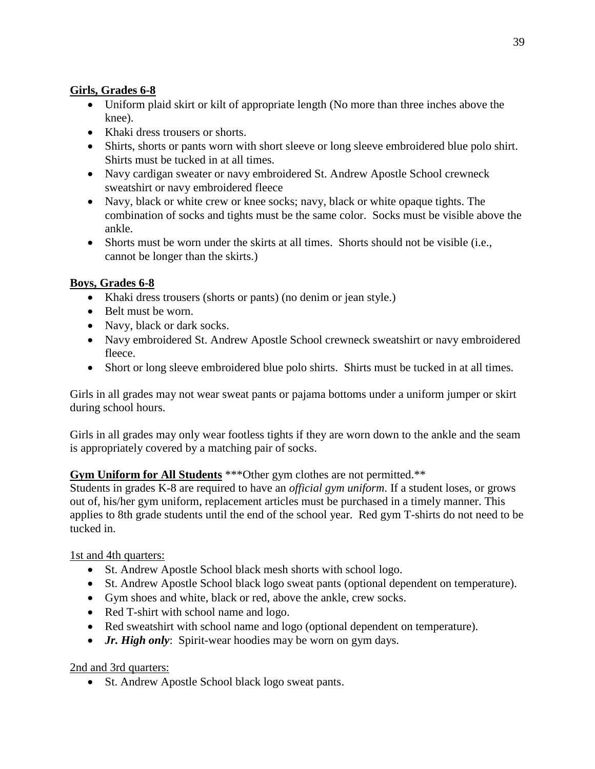**Girls, Grades 6-8**

- Uniform plaid skirt or kilt of appropriate length (No more than three inches above the knee).
- Khaki dress trousers or shorts.
- Shirts, shorts or pants worn with short sleeve or long sleeve embroidered blue polo shirt. Shirts must be tucked in at all times.
- Navy cardigan sweater or navy embroidered St. Andrew Apostle School crewneck sweatshirt or navy embroidered fleece
- Navy, black or white crew or knee socks; navy, black or white opaque tights. The combination of socks and tights must be the same color. Socks must be visible above the ankle.
- Shorts must be worn under the skirts at all times. Shorts should not be visible (i.e., cannot be longer than the skirts.)

**Boys, Grades 6-8**

- Khaki dress trousers (shorts or pants) (no denim or jean style.)
- Belt must be worn.
- Navy, black or dark socks.
- Navy embroidered St. Andrew Apostle School crewneck sweatshirt or navy embroidered fleece.
- Short or long sleeve embroidered blue polo shirts. Shirts must be tucked in at all times.

Girls in all grades may not wear sweat pants or pajama bottoms under a uniform jumper or skirt during school hours.

Girls in all grades may only wear footless tights if they are worn down to the ankle and the seam is appropriately covered by a matching pair of socks.

**Gym Uniform for All Students** ***Other gym clothes are not permitted.**
Students in grades K-8 are required to have an *official gym uniform*. If a student loses, or grows out of, his/her gym uniform, replacement articles must be purchased in a timely manner. This applies to 8th grade students until the end of the school year. Red gym T-shirts do not need to be tucked in.

1st and 4th quarters:

- St. Andrew Apostle School black mesh shorts with school logo.
- St. Andrew Apostle School black logo sweat pants (optional dependent on temperature).
- Gym shoes and white, black or red, above the ankle, crew socks.
- Red T-shirt with school name and logo.
- Red sweatshirt with school name and logo (optional dependent on temperature).
- ***Jr. High only***: Spirit-wear hoodies may be worn on gym days.

2nd and 3rd quarters:

- St. Andrew Apostle School black logo sweat pants.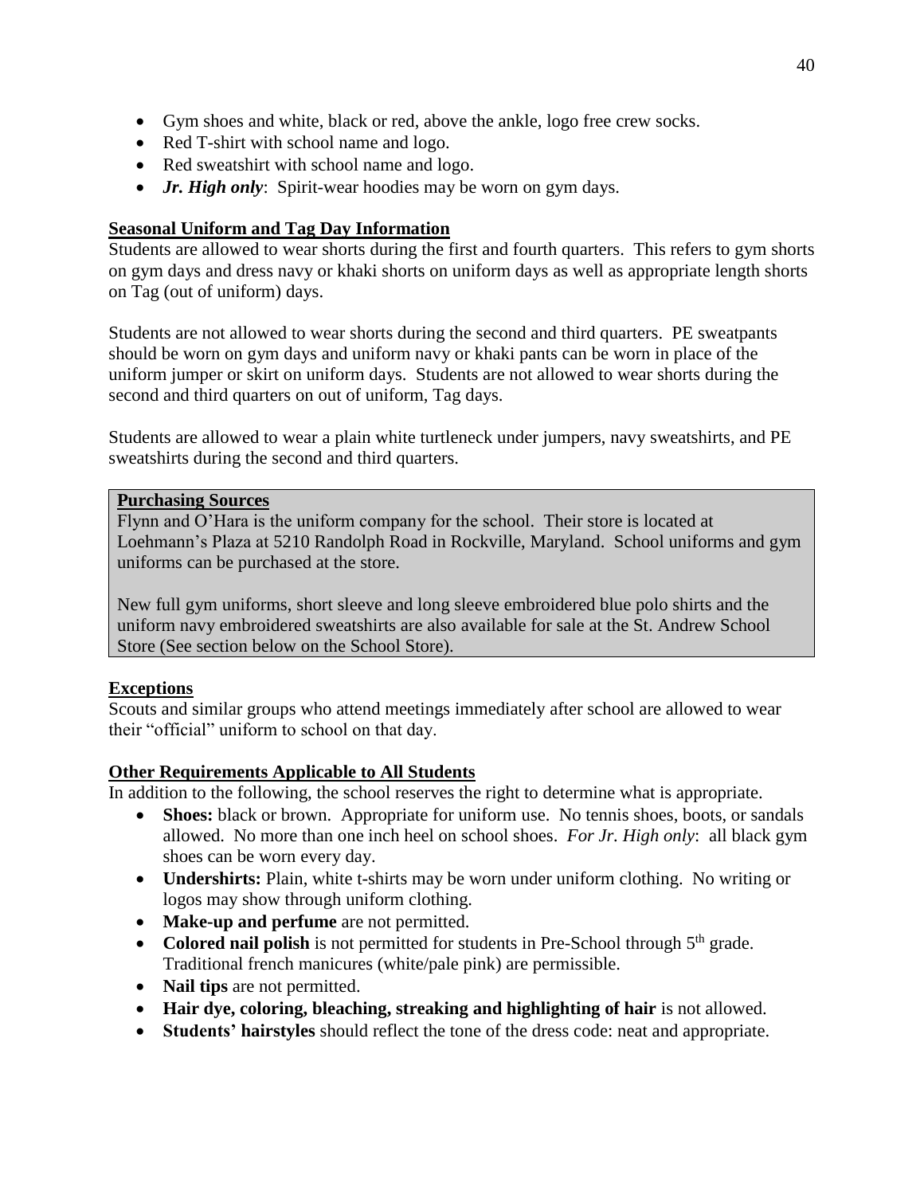- Gym shoes and white, black or red, above the ankle, logo free crew socks.
- Red T-shirt with school name and logo.
- Red sweatshirt with school name and logo.
- ***Jr. High only***: Spirit-wear hoodies may be worn on gym days.

## Seasonal Uniform and Tag Day Information

Students are allowed to wear shorts during the first and fourth quarters. This refers to gym shorts on gym days and dress navy or khaki shorts on uniform days as well as appropriate length shorts on Tag (out of uniform) days.

Students are not allowed to wear shorts during the second and third quarters. PE sweatpants should be worn on gym days and uniform navy or khaki pants can be worn in place of the uniform jumper or skirt on uniform days. Students are not allowed to wear shorts during the second and third quarters on out of uniform, Tag days.

Students are allowed to wear a plain white turtleneck under jumpers, navy sweatshirts, and PE sweatshirts during the second and third quarters.

## Purchasing Sources

Flynn and O'Hara is the uniform company for the school. Their store is located at Loehmann's Plaza at 5210 Randolph Road in Rockville, Maryland. School uniforms and gym uniforms can be purchased at the store.

New full gym uniforms, short sleeve and long sleeve embroidered blue polo shirts and the uniform navy embroidered sweatshirts are also available for sale at the St. Andrew School Store (See section below on the School Store).

## Exceptions

Scouts and similar groups who attend meetings immediately after school are allowed to wear their "official" uniform to school on that day.

## Other Requirements Applicable to All Students

In addition to the following, the school reserves the right to determine what is appropriate.

- **Shoes:** black or brown. Appropriate for uniform use. No tennis shoes, boots, or sandals allowed. No more than one inch heel on school shoes. *For Jr. High only*: all black gym shoes can be worn every day.
- **Undershirts:** Plain, white t-shirts may be worn under uniform clothing. No writing or logos may show through uniform clothing.
- **Make-up and perfume** are not permitted.
- **Colored nail polish** is not permitted for students in Pre-School through 5th grade. Traditional french manicures (white/pale pink) are permissible.
- **Nail tips** are not permitted.
- **Hair dye, coloring, bleaching, streaking and highlighting of hair** is not allowed.
- **Students' hairstyles** should reflect the tone of the dress code: neat and appropriate.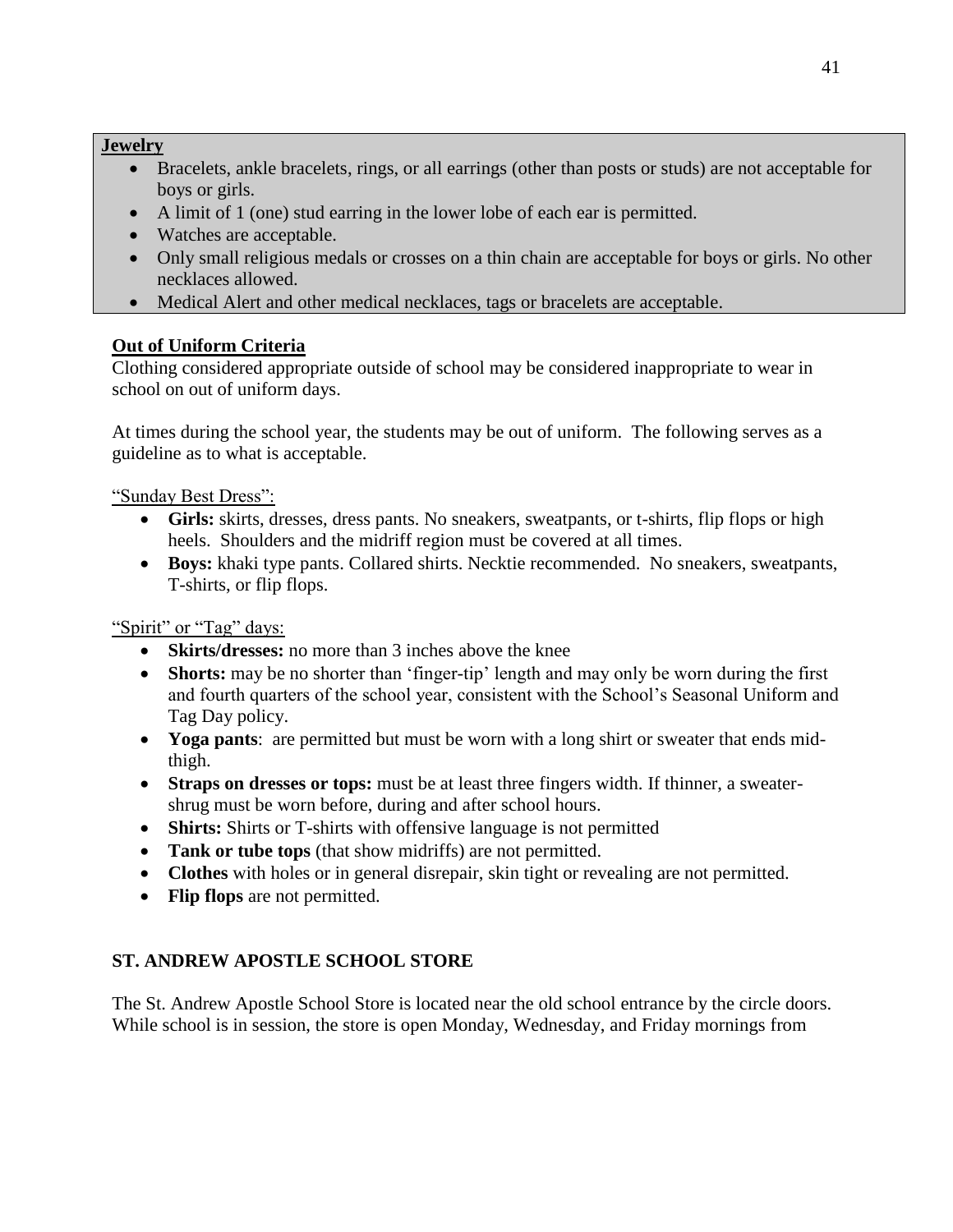**Jewelry**

- Bracelets, ankle bracelets, rings, or all earrings (other than posts or studs) are not acceptable for boys or girls.
- A limit of 1 (one) stud earring in the lower lobe of each ear is permitted.
- Watches are acceptable.
- Only small religious medals or crosses on a thin chain are acceptable for boys or girls. No other necklaces allowed.
- Medical Alert and other medical necklaces, tags or bracelets are acceptable.

**Out of Uniform Criteria**

Clothing considered appropriate outside of school may be considered inappropriate to wear in school on out of uniform days.

At times during the school year, the students may be out of uniform. The following serves as a guideline as to what is acceptable.

"Sunday Best Dress":

- **Girls:** skirts, dresses, dress pants. No sneakers, sweatpants, or t-shirts, flip flops or high heels. Shoulders and the midriff region must be covered at all times.
- **Boys:** khaki type pants. Collared shirts. Necktie recommended. No sneakers, sweatpants, T-shirts, or flip flops.

"Spirit" or "Tag" days:

- **Skirts/dresses:** no more than 3 inches above the knee
- **Shorts:** may be no shorter than 'finger-tip' length and may only be worn during the first and fourth quarters of the school year, consistent with the School's Seasonal Uniform and Tag Day policy.
- **Yoga pants**: are permitted but must be worn with a long shirt or sweater that ends mid-thigh.
- **Straps on dresses or tops:** must be at least three fingers width. If thinner, a sweater-shrug must be worn before, during and after school hours.
- **Shirts:** Shirts or T-shirts with offensive language is not permitted
- **Tank or tube tops** (that show midriffs) are not permitted.
- **Clothes** with holes or in general disrepair, skin tight or revealing are not permitted.
- **Flip flops** are not permitted.

## ST. ANDREW APOSTLE SCHOOL STORE

The St. Andrew Apostle School Store is located near the old school entrance by the circle doors. While school is in session, the store is open Monday, Wednesday, and Friday mornings from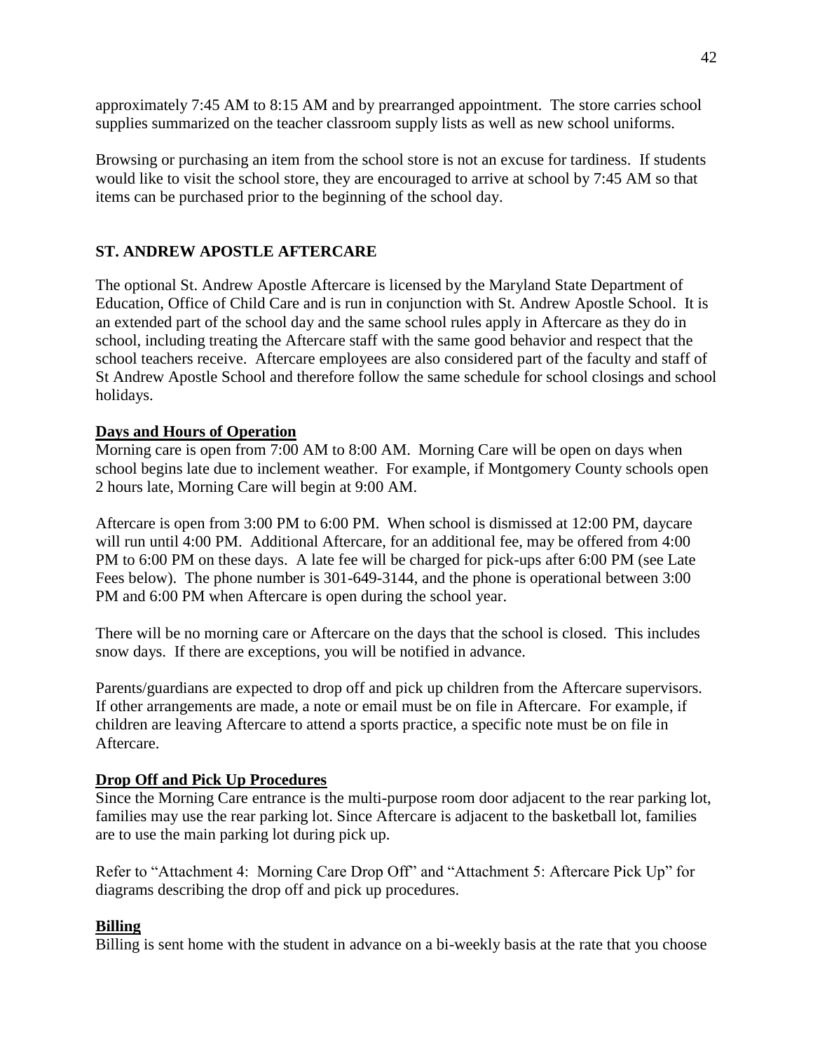approximately 7:45 AM to 8:15 AM and by prearranged appointment. The store carries school supplies summarized on the teacher classroom supply lists as well as new school uniforms.

Browsing or purchasing an item from the school store is not an excuse for tardiness. If students would like to visit the school store, they are encouraged to arrive at school by 7:45 AM so that items can be purchased prior to the beginning of the school day.

## ST. ANDREW APOSTLE AFTERCARE

The optional St. Andrew Apostle Aftercare is licensed by the Maryland State Department of Education, Office of Child Care and is run in conjunction with St. Andrew Apostle School. It is an extended part of the school day and the same school rules apply in Aftercare as they do in school, including treating the Aftercare staff with the same good behavior and respect that the school teachers receive. Aftercare employees are also considered part of the faculty and staff of St Andrew Apostle School and therefore follow the same schedule for school closings and school holidays.

### Days and Hours of Operation

Morning care is open from 7:00 AM to 8:00 AM. Morning Care will be open on days when school begins late due to inclement weather. For example, if Montgomery County schools open 2 hours late, Morning Care will begin at 9:00 AM.

Aftercare is open from 3:00 PM to 6:00 PM. When school is dismissed at 12:00 PM, daycare will run until 4:00 PM. Additional Aftercare, for an additional fee, may be offered from 4:00 PM to 6:00 PM on these days. A late fee will be charged for pick-ups after 6:00 PM (see Late Fees below). The phone number is 301-649-3144, and the phone is operational between 3:00 PM and 6:00 PM when Aftercare is open during the school year.

There will be no morning care or Aftercare on the days that the school is closed. This includes snow days. If there are exceptions, you will be notified in advance.

Parents/guardians are expected to drop off and pick up children from the Aftercare supervisors. If other arrangements are made, a note or email must be on file in Aftercare. For example, if children are leaving Aftercare to attend a sports practice, a specific note must be on file in Aftercare.

### Drop Off and Pick Up Procedures

Since the Morning Care entrance is the multi-purpose room door adjacent to the rear parking lot, families may use the rear parking lot. Since Aftercare is adjacent to the basketball lot, families are to use the main parking lot during pick up.

Refer to "Attachment 4: Morning Care Drop Off" and "Attachment 5: Aftercare Pick Up" for diagrams describing the drop off and pick up procedures.

### Billing

Billing is sent home with the student in advance on a bi-weekly basis at the rate that you choose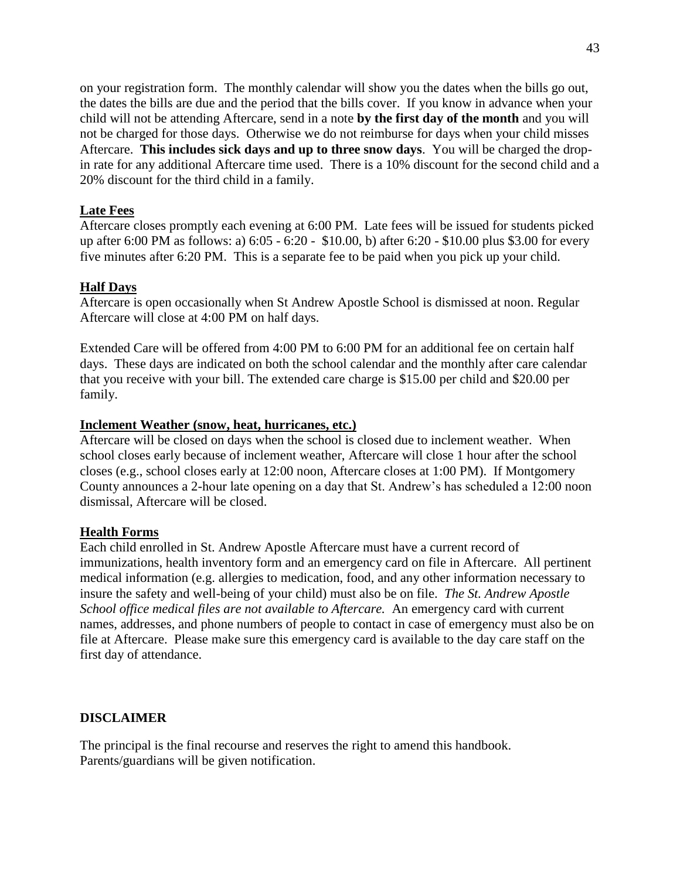on your registration form. The monthly calendar will show you the dates when the bills go out, the dates the bills are due and the period that the bills cover. If you know in advance when your child will not be attending Aftercare, send in a note **by the first day of the month** and you will not be charged for those days. Otherwise we do not reimburse for days when your child misses Aftercare. **This includes sick days and up to three snow days**. You will be charged the drop-in rate for any additional Aftercare time used. There is a 10% discount for the second child and a 20% discount for the third child in a family.

### Late Fees

Aftercare closes promptly each evening at 6:00 PM. Late fees will be issued for students picked up after 6:00 PM as follows: a) 6:05 - 6:20 - $10.00, b) after 6:20 - $10.00 plus $3.00 for every five minutes after 6:20 PM. This is a separate fee to be paid when you pick up your child.

### Half Days

Aftercare is open occasionally when St Andrew Apostle School is dismissed at noon. Regular Aftercare will close at 4:00 PM on half days.

Extended Care will be offered from 4:00 PM to 6:00 PM for an additional fee on certain half days. These days are indicated on both the school calendar and the monthly after care calendar that you receive with your bill. The extended care charge is $15.00 per child and $20.00 per family.

### Inclement Weather (snow, heat, hurricanes, etc.)

Aftercare will be closed on days when the school is closed due to inclement weather. When school closes early because of inclement weather, Aftercare will close 1 hour after the school closes (e.g., school closes early at 12:00 noon, Aftercare closes at 1:00 PM). If Montgomery County announces a 2-hour late opening on a day that St. Andrew's has scheduled a 12:00 noon dismissal, Aftercare will be closed.

### Health Forms

Each child enrolled in St. Andrew Apostle Aftercare must have a current record of immunizations, health inventory form and an emergency card on file in Aftercare. All pertinent medical information (e.g. allergies to medication, food, and any other information necessary to insure the safety and well-being of your child) must also be on file. *The St. Andrew Apostle School office medical files are not available to Aftercare.* An emergency card with current names, addresses, and phone numbers of people to contact in case of emergency must also be on file at Aftercare. Please make sure this emergency card is available to the day care staff on the first day of attendance.

## DISCLAIMER

The principal is the final recourse and reserves the right to amend this handbook. Parents/guardians will be given notification.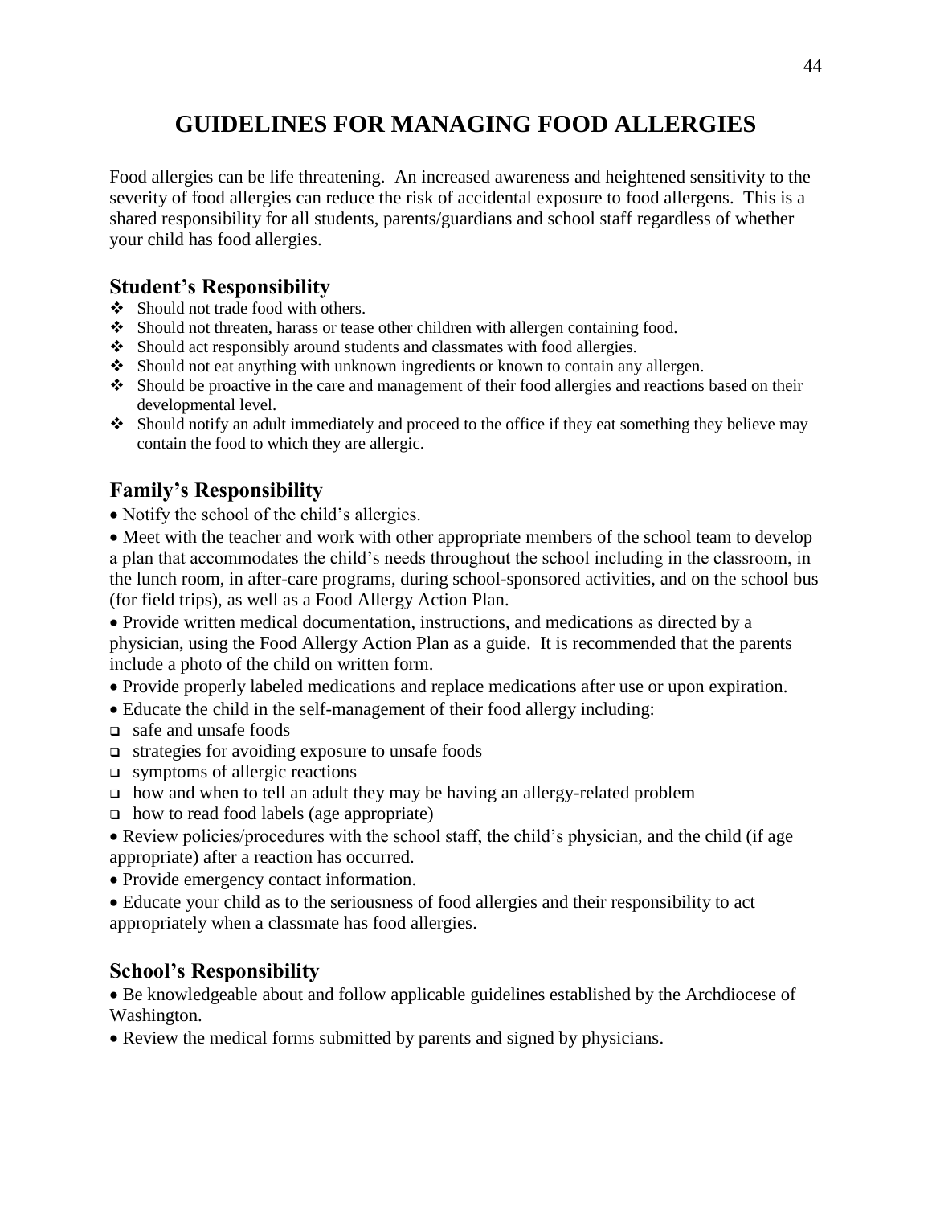# GUIDELINES FOR MANAGING FOOD ALLERGIES

Food allergies can be life threatening. An increased awareness and heightened sensitivity to the severity of food allergies can reduce the risk of accidental exposure to food allergens. This is a shared responsibility for all students, parents/guardians and school staff regardless of whether your child has food allergies.

## Student's Responsibility

- Should not trade food with others.
- Should not threaten, harass or tease other children with allergen containing food.
- Should act responsibly around students and classmates with food allergies.
- Should not eat anything with unknown ingredients or known to contain any allergen.
- Should be proactive in the care and management of their food allergies and reactions based on their developmental level.
- Should notify an adult immediately and proceed to the office if they eat something they believe may contain the food to which they are allergic.

## Family's Responsibility

- Notify the school of the child's allergies.
- Meet with the teacher and work with other appropriate members of the school team to develop a plan that accommodates the child's needs throughout the school including in the classroom, in the lunch room, in after-care programs, during school-sponsored activities, and on the school bus (for field trips), as well as a Food Allergy Action Plan.
- Provide written medical documentation, instructions, and medications as directed by a physician, using the Food Allergy Action Plan as a guide. It is recommended that the parents include a photo of the child on written form.
- Provide properly labeled medications and replace medications after use or upon expiration.
- Educate the child in the self-management of their food allergy including:
  - safe and unsafe foods
  - strategies for avoiding exposure to unsafe foods
  - symptoms of allergic reactions
  - how and when to tell an adult they may be having an allergy-related problem
  - how to read food labels (age appropriate)
- Review policies/procedures with the school staff, the child's physician, and the child (if age appropriate) after a reaction has occurred.
- Provide emergency contact information.
- Educate your child as to the seriousness of food allergies and their responsibility to act appropriately when a classmate has food allergies.

## School's Responsibility

- Be knowledgeable about and follow applicable guidelines established by the Archdiocese of Washington.
- Review the medical forms submitted by parents and signed by physicians.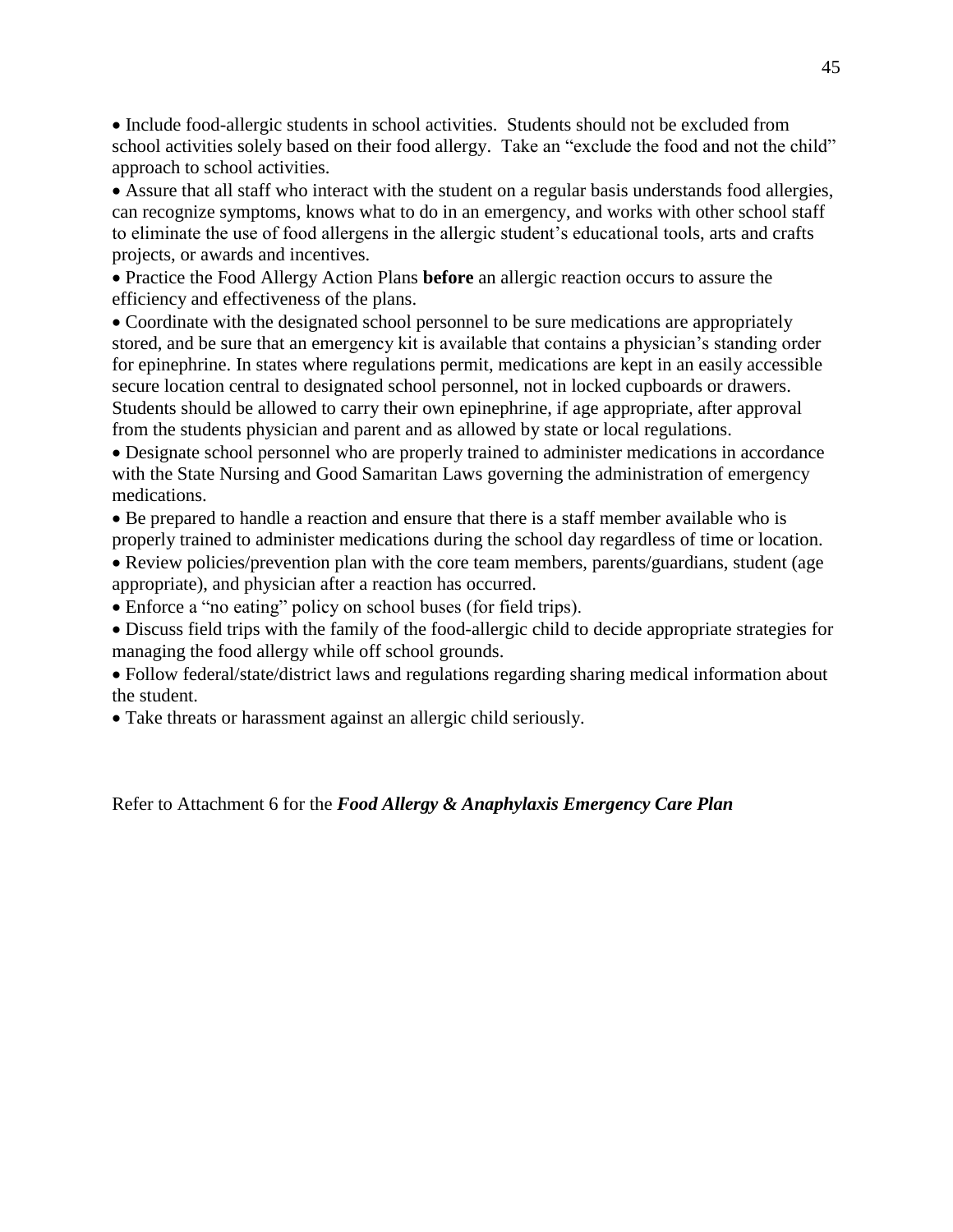- Include food-allergic students in school activities. Students should not be excluded from school activities solely based on their food allergy. Take an "exclude the food and not the child" approach to school activities.
- Assure that all staff who interact with the student on a regular basis understands food allergies, can recognize symptoms, knows what to do in an emergency, and works with other school staff to eliminate the use of food allergens in the allergic student's educational tools, arts and crafts projects, or awards and incentives.
- Practice the Food Allergy Action Plans **before** an allergic reaction occurs to assure the efficiency and effectiveness of the plans.
- Coordinate with the designated school personnel to be sure medications are appropriately stored, and be sure that an emergency kit is available that contains a physician's standing order for epinephrine. In states where regulations permit, medications are kept in an easily accessible secure location central to designated school personnel, not in locked cupboards or drawers. Students should be allowed to carry their own epinephrine, if age appropriate, after approval from the students physician and parent and as allowed by state or local regulations.
- Designate school personnel who are properly trained to administer medications in accordance with the State Nursing and Good Samaritan Laws governing the administration of emergency medications.
- Be prepared to handle a reaction and ensure that there is a staff member available who is properly trained to administer medications during the school day regardless of time or location.
- Review policies/prevention plan with the core team members, parents/guardians, student (age appropriate), and physician after a reaction has occurred.
- Enforce a "no eating" policy on school buses (for field trips).
- Discuss field trips with the family of the food-allergic child to decide appropriate strategies for managing the food allergy while off school grounds.
- Follow federal/state/district laws and regulations regarding sharing medical information about the student.
- Take threats or harassment against an allergic child seriously.

Refer to Attachment 6 for the ***Food Allergy & Anaphylaxis Emergency Care Plan***